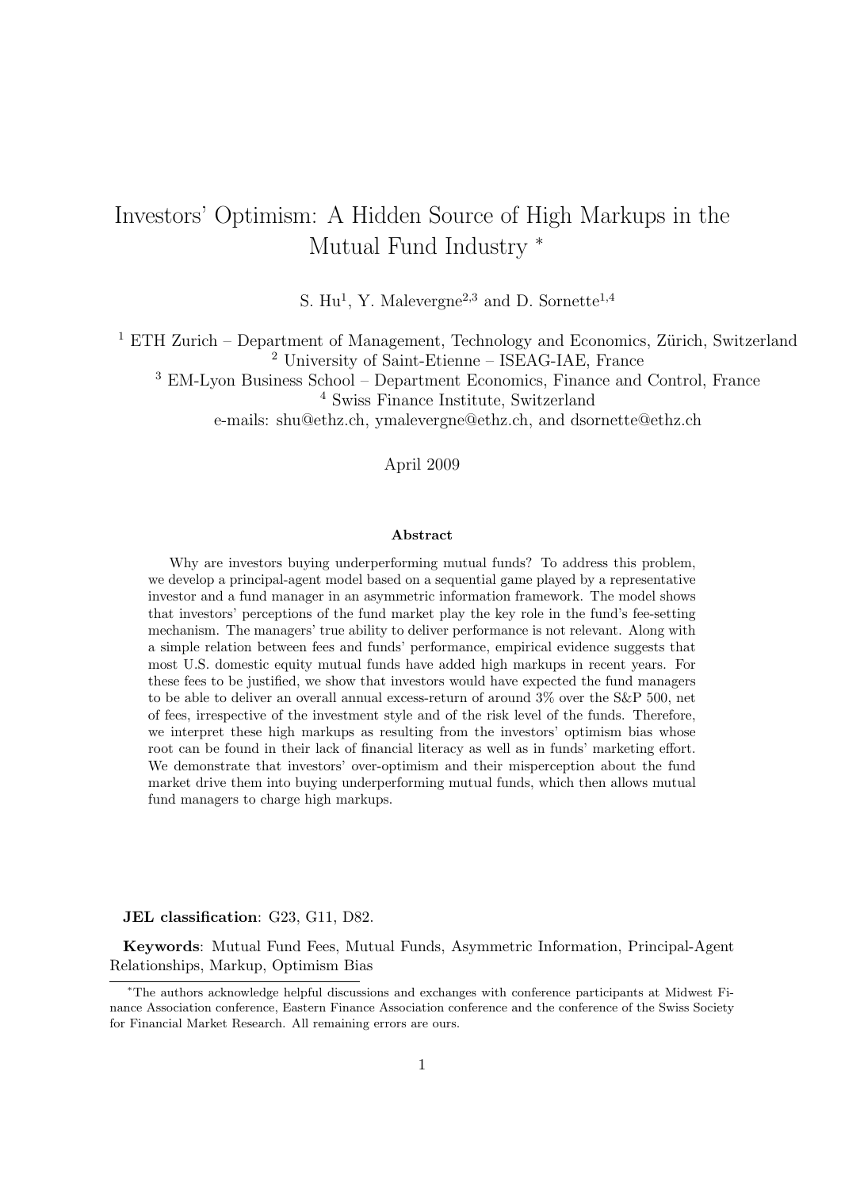# Investors' Optimism: A Hidden Source of High Markups in the Mutual Fund Industry *

S. Hu[1], Y. Malevergne[2,3] and D. Sornette[1,4]

[1] ETH Zurich – Department of Management, Technology and Economics, Zürich, Switzerland
[2] University of Saint-Etienne – ISEAG-IAE, France
[3] EM-Lyon Business School – Department Economics, Finance and Control, France
[4] Swiss Finance Institute, Switzerland
e-mails: shu@ethz.ch, ymalevergne@ethz.ch, and dsornette@ethz.ch

April 2009

**Abstract**

Why are investors buying underperforming mutual funds? To address this problem, we develop a principal-agent model based on a sequential game played by a representative investor and a fund manager in an asymmetric information framework. The model shows that investors' perceptions of the fund market play the key role in the fund's fee-setting mechanism. The managers' true ability to deliver performance is not relevant. Along with a simple relation between fees and funds' performance, empirical evidence suggests that most U.S. domestic equity mutual funds have added high markups in recent years. For these fees to be justified, we show that investors would have expected the fund managers to be able to deliver an overall annual excess-return of around 3% over the S&P 500, net of fees, irrespective of the investment style and of the risk level of the funds. Therefore, we interpret these high markups as resulting from the investors' optimism bias whose root can be found in their lack of financial literacy as well as in funds' marketing effort. We demonstrate that investors' over-optimism and their misperception about the fund market drive them into buying underperforming mutual funds, which then allows mutual fund managers to charge high markups.

**JEL classification**: G23, G11, D82.

**Keywords**: Mutual Fund Fees, Mutual Funds, Asymmetric Information, Principal-Agent Relationships, Markup, Optimism Bias

*The authors acknowledge helpful discussions and exchanges with conference participants at Midwest Finance Association conference, Eastern Finance Association conference and the conference of the Swiss Society for Financial Market Research. All remaining errors are ours.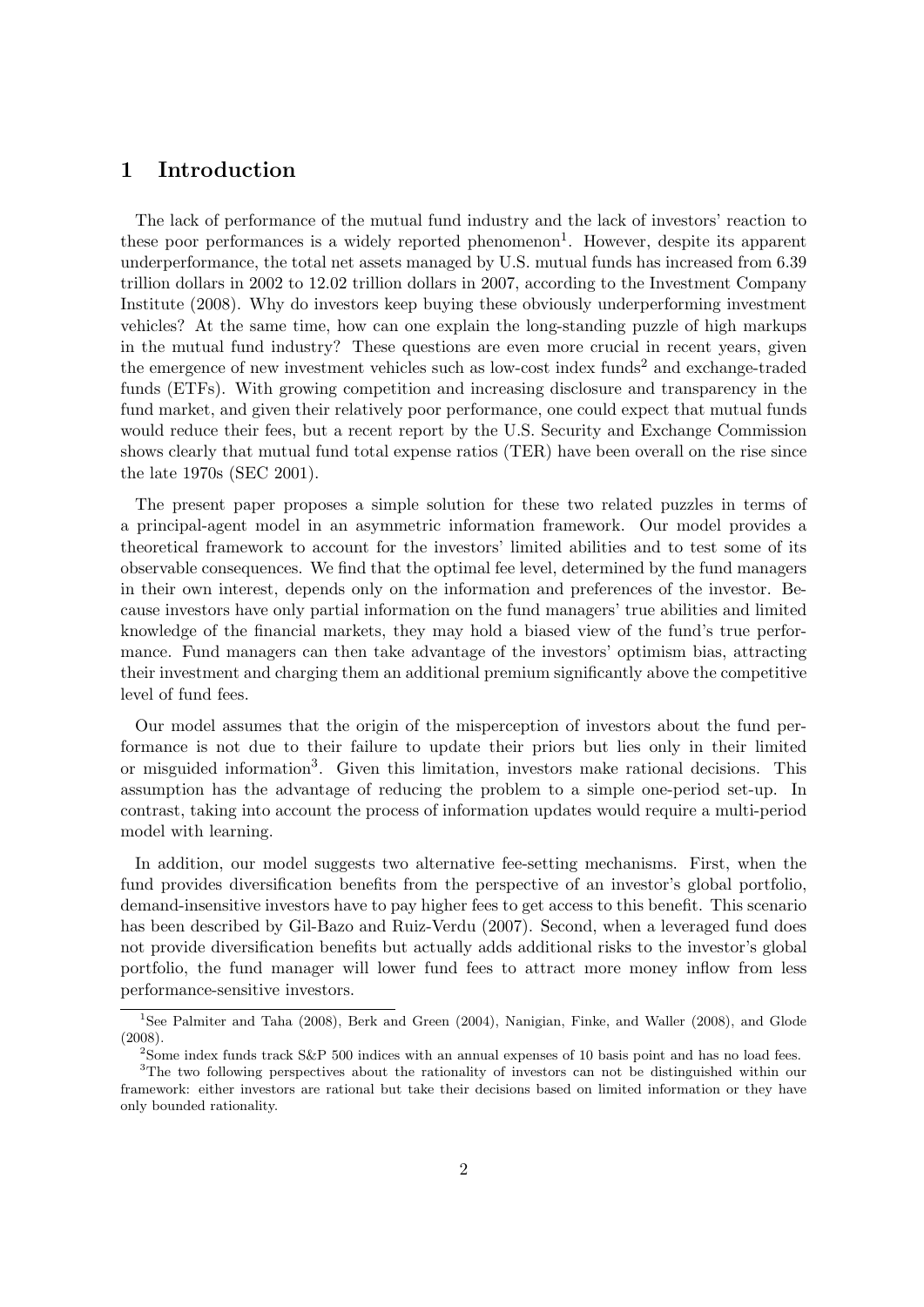## 1 Introduction

The lack of performance of the mutual fund industry and the lack of investors' reaction to these poor performances is a widely reported phenomenon[1]. However, despite its apparent underperformance, the total net assets managed by U.S. mutual funds has increased from 6.39 trillion dollars in 2002 to 12.02 trillion dollars in 2007, according to the Investment Company Institute (2008). Why do investors keep buying these obviously underperforming investment vehicles? At the same time, how can one explain the long-standing puzzle of high markups in the mutual fund industry? These questions are even more crucial in recent years, given the emergence of new investment vehicles such as low-cost index funds[2] and exchange-traded funds (ETFs). With growing competition and increasing disclosure and transparency in the fund market, and given their relatively poor performance, one could expect that mutual funds would reduce their fees, but a recent report by the U.S. Security and Exchange Commission shows clearly that mutual fund total expense ratios (TER) have been overall on the rise since the late 1970s (SEC 2001).

The present paper proposes a simple solution for these two related puzzles in terms of a principal-agent model in an asymmetric information framework. Our model provides a theoretical framework to account for the investors' limited abilities and to test some of its observable consequences. We find that the optimal fee level, determined by the fund managers in their own interest, depends only on the information and preferences of the investor. Because investors have only partial information on the fund managers' true abilities and limited knowledge of the financial markets, they may hold a biased view of the fund's true performance. Fund managers can then take advantage of the investors' optimism bias, attracting their investment and charging them an additional premium significantly above the competitive level of fund fees.

Our model assumes that the origin of the misperception of investors about the fund performance is not due to their failure to update their priors but lies only in their limited or misguided information[3]. Given this limitation, investors make rational decisions. This assumption has the advantage of reducing the problem to a simple one-period set-up. In contrast, taking into account the process of information updates would require a multi-period model with learning.

In addition, our model suggests two alternative fee-setting mechanisms. First, when the fund provides diversification benefits from the perspective of an investor's global portfolio, demand-insensitive investors have to pay higher fees to get access to this benefit. This scenario has been described by Gil-Bazo and Ruiz-Verdu (2007). Second, when a leveraged fund does not provide diversification benefits but actually adds additional risks to the investor's global portfolio, the fund manager will lower fund fees to attract more money inflow from less performance-sensitive investors.

[1] See Palmiter and Taha (2008), Berk and Green (2004), Nanigian, Finke, and Waller (2008), and Glode (2008).

[2] Some index funds track S&P 500 indices with an annual expenses of 10 basis point and has no load fees.

[3] The two following perspectives about the rationality of investors can not be distinguished within our framework: either investors are rational but take their decisions based on limited information or they have only bounded rationality.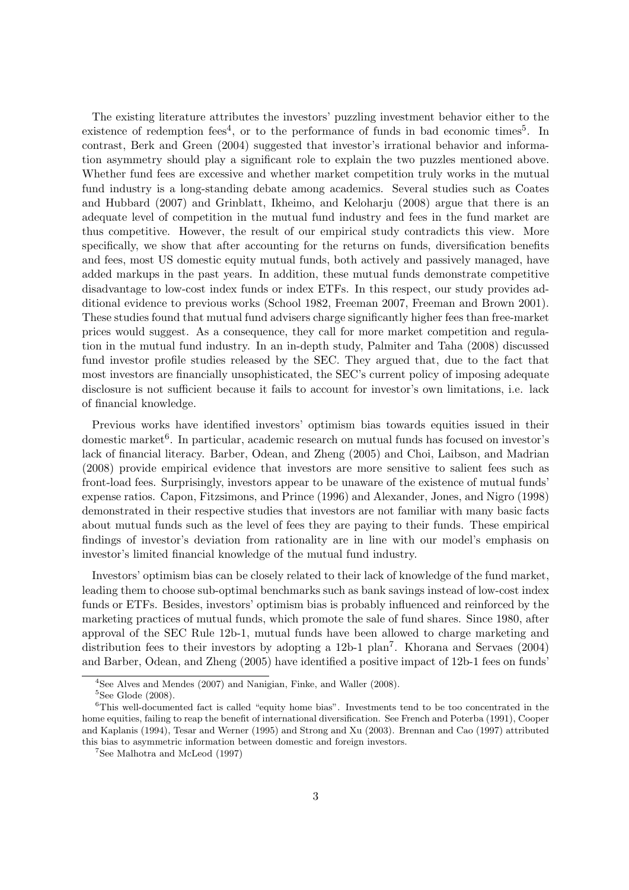The existing literature attributes the investors' puzzling investment behavior either to the existence of redemption fees[4], or to the performance of funds in bad economic times[5]. In contrast, Berk and Green (2004) suggested that investor's irrational behavior and information asymmetry should play a significant role to explain the two puzzles mentioned above. Whether fund fees are excessive and whether market competition truly works in the mutual fund industry is a long-standing debate among academics. Several studies such as Coates and Hubbard (2007) and Grinblatt, Ikheimo, and Keloharju (2008) argue that there is an adequate level of competition in the mutual fund industry and fees in the fund market are thus competitive. However, the result of our empirical study contradicts this view. More specifically, we show that after accounting for the returns on funds, diversification benefits and fees, most US domestic equity mutual funds, both actively and passively managed, have added markups in the past years. In addition, these mutual funds demonstrate competitive disadvantage to low-cost index funds or index ETFs. In this respect, our study provides additional evidence to previous works (School 1982, Freeman 2007, Freeman and Brown 2001). These studies found that mutual fund advisers charge significantly higher fees than free-market prices would suggest. As a consequence, they call for more market competition and regulation in the mutual fund industry. In an in-depth study, Palmiter and Taha (2008) discussed fund investor profile studies released by the SEC. They argued that, due to the fact that most investors are financially unsophisticated, the SEC's current policy of imposing adequate disclosure is not sufficient because it fails to account for investor's own limitations, i.e. lack of financial knowledge.

Previous works have identified investors' optimism bias towards equities issued in their domestic market[6]. In particular, academic research on mutual funds has focused on investor's lack of financial literacy. Barber, Odean, and Zheng (2005) and Choi, Laibson, and Madrian (2008) provide empirical evidence that investors are more sensitive to salient fees such as front-load fees. Surprisingly, investors appear to be unaware of the existence of mutual funds' expense ratios. Capon, Fitzsimons, and Prince (1996) and Alexander, Jones, and Nigro (1998) demonstrated in their respective studies that investors are not familiar with many basic facts about mutual funds such as the level of fees they are paying to their funds. These empirical findings of investor's deviation from rationality are in line with our model's emphasis on investor's limited financial knowledge of the mutual fund industry.

Investors' optimism bias can be closely related to their lack of knowledge of the fund market, leading them to choose sub-optimal benchmarks such as bank savings instead of low-cost index funds or ETFs. Besides, investors' optimism bias is probably influenced and reinforced by the marketing practices of mutual funds, which promote the sale of fund shares. Since 1980, after approval of the SEC Rule 12b-1, mutual funds have been allowed to charge marketing and distribution fees to their investors by adopting a 12b-1 plan[7]. Khorana and Servaes (2004) and Barber, Odean, and Zheng (2005) have identified a positive impact of 12b-1 fees on funds'

---

[4] See Alves and Mendes (2007) and Nanigian, Finke, and Waller (2008).

[5] See Glode (2008).

[6] This well-documented fact is called "equity home bias". Investments tend to be too concentrated in the home equities, failing to reap the benefit of international diversification. See French and Poterba (1991), Cooper and Kaplanis (1994), Tesar and Werner (1995) and Strong and Xu (2003). Brennan and Cao (1997) attributed this bias to asymmetric information between domestic and foreign investors.

[7] See Malhotra and McLeod (1997)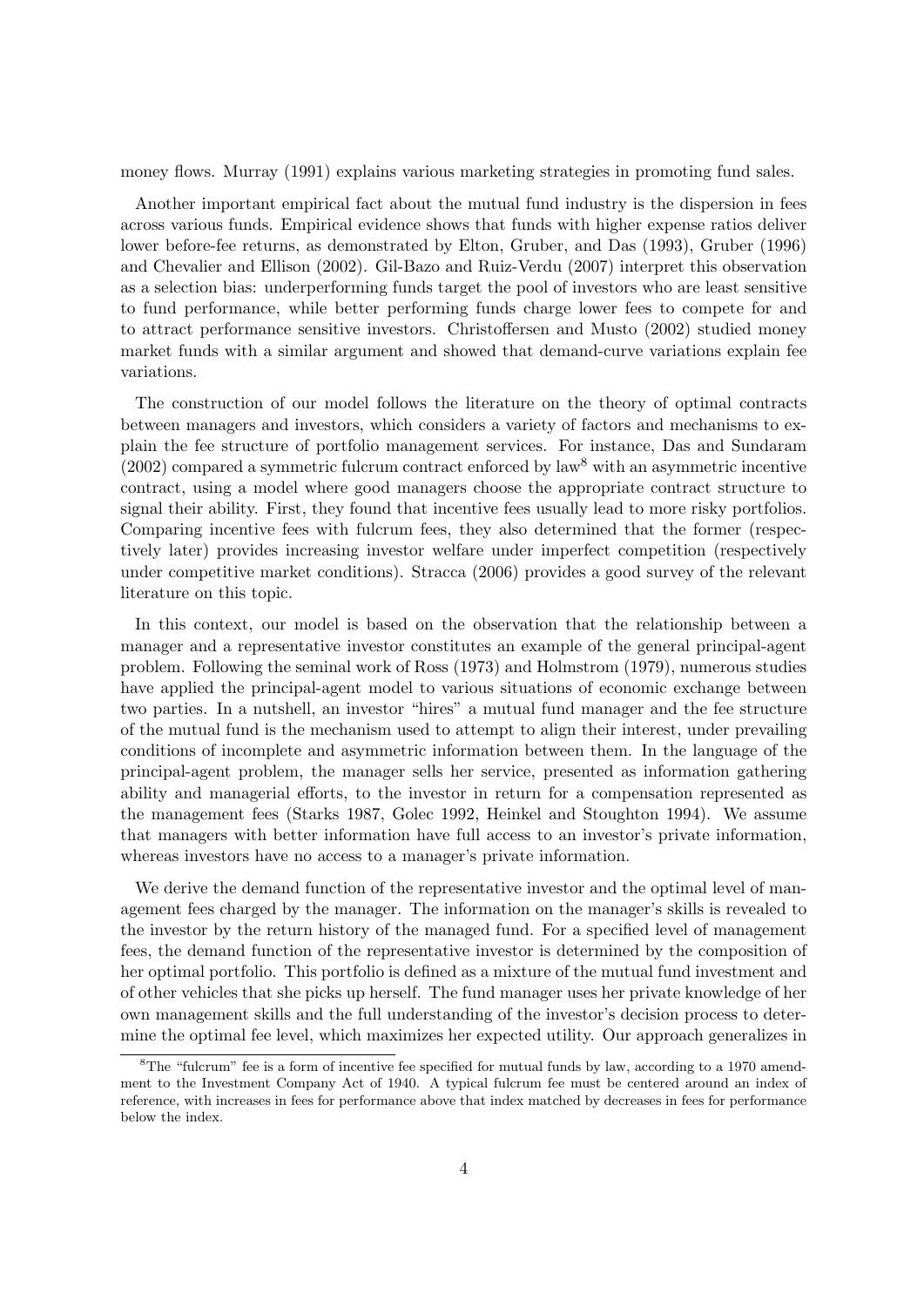money flows. Murray (1991) explains various marketing strategies in promoting fund sales.

Another important empirical fact about the mutual fund industry is the dispersion in fees across various funds. Empirical evidence shows that funds with higher expense ratios deliver lower before-fee returns, as demonstrated by Elton, Gruber, and Das (1993), Gruber (1996) and Chevalier and Ellison (2002). Gil-Bazo and Ruiz-Verdu (2007) interpret this observation as a selection bias: underperforming funds target the pool of investors who are least sensitive to fund performance, while better performing funds charge lower fees to compete for and to attract performance sensitive investors. Christoffersen and Musto (2002) studied money market funds with a similar argument and showed that demand-curve variations explain fee variations.

The construction of our model follows the literature on the theory of optimal contracts between managers and investors, which considers a variety of factors and mechanisms to explain the fee structure of portfolio management services. For instance, Das and Sundaram (2002) compared a symmetric fulcrum contract enforced by law[8] with an asymmetric incentive contract, using a model where good managers choose the appropriate contract structure to signal their ability. First, they found that incentive fees usually lead to more risky portfolios. Comparing incentive fees with fulcrum fees, they also determined that the former (respectively later) provides increasing investor welfare under imperfect competition (respectively under competitive market conditions). Stracca (2006) provides a good survey of the relevant literature on this topic.

In this context, our model is based on the observation that the relationship between a manager and a representative investor constitutes an example of the general principal-agent problem. Following the seminal work of Ross (1973) and Holmstrom (1979), numerous studies have applied the principal-agent model to various situations of economic exchange between two parties. In a nutshell, an investor "hires" a mutual fund manager and the fee structure of the mutual fund is the mechanism used to attempt to align their interest, under prevailing conditions of incomplete and asymmetric information between them. In the language of the principal-agent problem, the manager sells her service, presented as information gathering ability and managerial efforts, to the investor in return for a compensation represented as the management fees (Starks 1987, Golec 1992, Heinkel and Stoughton 1994). We assume that managers with better information have full access to an investor's private information, whereas investors have no access to a manager's private information.

We derive the demand function of the representative investor and the optimal level of management fees charged by the manager. The information on the manager's skills is revealed to the investor by the return history of the managed fund. For a specified level of management fees, the demand function of the representative investor is determined by the composition of her optimal portfolio. This portfolio is defined as a mixture of the mutual fund investment and of other vehicles that she picks up herself. The fund manager uses her private knowledge of her own management skills and the full understanding of the investor's decision process to determine the optimal fee level, which maximizes her expected utility. Our approach generalizes in

[8] The "fulcrum" fee is a form of incentive fee specified for mutual funds by law, according to a 1970 amendment to the Investment Company Act of 1940. A typical fulcrum fee must be centered around an index of reference, with increases in fees for performance above that index matched by decreases in fees for performance below the index.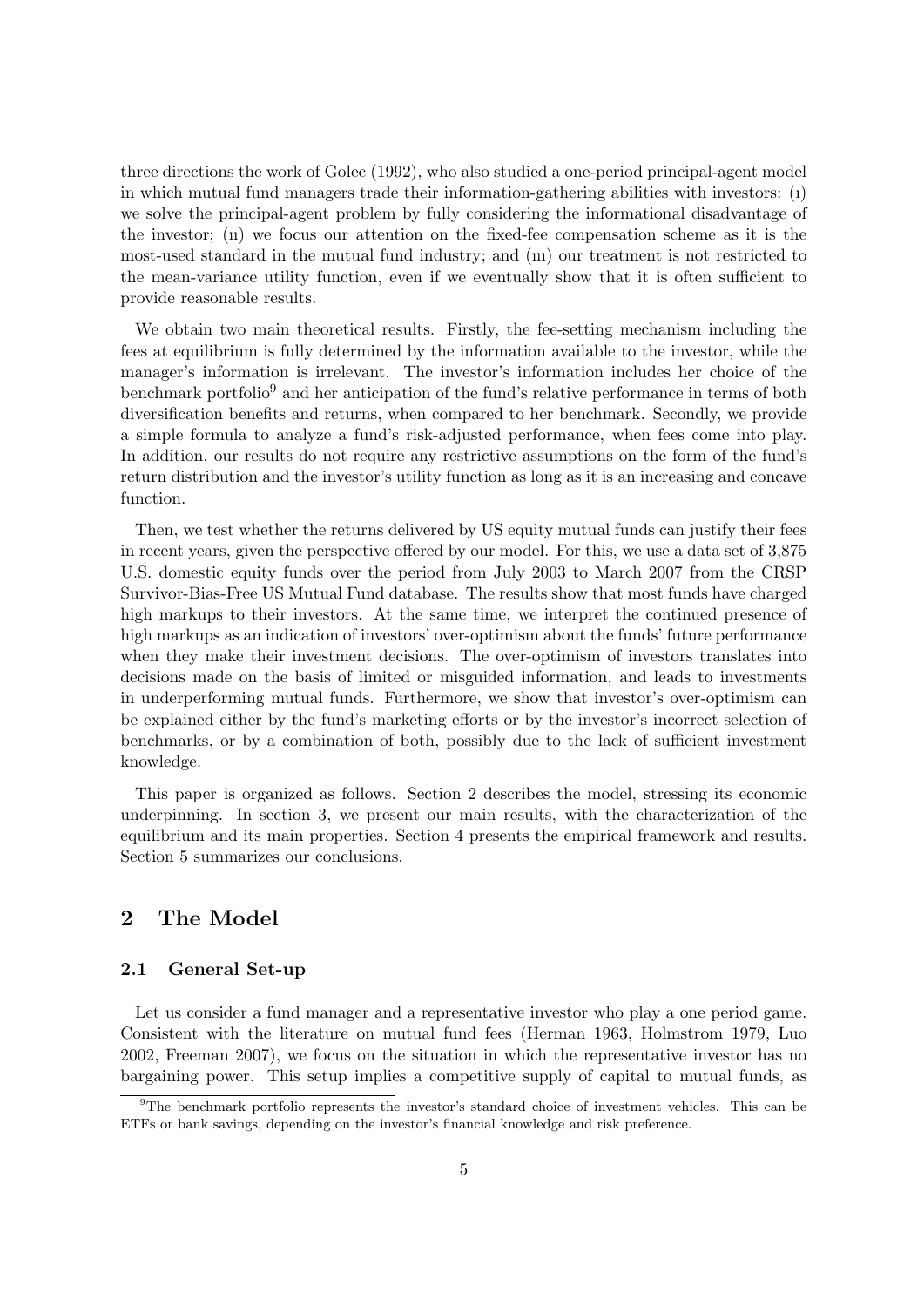three directions the work of Golec (1992), who also studied a one-period principal-agent model in which mutual fund managers trade their information-gathering abilities with investors: (i) we solve the principal-agent problem by fully considering the informational disadvantage of the investor; (ii) we focus our attention on the fixed-fee compensation scheme as it is the most-used standard in the mutual fund industry; and (iii) our treatment is not restricted to the mean-variance utility function, even if we eventually show that it is often sufficient to provide reasonable results.

We obtain two main theoretical results. Firstly, the fee-setting mechanism including the fees at equilibrium is fully determined by the information available to the investor, while the manager's information is irrelevant. The investor's information includes her choice of the benchmark portfolio[9] and her anticipation of the fund's relative performance in terms of both diversification benefits and returns, when compared to her benchmark. Secondly, we provide a simple formula to analyze a fund's risk-adjusted performance, when fees come into play. In addition, our results do not require any restrictive assumptions on the form of the fund's return distribution and the investor's utility function as long as it is an increasing and concave function.

Then, we test whether the returns delivered by US equity mutual funds can justify their fees in recent years, given the perspective offered by our model. For this, we use a data set of 3,875 U.S. domestic equity funds over the period from July 2003 to March 2007 from the CRSP Survivor-Bias-Free US Mutual Fund database. The results show that most funds have charged high markups to their investors. At the same time, we interpret the continued presence of high markups as an indication of investors' over-optimism about the funds' future performance when they make their investment decisions. The over-optimism of investors translates into decisions made on the basis of limited or misguided information, and leads to investments in underperforming mutual funds. Furthermore, we show that investor's over-optimism can be explained either by the fund's marketing efforts or by the investor's incorrect selection of benchmarks, or by a combination of both, possibly due to the lack of sufficient investment knowledge.

This paper is organized as follows. Section 2 describes the model, stressing its economic underpinning. In section 3, we present our main results, with the characterization of the equilibrium and its main properties. Section 4 presents the empirical framework and results. Section 5 summarizes our conclusions.

## 2 The Model

### 2.1 General Set-up

Let us consider a fund manager and a representative investor who play a one period game. Consistent with the literature on mutual fund fees (Herman 1963, Holmstrom 1979, Luo 2002, Freeman 2007), we focus on the situation in which the representative investor has no bargaining power. This setup implies a competitive supply of capital to mutual funds, as

[9] The benchmark portfolio represents the investor's standard choice of investment vehicles. This can be ETFs or bank savings, depending on the investor's financial knowledge and risk preference.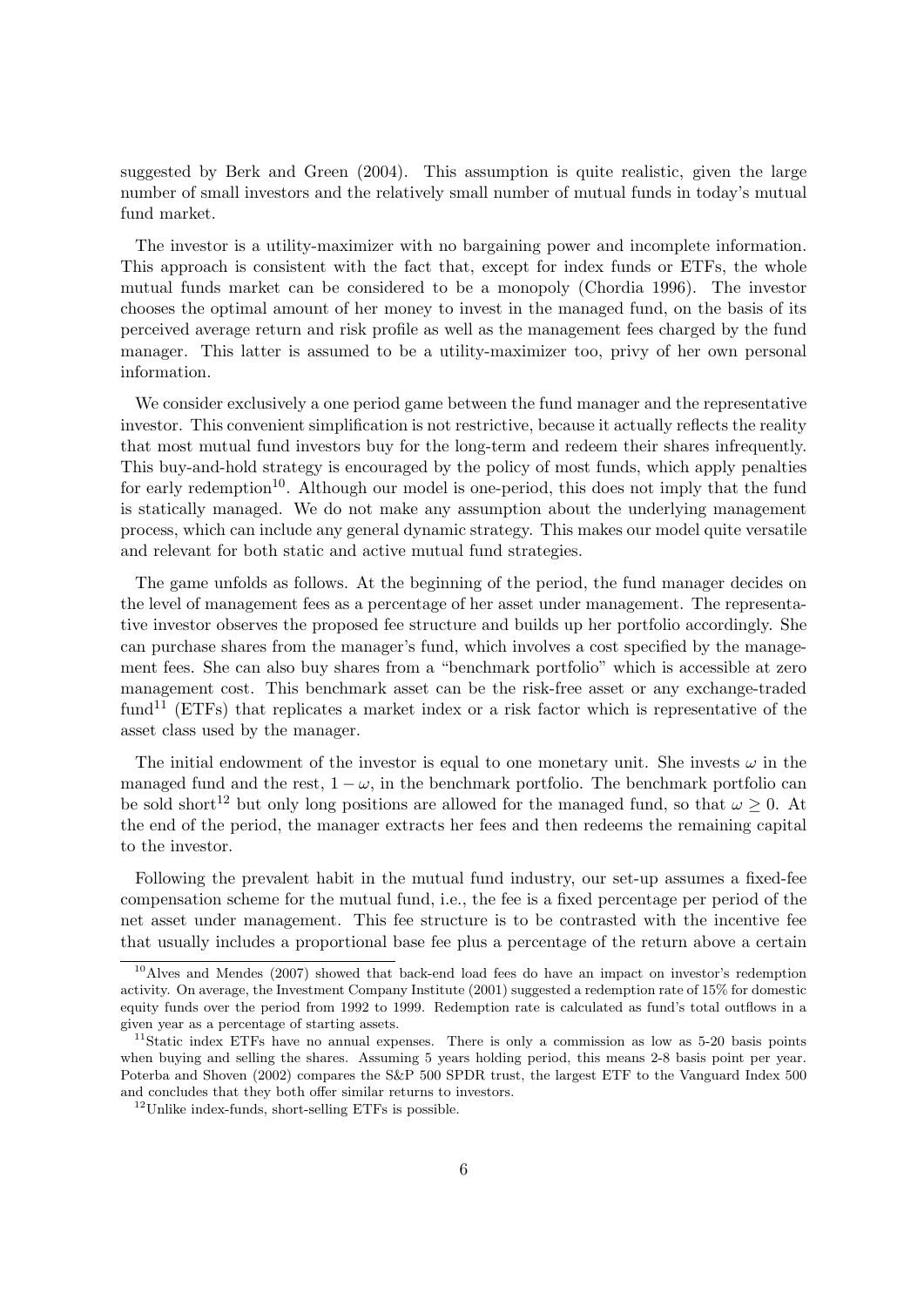suggested by Berk and Green (2004). This assumption is quite realistic, given the large number of small investors and the relatively small number of mutual funds in today's mutual fund market.

The investor is a utility-maximizer with no bargaining power and incomplete information. This approach is consistent with the fact that, except for index funds or ETFs, the whole mutual funds market can be considered to be a monopoly (Chordia 1996). The investor chooses the optimal amount of her money to invest in the managed fund, on the basis of its perceived average return and risk profile as well as the management fees charged by the fund manager. This latter is assumed to be a utility-maximizer too, privy of her own personal information.

We consider exclusively a one period game between the fund manager and the representative investor. This convenient simplification is not restrictive, because it actually reflects the reality that most mutual fund investors buy for the long-term and redeem their shares infrequently. This buy-and-hold strategy is encouraged by the policy of most funds, which apply penalties for early redemption[10]. Although our model is one-period, this does not imply that the fund is statically managed. We do not make any assumption about the underlying management process, which can include any general dynamic strategy. This makes our model quite versatile and relevant for both static and active mutual fund strategies.

The game unfolds as follows. At the beginning of the period, the fund manager decides on the level of management fees as a percentage of her asset under management. The representative investor observes the proposed fee structure and builds up her portfolio accordingly. She can purchase shares from the manager's fund, which involves a cost specified by the management fees. She can also buy shares from a "benchmark portfolio" which is accessible at zero management cost. This benchmark asset can be the risk-free asset or any exchange-traded fund[11] (ETFs) that replicates a market index or a risk factor which is representative of the asset class used by the manager.

The initial endowment of the investor is equal to one monetary unit. She invests $\omega$ in the managed fund and the rest, $1 - \omega$, in the benchmark portfolio. The benchmark portfolio can be sold short[12] but only long positions are allowed for the managed fund, so that $\omega \geq 0$. At the end of the period, the manager extracts her fees and then redeems the remaining capital to the investor.

Following the prevalent habit in the mutual fund industry, our set-up assumes a fixed-fee compensation scheme for the mutual fund, i.e., the fee is a fixed percentage per period of the net asset under management. This fee structure is to be contrasted with the incentive fee that usually includes a proportional base fee plus a percentage of the return above a certain

[10] Alves and Mendes (2007) showed that back-end load fees do have an impact on investor's redemption activity. On average, the Investment Company Institute (2001) suggested a redemption rate of 15% for domestic equity funds over the period from 1992 to 1999. Redemption rate is calculated as fund's total outflows in a given year as a percentage of starting assets.

[11] Static index ETFs have no annual expenses. There is only a commission as low as 5-20 basis points when buying and selling the shares. Assuming 5 years holding period, this means 2-8 basis point per year. Poterba and Shoven (2002) compares the S&P 500 SPDR trust, the largest ETF to the Vanguard Index 500 and concludes that they both offer similar returns to investors.

[12] Unlike index-funds, short-selling ETFs is possible.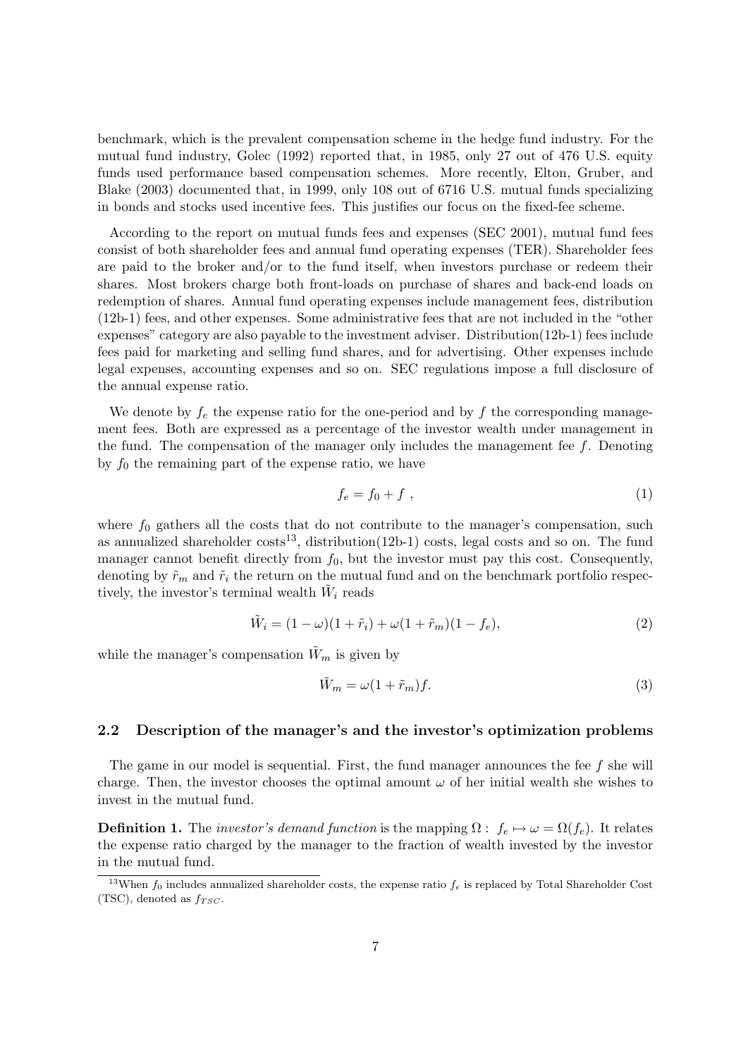benchmark, which is the prevalent compensation scheme in the hedge fund industry. For the mutual fund industry, Golec (1992) reported that, in 1985, only 27 out of 476 U.S. equity funds used performance based compensation schemes. More recently, Elton, Gruber, and Blake (2003) documented that, in 1999, only 108 out of 6716 U.S. mutual funds specializing in bonds and stocks used incentive fees. This justifies our focus on the fixed-fee scheme.

According to the report on mutual funds fees and expenses (SEC 2001), mutual fund fees consist of both shareholder fees and annual fund operating expenses (TER). Shareholder fees are paid to the broker and/or to the fund itself, when investors purchase or redeem their shares. Most brokers charge both front-loads on purchase of shares and back-end loads on redemption of shares. Annual fund operating expenses include management fees, distribution (12b-1) fees, and other expenses. Some administrative fees that are not included in the "other expenses" category are also payable to the investment adviser. Distribution(12b-1) fees include fees paid for marketing and selling fund shares, and for advertising. Other expenses include legal expenses, accounting expenses and so on. SEC regulations impose a full disclosure of the annual expense ratio.

We denote by $f_e$ the expense ratio for the one-period and by $f$ the corresponding management fees. Both are expressed as a percentage of the investor wealth under management in the fund. The compensation of the manager only includes the management fee $f$. Denoting by $f_0$ the remaining part of the expense ratio, we have

$$f_e = f_0 + f \ , \tag{1}$$

where $f_0$ gathers all the costs that do not contribute to the manager's compensation, such as annualized shareholder costs[13], distribution(12b-1) costs, legal costs and so on. The fund manager cannot benefit directly from $f_0$, but the investor must pay this cost. Consequently, denoting by $\tilde{r}_m$ and $\tilde{r}_i$ the return on the mutual fund and on the benchmark portfolio respectively, the investor's terminal wealth $\tilde{W}_i$ reads

$$\tilde{W}_i = (1-\omega)(1+\tilde{r}_i) + \omega(1+\tilde{r}_m)(1-f_e), \tag{2}$$

while the manager's compensation $\tilde{W}_m$ is given by

$$\tilde{W}_m = \omega(1+\tilde{r}_m)f. \tag{3}$$

### 2.2 Description of the manager's and the investor's optimization problems

The game in our model is sequential. First, the fund manager announces the fee $f$ she will charge. Then, the investor chooses the optimal amount $\omega$ of her initial wealth she wishes to invest in the mutual fund.

**Definition 1.** The *investor's demand function* is the mapping $\Omega: \ f_e \mapsto \omega = \Omega(f_e)$. It relates the expense ratio charged by the manager to the fraction of wealth invested by the investor in the mutual fund.

[13] When $f_0$ includes annualized shareholder costs, the expense ratio $f_e$ is replaced by Total Shareholder Cost (TSC), denoted as $f_{TSC}$.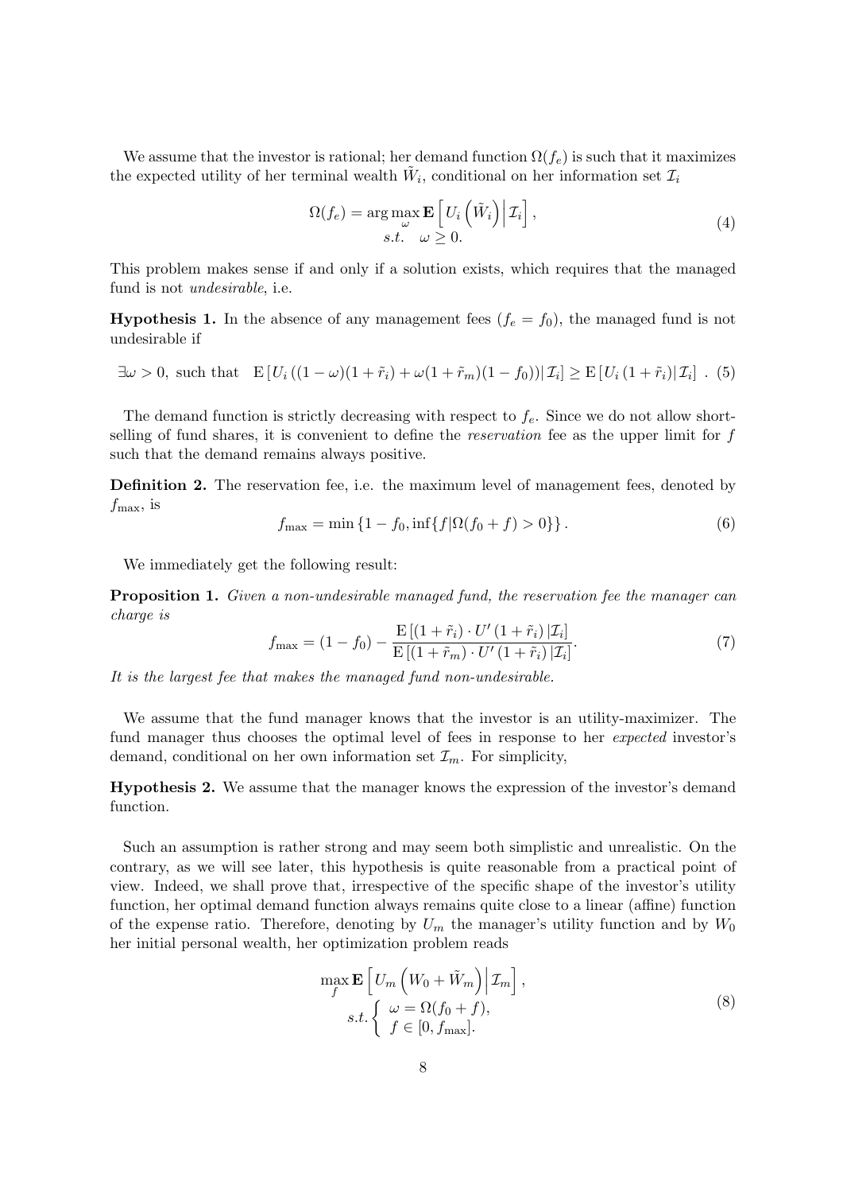We assume that the investor is rational; her demand function $\Omega(f_e)$ is such that it maximizes the expected utility of her terminal wealth $\tilde{W}_i$, conditional on her information set $\mathcal{I}_i$

$$\begin{aligned} \Omega(f_e) = \arg\max_{\omega} \mathbf{E}\left[ U_i\left(\tilde{W}_i\right) \Big| \mathcal{I}_i \right], \\ s.t. \quad \omega \geq 0. \end{aligned} \tag{4}$$

This problem makes sense if and only if a solution exists, which requires that the managed fund is not *undesirable*, i.e.

**Hypothesis 1.** In the absence of any management fees ($f_e = f_0$), the managed fund is not undesirable if

$$\exists \omega > 0, \text{ such that } \quad \mathrm{E}\left[U_i\left((1-\omega)(1+\tilde{r}_i) + \omega(1+\tilde{r}_m)(1-f_0)\right) \middle| \mathcal{I}_i\right] \geq \mathrm{E}\left[U_i\left(1+\tilde{r}_i\right) \middle| \mathcal{I}_i\right] . \tag{5}$$

The demand function is strictly decreasing with respect to $f_e$. Since we do not allow short-selling of fund shares, it is convenient to define the *reservation* fee as the upper limit for $f$ such that the demand remains always positive.

**Definition 2.** The reservation fee, i.e. the maximum level of management fees, denoted by $f_{\max}$, is

$$f_{\max} = \min\left\{1 - f_0, \inf\{f | \Omega(f_0 + f) > 0\}\right\}. \tag{6}$$

We immediately get the following result:

**Proposition 1.** *Given a non-undesirable managed fund, the reservation fee the manager can charge is*

$$f_{\max} = (1 - f_0) - \frac{\mathrm{E}\left[(1+\tilde{r}_i) \cdot U'\left(1+\tilde{r}_i\right) | \mathcal{I}_i\right]}{\mathrm{E}\left[(1+\tilde{r}_m) \cdot U'\left(1+\tilde{r}_i\right) | \mathcal{I}_i\right]}. \tag{7}$$

*It is the largest fee that makes the managed fund non-undesirable.*

We assume that the fund manager knows that the investor is an utility-maximizer. The fund manager thus chooses the optimal level of fees in response to her *expected* investor's demand, conditional on her own information set $\mathcal{I}_m$. For simplicity,

**Hypothesis 2.** We assume that the manager knows the expression of the investor's demand function.

Such an assumption is rather strong and may seem both simplistic and unrealistic. On the contrary, as we will see later, this hypothesis is quite reasonable from a practical point of view. Indeed, we shall prove that, irrespective of the specific shape of the investor's utility function, her optimal demand function always remains quite close to a linear (affine) function of the expense ratio. Therefore, denoting by $U_m$ the manager's utility function and by $W_0$ her initial personal wealth, her optimization problem reads

$$\begin{aligned} \max_{f} \mathbf{E}\left[ U_m\left(W_0 + \tilde{W}_m\right) \Big| \mathcal{I}_m \right], \\ s.t. \left\{ \begin{array}{l} \omega = \Omega(f_0 + f), \\ f \in [0, f_{\max}]. \end{array} \right. \end{aligned} \tag{8}$$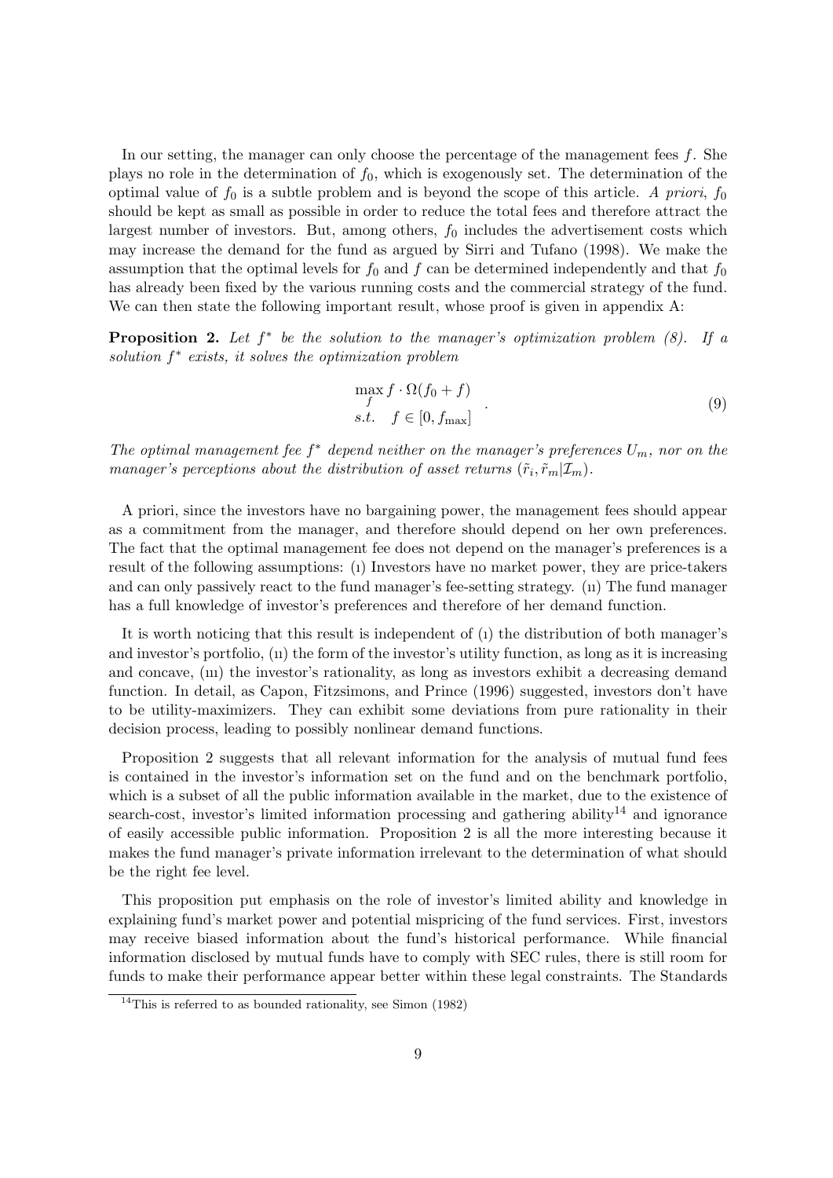In our setting, the manager can only choose the percentage of the management fees $f$. She plays no role in the determination of $f_0$, which is exogenously set. The determination of the optimal value of $f_0$ is a subtle problem and is beyond the scope of this article. *A priori*, $f_0$ should be kept as small as possible in order to reduce the total fees and therefore attract the largest number of investors. But, among others, $f_0$ includes the advertisement costs which may increase the demand for the fund as argued by Sirri and Tufano (1998). We make the assumption that the optimal levels for $f_0$ and $f$ can be determined independently and that $f_0$ has already been fixed by the various running costs and the commercial strategy of the fund. We can then state the following important result, whose proof is given in appendix A:

**Proposition 2.** *Let $f^*$ be the solution to the manager's optimization problem (8). If a solution $f^*$ exists, it solves the optimization problem*

$$\begin{aligned} &\max_f f \cdot \Omega(f_0 + f) \\ &s.t. \quad f \in [0, f_{\max}] \end{aligned} \quad . \tag{9}$$

*The optimal management fee $f^*$ depend neither on the manager's preferences $U_m$, nor on the manager's perceptions about the distribution of asset returns $(\tilde{r}_i, \tilde{r}_m | \mathcal{I}_m)$.*

A priori, since the investors have no bargaining power, the management fees should appear as a commitment from the manager, and therefore should depend on her own preferences. The fact that the optimal management fee does not depend on the manager's preferences is a result of the following assumptions: (i) Investors have no market power, they are price-takers and can only passively react to the fund manager's fee-setting strategy. (ii) The fund manager has a full knowledge of investor's preferences and therefore of her demand function.

It is worth noticing that this result is independent of (i) the distribution of both manager's and investor's portfolio, (ii) the form of the investor's utility function, as long as it is increasing and concave, (iii) the investor's rationality, as long as investors exhibit a decreasing demand function. In detail, as Capon, Fitzsimons, and Prince (1996) suggested, investors don't have to be utility-maximizers. They can exhibit some deviations from pure rationality in their decision process, leading to possibly nonlinear demand functions.

Proposition 2 suggests that all relevant information for the analysis of mutual fund fees is contained in the investor's information set on the fund and on the benchmark portfolio, which is a subset of all the public information available in the market, due to the existence of search-cost, investor's limited information processing and gathering ability[14] and ignorance of easily accessible public information. Proposition 2 is all the more interesting because it makes the fund manager's private information irrelevant to the determination of what should be the right fee level.

This proposition put emphasis on the role of investor's limited ability and knowledge in explaining fund's market power and potential mispricing of the fund services. First, investors may receive biased information about the fund's historical performance. While financial information disclosed by mutual funds have to comply with SEC rules, there is still room for funds to make their performance appear better within these legal constraints. The Standards

[14] This is referred to as bounded rationality, see Simon (1982)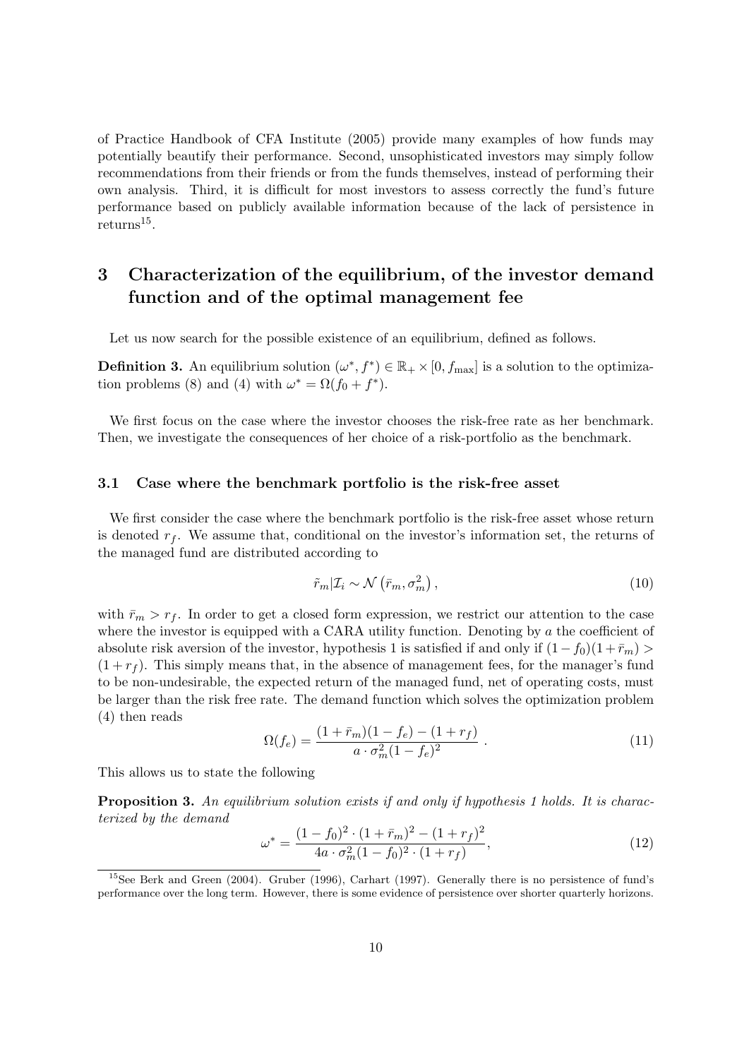of Practice Handbook of CFA Institute (2005) provide many examples of how funds may potentially beautify their performance. Second, unsophisticated investors may simply follow recommendations from their friends or from the funds themselves, instead of performing their own analysis. Third, it is difficult for most investors to assess correctly the fund's future performance based on publicly available information because of the lack of persistence in returns[15].

# 3 Characterization of the equilibrium, of the investor demand function and of the optimal management fee

Let us now search for the possible existence of an equilibrium, defined as follows.

**Definition 3.** An equilibrium solution $(\omega^*, f^*) \in \mathbb{R}_+ \times [0, f_{\max}]$ is a solution to the optimization problems (8) and (4) with $\omega^* = \Omega(f_0 + f^*)$.

We first focus on the case where the investor chooses the risk-free rate as her benchmark. Then, we investigate the consequences of her choice of a risk-portfolio as the benchmark.

## 3.1 Case where the benchmark portfolio is the risk-free asset

We first consider the case where the benchmark portfolio is the risk-free asset whose return is denoted $r_f$. We assume that, conditional on the investor's information set, the returns of the managed fund are distributed according to

$$\tilde{r}_m | \mathcal{I}_i \sim \mathcal{N}\left(\bar{r}_m, \sigma_m^2\right), \tag{10}$$

with $\bar{r}_m > r_f$. In order to get a closed form expression, we restrict our attention to the case where the investor is equipped with a CARA utility function. Denoting by $a$ the coefficient of absolute risk aversion of the investor, hypothesis 1 is satisfied if and only if $(1 - f_0)(1 + \bar{r}_m) > (1 + r_f)$. This simply means that, in the absence of management fees, for the manager's fund to be non-undesirable, the expected return of the managed fund, net of operating costs, must be larger than the risk free rate. The demand function which solves the optimization problem (4) then reads

$$\Omega(f_e) = \frac{(1 + \bar{r}_m)(1 - f_e) - (1 + r_f)}{a \cdot \sigma_m^2 (1 - f_e)^2} \ . \tag{11}$$

This allows us to state the following

**Proposition 3.** *An equilibrium solution exists if and only if hypothesis 1 holds. It is characterized by the demand*

$$\omega^* = \frac{(1 - f_0)^2 \cdot (1 + \bar{r}_m)^2 - (1 + r_f)^2}{4a \cdot \sigma_m^2 (1 - f_0)^2 \cdot (1 + r_f)}, \tag{12}$$

[15] See Berk and Green (2004). Gruber (1996), Carhart (1997). Generally there is no persistence of fund's performance over the long term. However, there is some evidence of persistence over shorter quarterly horizons.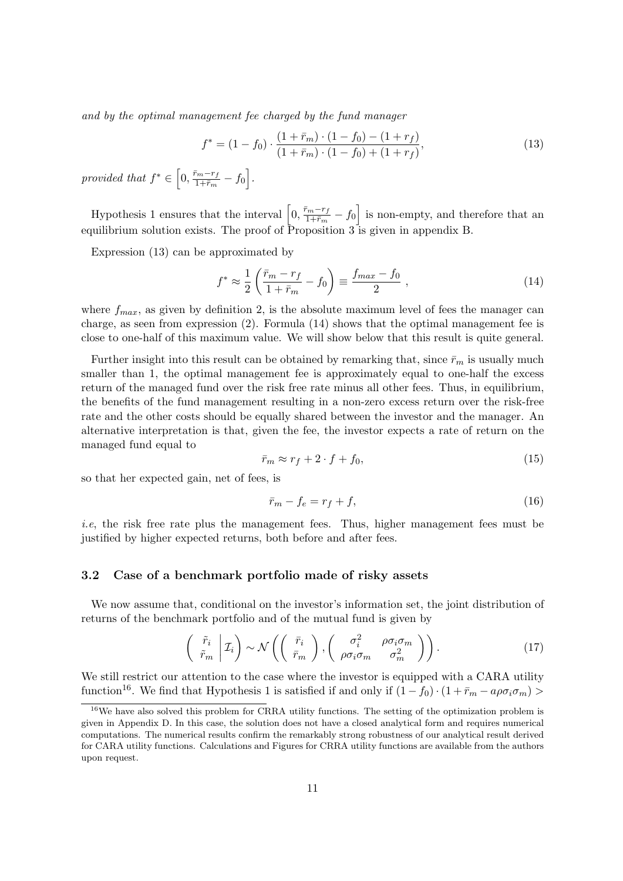*and by the optimal management fee charged by the fund manager*

$$f^* = (1 - f_0) \cdot \frac{(1 + \bar{r}_m) \cdot (1 - f_0) - (1 + r_f)}{(1 + \bar{r}_m) \cdot (1 - f_0) + (1 + r_f)}, \tag{13}$$

*provided that* $f^* \in \left[0, \frac{\bar{r}_m - r_f}{1 + \bar{r}_m} - f_0\right]$.

Hypothesis 1 ensures that the interval $\left[0, \frac{\bar{r}_m - r_f}{1 + \bar{r}_m} - f_0\right]$ is non-empty, and therefore that an equilibrium solution exists. The proof of Proposition 3 is given in appendix B.

Expression (13) can be approximated by

$$f^* \approx \frac{1}{2}\left(\frac{\bar{r}_m - r_f}{1 + \bar{r}_m} - f_0\right) \equiv \frac{f_{max} - f_0}{2}\ , \tag{14}$$

where $f_{max}$, as given by definition 2, is the absolute maximum level of fees the manager can charge, as seen from expression (2). Formula (14) shows that the optimal management fee is close to one-half of this maximum value. We will show below that this result is quite general.

Further insight into this result can be obtained by remarking that, since $\bar{r}_m$ is usually much smaller than 1, the optimal management fee is approximately equal to one-half the excess return of the managed fund over the risk free rate minus all other fees. Thus, in equilibrium, the benefits of the fund management resulting in a non-zero excess return over the risk-free rate and the other costs should be equally shared between the investor and the manager. An alternative interpretation is that, given the fee, the investor expects a rate of return on the managed fund equal to

$$\bar{r}_m \approx r_f + 2 \cdot f + f_0, \tag{15}$$

so that her expected gain, net of fees, is

$$\bar{r}_m - f_e = r_f + f, \tag{16}$$

*i.e*, the risk free rate plus the management fees. Thus, higher management fees must be justified by higher expected returns, both before and after fees.

### 3.2 Case of a benchmark portfolio made of risky assets

We now assume that, conditional on the investor's information set, the joint distribution of returns of the benchmark portfolio and of the mutual fund is given by

$$\left( \begin{array}{c} \tilde{r}_i \\ \tilde{r}_m \end{array} \middle| \mathcal{I}_i \right) \sim \mathcal{N}\left( \left( \begin{array}{c} \bar{r}_i \\ \bar{r}_m \end{array} \right), \left( \begin{array}{cc} \sigma_i^2 & \rho\sigma_i\sigma_m \\ \rho\sigma_i\sigma_m & \sigma_m^2 \end{array} \right) \right). \tag{17}$$

We still restrict our attention to the case where the investor is equipped with a CARA utility function[16]. We find that Hypothesis 1 is satisfied if and only if $(1 - f_0) \cdot (1 + \bar{r}_m - a\rho\sigma_i\sigma_m) >$

[16]We have also solved this problem for CRRA utility functions. The setting of the optimization problem is given in Appendix D. In this case, the solution does not have a closed analytical form and requires numerical computations. The numerical results confirm the remarkably strong robustness of our analytical result derived for CARA utility functions. Calculations and Figures for CRRA utility functions are available from the authors upon request.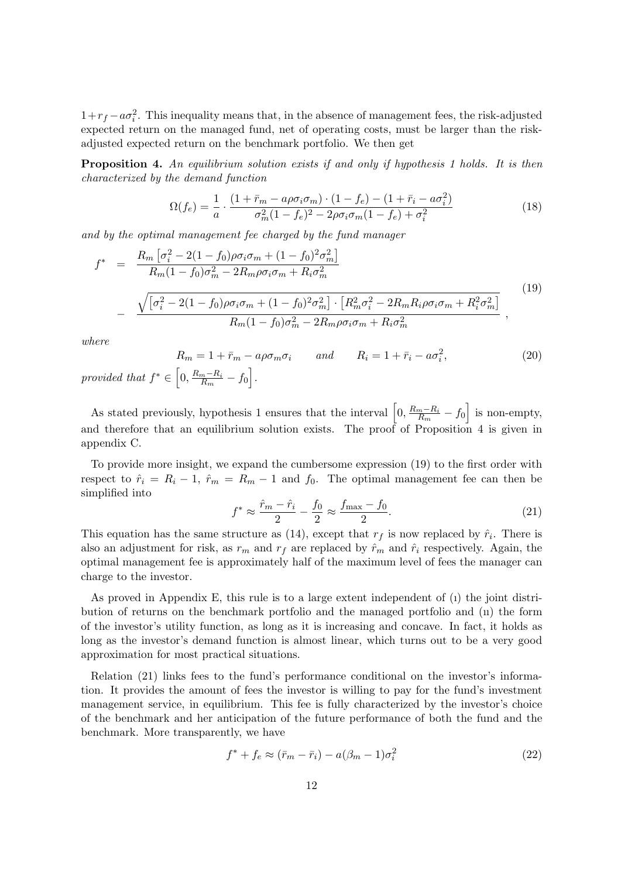$1+r_f-a\sigma_i^2$. This inequality means that, in the absence of management fees, the risk-adjusted expected return on the managed fund, net of operating costs, must be larger than the risk-adjusted expected return on the benchmark portfolio. We then get

**Proposition 4.** *An equilibrium solution exists if and only if hypothesis 1 holds. It is then characterized by the demand function*

$$\Omega(f_e) = \frac{1}{a} \cdot \frac{(1+\bar{r}_m - a\rho\sigma_i\sigma_m)\cdot(1-f_e) - (1+\bar{r}_i - a\sigma_i^2)}{\sigma_m^2(1-f_e)^2 - 2\rho\sigma_i\sigma_m(1-f_e) + \sigma_i^2} \tag{18}$$

*and by the optimal management fee charged by the fund manager*

$$\begin{aligned} f^* &= \frac{R_m\left[\sigma_i^2 - 2(1-f_0)\rho\sigma_i\sigma_m + (1-f_0)^2\sigma_m^2\right]}{R_m(1-f_0)\sigma_m^2 - 2R_m\rho\sigma_i\sigma_m + R_i\sigma_m^2} \\ &- \frac{\sqrt{\left[\sigma_i^2 - 2(1-f_0)\rho\sigma_i\sigma_m + (1-f_0)^2\sigma_m^2\right]\cdot\left[R_m^2\sigma_i^2 - 2R_mR_i\rho\sigma_i\sigma_m + R_i^2\sigma_m^2\right]}}{R_m(1-f_0)\sigma_m^2 - 2R_m\rho\sigma_i\sigma_m + R_i\sigma_m^2}, \end{aligned} \tag{19}$$

*where*

$$R_m = 1+\bar{r}_m - a\rho\sigma_m\sigma_i \qquad \text{and} \qquad R_i = 1+\bar{r}_i - a\sigma_i^2, \tag{20}$$

*provided that* $f^* \in \left[0, \frac{R_m-R_i}{R_m} - f_0\right]$.

As stated previously, hypothesis 1 ensures that the interval $\left[0, \frac{R_m-R_i}{R_m} - f_0\right]$ is non-empty, and therefore that an equilibrium solution exists. The proof of Proposition 4 is given in appendix C.

To provide more insight, we expand the cumbersome expression (19) to the first order with respect to $\hat{r}_i = R_i - 1$, $\hat{r}_m = R_m - 1$ and $f_0$. The optimal management fee can then be simplified into

$$f^* \approx \frac{\hat{r}_m - \hat{r}_i}{2} - \frac{f_0}{2} \approx \frac{f_{\max} - f_0}{2}. \tag{21}$$

This equation has the same structure as (14), except that $r_f$ is now replaced by $\hat{r}_i$. There is also an adjustment for risk, as $r_m$ and $r_f$ are replaced by $\hat{r}_m$ and $\hat{r}_i$ respectively. Again, the optimal management fee is approximately half of the maximum level of fees the manager can charge to the investor.

As proved in Appendix E, this rule is to a large extent independent of (i) the joint distribution of returns on the benchmark portfolio and the managed portfolio and (ii) the form of the investor's utility function, as long as it is increasing and concave. In fact, it holds as long as the investor's demand function is almost linear, which turns out to be a very good approximation for most practical situations.

Relation (21) links fees to the fund's performance conditional on the investor's information. It provides the amount of fees the investor is willing to pay for the fund's investment management service, in equilibrium. This fee is fully characterized by the investor's choice of the benchmark and her anticipation of the future performance of both the fund and the benchmark. More transparently, we have

$$f^* + f_e \approx (\bar{r}_m - \bar{r}_i) - a(\beta_m - 1)\sigma_i^2 \tag{22}$$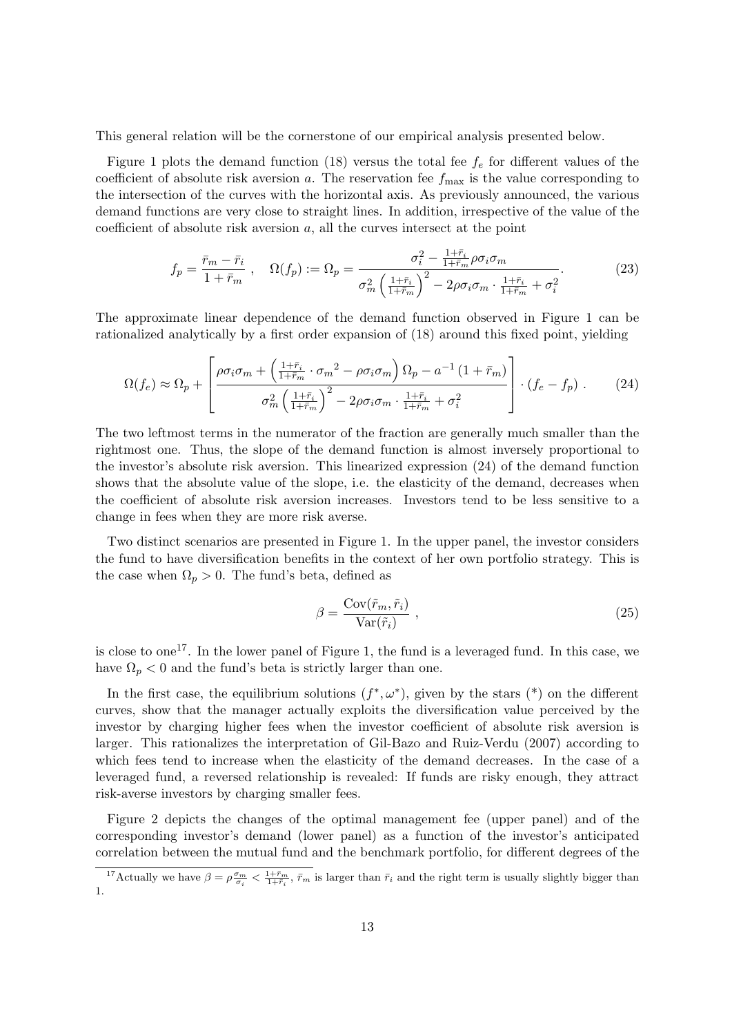This general relation will be the cornerstone of our empirical analysis presented below.

Figure 1 plots the demand function (18) versus the total fee $f_e$ for different values of the coefficient of absolute risk aversion $a$. The reservation fee $f_{\max}$ is the value corresponding to the intersection of the curves with the horizontal axis. As previously announced, the various demand functions are very close to straight lines. In addition, irrespective of the value of the coefficient of absolute risk aversion $a$, all the curves intersect at the point

$$f_p = \frac{\bar{r}_m - \bar{r}_i}{1 + \bar{r}_m} , \quad \Omega(f_p) := \Omega_p = \frac{\sigma_i^2 - \frac{1+\bar{r}_i}{1+\bar{r}_m} \rho \sigma_i \sigma_m}{\sigma_m^2 \left( \frac{1+\bar{r}_i}{1+\bar{r}_m} \right)^2 - 2 \rho \sigma_i \sigma_m \cdot \frac{1+\bar{r}_i}{1+\bar{r}_m} + \sigma_i^2} . \tag{23}$$

The approximate linear dependence of the demand function observed in Figure 1 can be rationalized analytically by a first order expansion of (18) around this fixed point, yielding

$$\Omega(f_e) \approx \Omega_p + \left[ \frac{\rho \sigma_i \sigma_m + \left( \frac{1+\bar{r}_i}{1+\bar{r}_m} \cdot {\sigma_m}^2 - \rho \sigma_i \sigma_m \right) \Omega_p - a^{-1} \left( 1 + \bar{r}_m \right)}{\sigma_m^2 \left( \frac{1+\bar{r}_i}{1+\bar{r}_m} \right)^2 - 2 \rho \sigma_i \sigma_m \cdot \frac{1+\bar{r}_i}{1+\bar{r}_m} + \sigma_i^2} \right] \cdot (f_e - f_p) \, . \tag{24}$$

The two leftmost terms in the numerator of the fraction are generally much smaller than the rightmost one. Thus, the slope of the demand function is almost inversely proportional to the investor's absolute risk aversion. This linearized expression (24) of the demand function shows that the absolute value of the slope, i.e. the elasticity of the demand, decreases when the coefficient of absolute risk aversion increases. Investors tend to be less sensitive to a change in fees when they are more risk averse.

Two distinct scenarios are presented in Figure 1. In the upper panel, the investor considers the fund to have diversification benefits in the context of her own portfolio strategy. This is the case when $\Omega_p > 0$. The fund's beta, defined as

$$\beta = \frac{\mathrm{Cov}(\tilde{r}_m, \tilde{r}_i)}{\mathrm{Var}(\tilde{r}_i)} , \tag{25}$$

is close to one[17]. In the lower panel of Figure 1, the fund is a leveraged fund. In this case, we have $\Omega_p < 0$ and the fund's beta is strictly larger than one.

In the first case, the equilibrium solutions $(f^*, \omega^*)$, given by the stars (*) on the different curves, show that the manager actually exploits the diversification value perceived by the investor by charging higher fees when the investor coefficient of absolute risk aversion is larger. This rationalizes the interpretation of Gil-Bazo and Ruiz-Verdu (2007) according to which fees tend to increase when the elasticity of the demand decreases. In the case of a leveraged fund, a reversed relationship is revealed: If funds are risky enough, they attract risk-averse investors by charging smaller fees.

Figure 2 depicts the changes of the optimal management fee (upper panel) and of the corresponding investor's demand (lower panel) as a function of the investor's anticipated correlation between the mutual fund and the benchmark portfolio, for different degrees of the

[17] Actually we have $\beta = \rho \frac{\sigma_m}{\sigma_i} < \frac{1+\bar{r}_m}{1+\bar{r}_i}$, $\bar{r}_m$ is larger than $\bar{r}_i$ and the right term is usually slightly bigger than 1.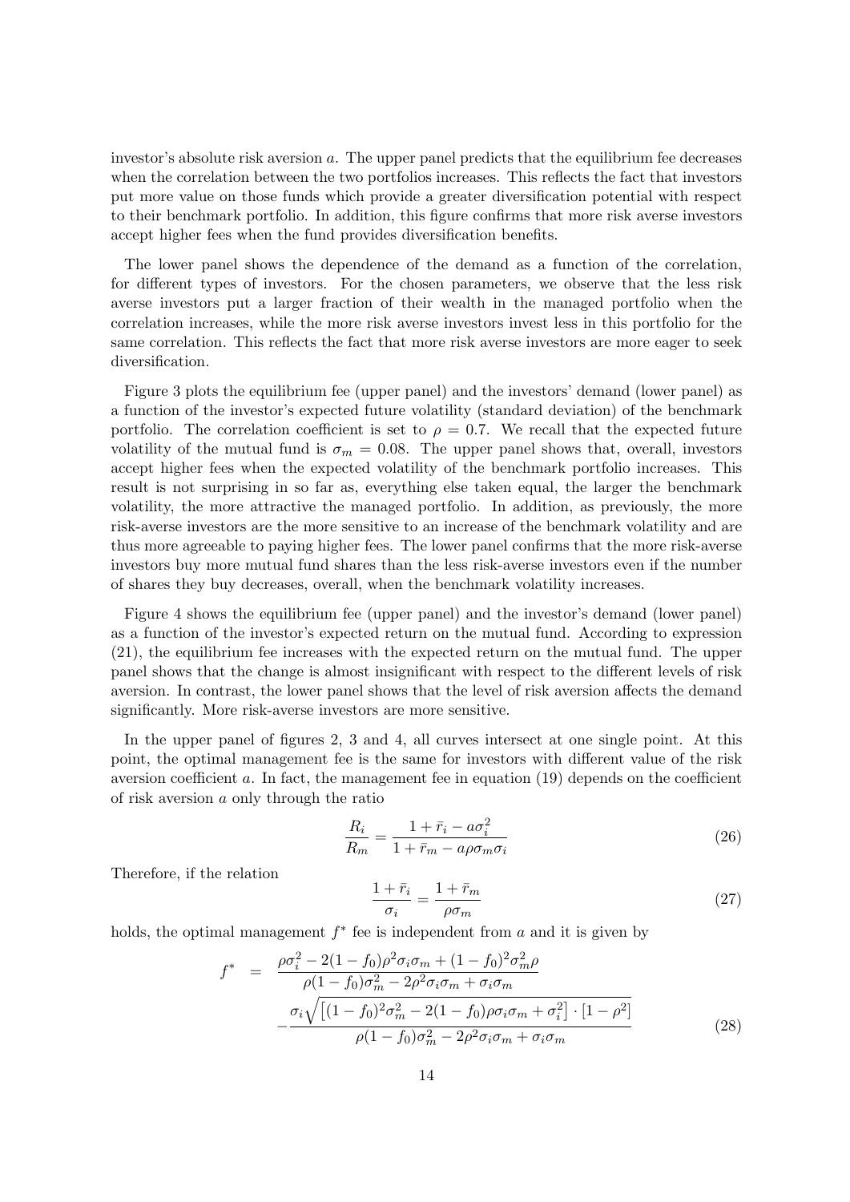investor's absolute risk aversion $a$. The upper panel predicts that the equilibrium fee decreases when the correlation between the two portfolios increases. This reflects the fact that investors put more value on those funds which provide a greater diversification potential with respect to their benchmark portfolio. In addition, this figure confirms that more risk averse investors accept higher fees when the fund provides diversification benefits.

The lower panel shows the dependence of the demand as a function of the correlation, for different types of investors. For the chosen parameters, we observe that the less risk averse investors put a larger fraction of their wealth in the managed portfolio when the correlation increases, while the more risk averse investors invest less in this portfolio for the same correlation. This reflects the fact that more risk averse investors are more eager to seek diversification.

Figure 3 plots the equilibrium fee (upper panel) and the investors' demand (lower panel) as a function of the investor's expected future volatility (standard deviation) of the benchmark portfolio. The correlation coefficient is set to $\rho = 0.7$. We recall that the expected future volatility of the mutual fund is $\sigma_m = 0.08$. The upper panel shows that, overall, investors accept higher fees when the expected volatility of the benchmark portfolio increases. This result is not surprising in so far as, everything else taken equal, the larger the benchmark volatility, the more attractive the managed portfolio. In addition, as previously, the more risk-averse investors are the more sensitive to an increase of the benchmark volatility and are thus more agreeable to paying higher fees. The lower panel confirms that the more risk-averse investors buy more mutual fund shares than the less risk-averse investors even if the number of shares they buy decreases, overall, when the benchmark volatility increases.

Figure 4 shows the equilibrium fee (upper panel) and the investor's demand (lower panel) as a function of the investor's expected return on the mutual fund. According to expression (21), the equilibrium fee increases with the expected return on the mutual fund. The upper panel shows that the change is almost insignificant with respect to the different levels of risk aversion. In contrast, the lower panel shows that the level of risk aversion affects the demand significantly. More risk-averse investors are more sensitive.

In the upper panel of figures 2, 3 and 4, all curves intersect at one single point. At this point, the optimal management fee is the same for investors with different value of the risk aversion coefficient $a$. In fact, the management fee in equation (19) depends on the coefficient of risk aversion $a$ only through the ratio

$$\frac{R_i}{R_m} = \frac{1 + \bar{r}_i - a\sigma_i^2}{1 + \bar{r}_m - a\rho\sigma_m\sigma_i} \tag{26}$$

Therefore, if the relation

$$\frac{1 + \bar{r}_i}{\sigma_i} = \frac{1 + \bar{r}_m}{\rho\sigma_m} \tag{27}$$

holds, the optimal management $f^*$ fee is independent from $a$ and it is given by

$$\begin{aligned} f^* &= \frac{\rho\sigma_i^2 - 2(1-f_0)\rho^2\sigma_i\sigma_m + (1-f_0)^2\sigma_m^2\rho}{\rho(1-f_0)\sigma_m^2 - 2\rho^2\sigma_i\sigma_m + \sigma_i\sigma_m} \\ &\quad - \frac{\sigma_i\sqrt{\left[(1-f_0)^2\sigma_m^2 - 2(1-f_0)\rho\sigma_i\sigma_m + \sigma_i^2\right] \cdot \left[1-\rho^2\right]}}{\rho(1-f_0)\sigma_m^2 - 2\rho^2\sigma_i\sigma_m + \sigma_i\sigma_m} \end{aligned} \tag{28}$$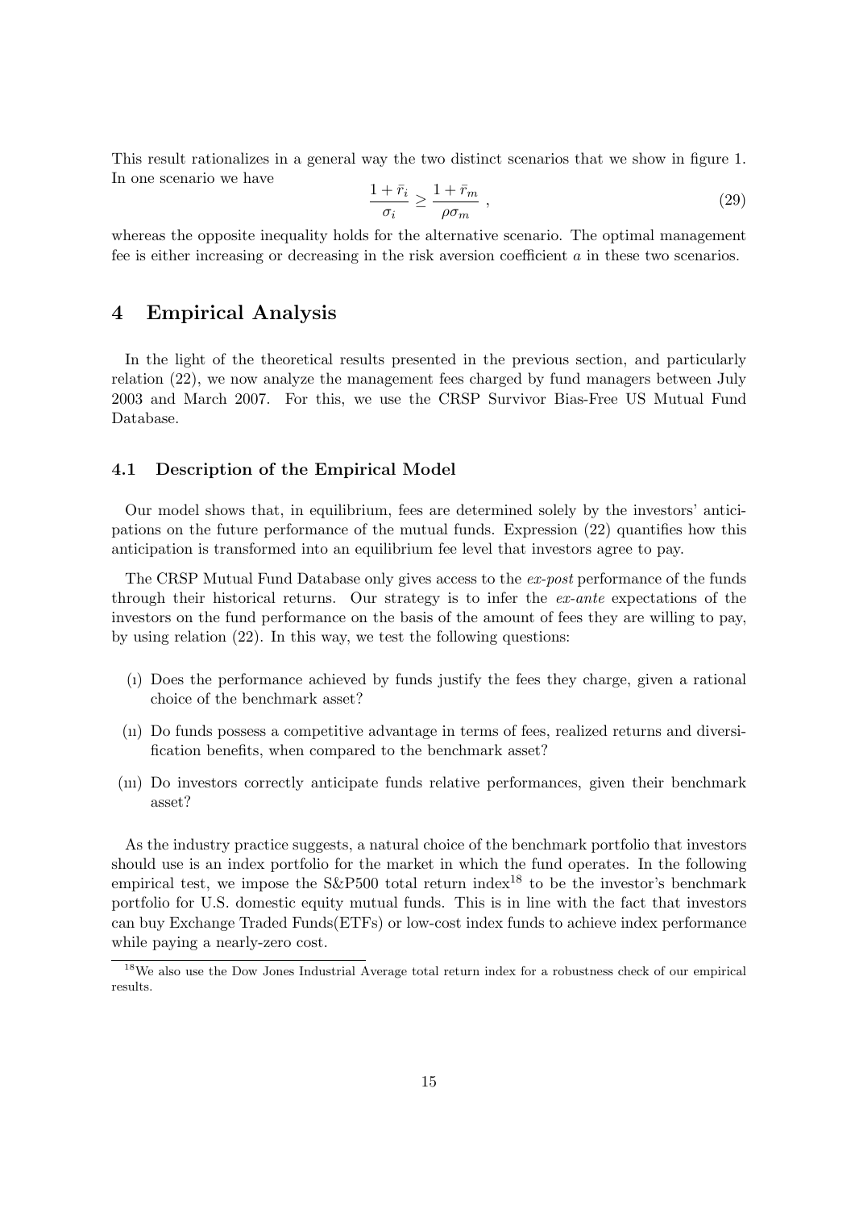This result rationalizes in a general way the two distinct scenarios that we show in figure 1. In one scenario we have

$$\frac{1+\bar{r}_i}{\sigma_i} \geq \frac{1+\bar{r}_m}{\rho\sigma_m} , \tag{29}$$

whereas the opposite inequality holds for the alternative scenario. The optimal management fee is either increasing or decreasing in the risk aversion coefficient $a$ in these two scenarios.

# 4 Empirical Analysis

In the light of the theoretical results presented in the previous section, and particularly relation (22), we now analyze the management fees charged by fund managers between July 2003 and March 2007. For this, we use the CRSP Survivor Bias-Free US Mutual Fund Database.

## 4.1 Description of the Empirical Model

Our model shows that, in equilibrium, fees are determined solely by the investors' anticipations on the future performance of the mutual funds. Expression (22) quantifies how this anticipation is transformed into an equilibrium fee level that investors agree to pay.

The CRSP Mutual Fund Database only gives access to the *ex-post* performance of the funds through their historical returns. Our strategy is to infer the *ex-ante* expectations of the investors on the fund performance on the basis of the amount of fees they are willing to pay, by using relation (22). In this way, we test the following questions:

(i) Does the performance achieved by funds justify the fees they charge, given a rational choice of the benchmark asset?

(ii) Do funds possess a competitive advantage in terms of fees, realized returns and diversification benefits, when compared to the benchmark asset?

(iii) Do investors correctly anticipate funds relative performances, given their benchmark asset?

As the industry practice suggests, a natural choice of the benchmark portfolio that investors should use is an index portfolio for the market in which the fund operates. In the following empirical test, we impose the S&P500 total return index[18] to be the investor's benchmark portfolio for U.S. domestic equity mutual funds. This is in line with the fact that investors can buy Exchange Traded Funds(ETFs) or low-cost index funds to achieve index performance while paying a nearly-zero cost.

[18] We also use the Dow Jones Industrial Average total return index for a robustness check of our empirical results.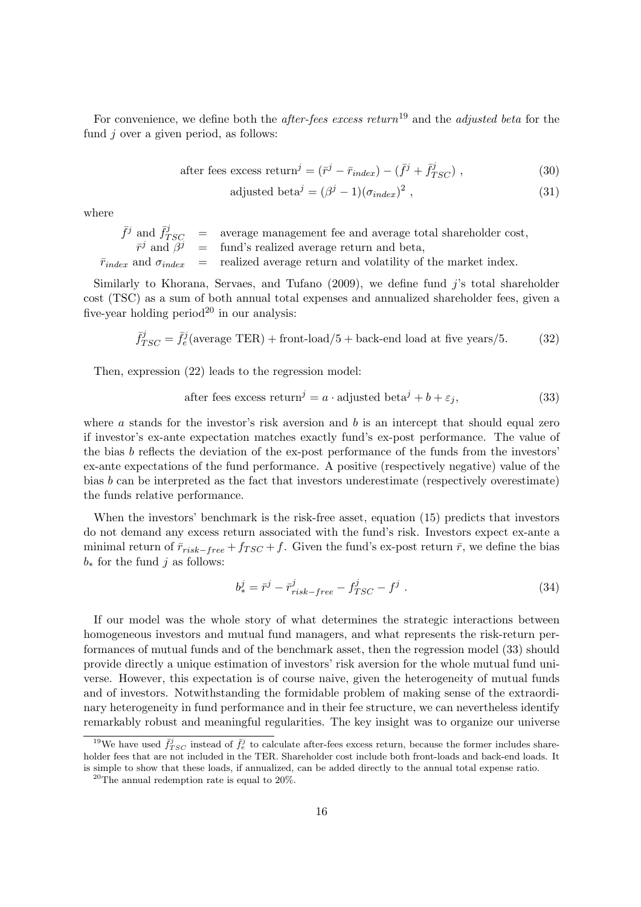For convenience, we define both the *after-fees excess return*[19] and the *adjusted beta* for the fund $j$ over a given period, as follows:

$$\text{after fees excess return}^j = (\bar{r}^j - \bar{r}_{index}) - (\bar{f}^j + \bar{f}^j_{TSC}) \ , \tag{30}$$

$$\text{adjusted beta}^j = (\beta^j - 1)(\sigma_{index})^2 \ , \tag{31}$$

where

$\bar{f}^j$ and $\bar{f}^j_{TSC}$ = average management fee and average total shareholder cost,
$\bar{r}^j$ and $\beta^j$ = fund's realized average return and beta,
$\bar{r}_{index}$ and $\sigma_{index}$ = realized average return and volatility of the market index.

Similarly to Khorana, Servaes, and Tufano (2009), we define fund $j$'s total shareholder cost (TSC) as a sum of both annual total expenses and annualized shareholder fees, given a five-year holding period[20] in our analysis:

$$\bar{f}^j_{TSC} = \bar{f}^j_e(\text{average TER}) + \text{front-load}/5 + \text{back-end load at five years}/5. \tag{32}$$

Then, expression (22) leads to the regression model:

$$\text{after fees excess return}^j = a \cdot \text{adjusted beta}^j + b + \varepsilon_j, \tag{33}$$

where $a$ stands for the investor's risk aversion and $b$ is an intercept that should equal zero if investor's ex-ante expectation matches exactly fund's ex-post performance. The value of the bias $b$ reflects the deviation of the ex-post performance of the funds from the investors' ex-ante expectations of the fund performance. A positive (respectively negative) value of the bias $b$ can be interpreted as the fact that investors underestimate (respectively overestimate) the funds relative performance.

When the investors' benchmark is the risk-free asset, equation (15) predicts that investors do not demand any excess return associated with the fund's risk. Investors expect ex-ante a minimal return of $\bar{r}_{risk-free} + f_{TSC} + f$. Given the fund's ex-post return $\bar{r}$, we define the bias $b_*$ for the fund $j$ as follows:

$$b^j_* = \bar{r}^j - \bar{r}^j_{risk-free} - f^j_{TSC} - f^j \ . \tag{34}$$

If our model was the whole story of what determines the strategic interactions between homogeneous investors and mutual fund managers, and what represents the risk-return performances of mutual funds and of the benchmark asset, then the regression model (33) should provide directly a unique estimation of investors' risk aversion for the whole mutual fund universe. However, this expectation is of course naive, given the heterogeneity of mutual funds and of investors. Notwithstanding the formidable problem of making sense of the extraordinary heterogeneity in fund performance and in their fee structure, we can nevertheless identify remarkably robust and meaningful regularities. The key insight was to organize our universe

[19] We have used $\bar{f}^j_{TSC}$ instead of $\bar{f}^j_e$ to calculate after-fees excess return, because the former includes shareholder fees that are not included in the TER. Shareholder cost include both front-loads and back-end loads. It is simple to show that these loads, if annualized, can be added directly to the annual total expense ratio.

[20] The annual redemption rate is equal to 20%.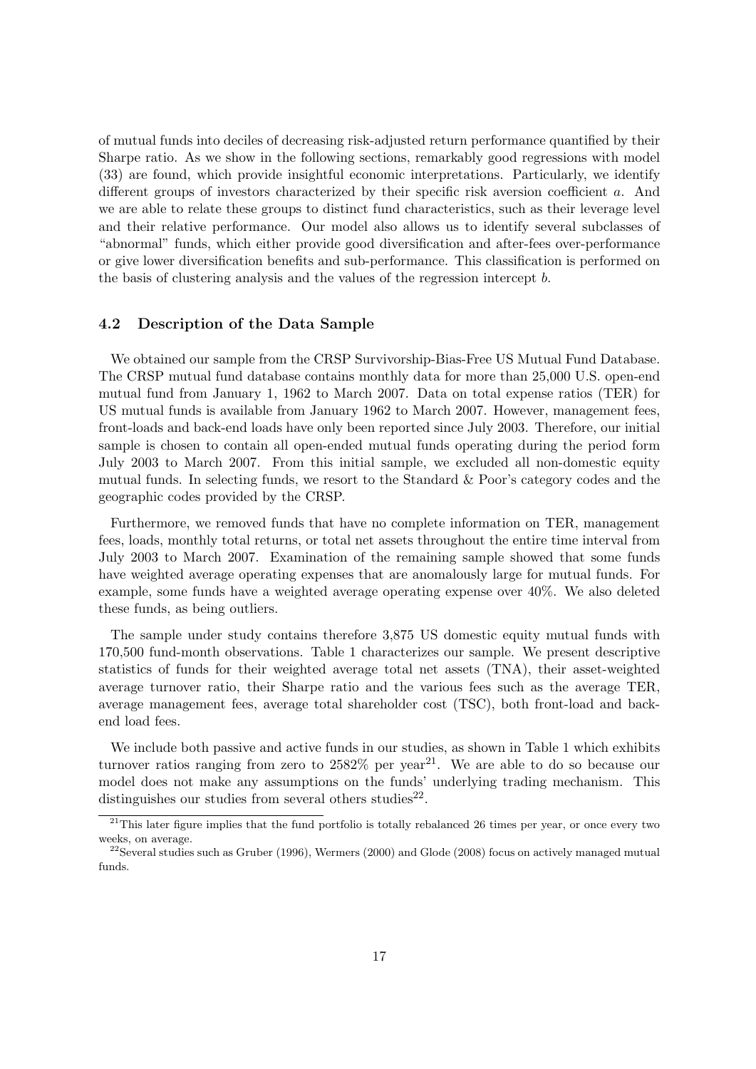of mutual funds into deciles of decreasing risk-adjusted return performance quantified by their Sharpe ratio. As we show in the following sections, remarkably good regressions with model (33) are found, which provide insightful economic interpretations. Particularly, we identify different groups of investors characterized by their specific risk aversion coefficient $a$. And we are able to relate these groups to distinct fund characteristics, such as their leverage level and their relative performance. Our model also allows us to identify several subclasses of "abnormal" funds, which either provide good diversification and after-fees over-performance or give lower diversification benefits and sub-performance. This classification is performed on the basis of clustering analysis and the values of the regression intercept $b$.

### 4.2 Description of the Data Sample

We obtained our sample from the CRSP Survivorship-Bias-Free US Mutual Fund Database. The CRSP mutual fund database contains monthly data for more than 25,000 U.S. open-end mutual fund from January 1, 1962 to March 2007. Data on total expense ratios (TER) for US mutual funds is available from January 1962 to March 2007. However, management fees, front-loads and back-end loads have only been reported since July 2003. Therefore, our initial sample is chosen to contain all open-ended mutual funds operating during the period form July 2003 to March 2007. From this initial sample, we excluded all non-domestic equity mutual funds. In selecting funds, we resort to the Standard & Poor's category codes and the geographic codes provided by the CRSP.

Furthermore, we removed funds that have no complete information on TER, management fees, loads, monthly total returns, or total net assets throughout the entire time interval from July 2003 to March 2007. Examination of the remaining sample showed that some funds have weighted average operating expenses that are anomalously large for mutual funds. For example, some funds have a weighted average operating expense over 40%. We also deleted these funds, as being outliers.

The sample under study contains therefore 3,875 US domestic equity mutual funds with 170,500 fund-month observations. Table 1 characterizes our sample. We present descriptive statistics of funds for their weighted average total net assets (TNA), their asset-weighted average turnover ratio, their Sharpe ratio and the various fees such as the average TER, average management fees, average total shareholder cost (TSC), both front-load and back-end load fees.

We include both passive and active funds in our studies, as shown in Table 1 which exhibits turnover ratios ranging from zero to 2582% per year[21]. We are able to do so because our model does not make any assumptions on the funds' underlying trading mechanism. This distinguishes our studies from several others studies[22].

[21] This later figure implies that the fund portfolio is totally rebalanced 26 times per year, or once every two weeks, on average.

[22] Several studies such as Gruber (1996), Wermers (2000) and Glode (2008) focus on actively managed mutual funds.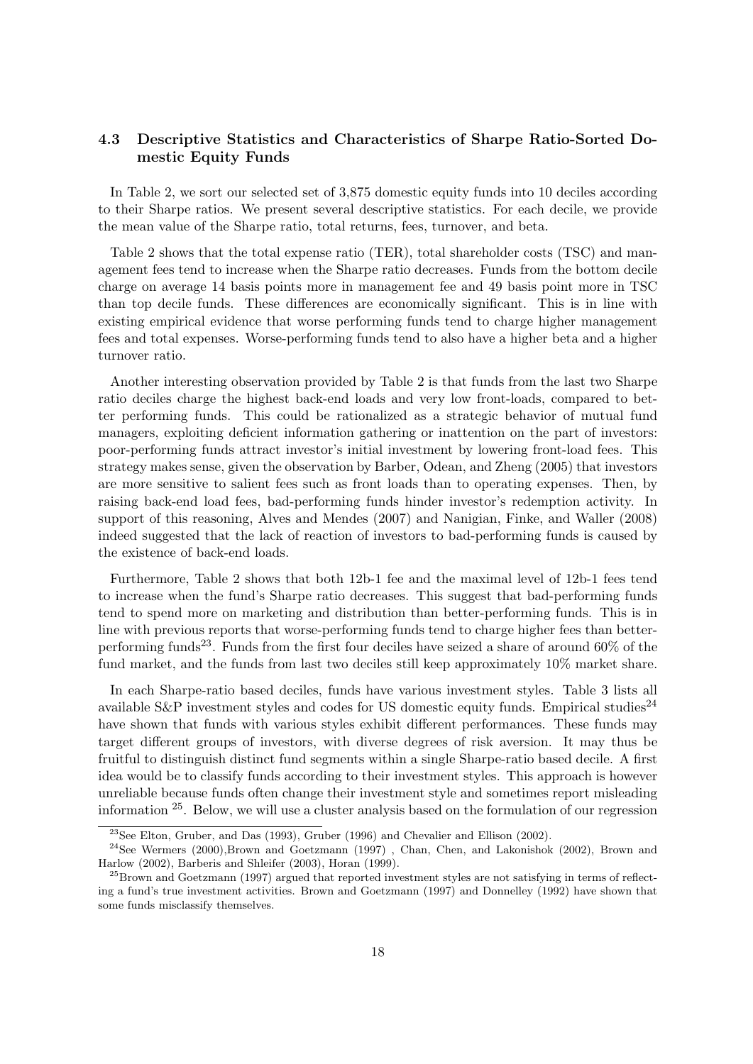### 4.3 Descriptive Statistics and Characteristics of Sharpe Ratio-Sorted Domestic Equity Funds

In Table 2, we sort our selected set of 3,875 domestic equity funds into 10 deciles according to their Sharpe ratios. We present several descriptive statistics. For each decile, we provide the mean value of the Sharpe ratio, total returns, fees, turnover, and beta.

Table 2 shows that the total expense ratio (TER), total shareholder costs (TSC) and management fees tend to increase when the Sharpe ratio decreases. Funds from the bottom decile charge on average 14 basis points more in management fee and 49 basis point more in TSC than top decile funds. These differences are economically significant. This is in line with existing empirical evidence that worse performing funds tend to charge higher management fees and total expenses. Worse-performing funds tend to also have a higher beta and a higher turnover ratio.

Another interesting observation provided by Table 2 is that funds from the last two Sharpe ratio deciles charge the highest back-end loads and very low front-loads, compared to better performing funds. This could be rationalized as a strategic behavior of mutual fund managers, exploiting deficient information gathering or inattention on the part of investors: poor-performing funds attract investor's initial investment by lowering front-load fees. This strategy makes sense, given the observation by Barber, Odean, and Zheng (2005) that investors are more sensitive to salient fees such as front loads than to operating expenses. Then, by raising back-end load fees, bad-performing funds hinder investor's redemption activity. In support of this reasoning, Alves and Mendes (2007) and Nanigian, Finke, and Waller (2008) indeed suggested that the lack of reaction of investors to bad-performing funds is caused by the existence of back-end loads.

Furthermore, Table 2 shows that both 12b-1 fee and the maximal level of 12b-1 fees tend to increase when the fund's Sharpe ratio decreases. This suggest that bad-performing funds tend to spend more on marketing and distribution than better-performing funds. This is in line with previous reports that worse-performing funds tend to charge higher fees than better-performing funds[23]. Funds from the first four deciles have seized a share of around 60% of the fund market, and the funds from last two deciles still keep approximately 10% market share.

In each Sharpe-ratio based deciles, funds have various investment styles. Table 3 lists all available S&P investment styles and codes for US domestic equity funds. Empirical studies[24] have shown that funds with various styles exhibit different performances. These funds may target different groups of investors, with diverse degrees of risk aversion. It may thus be fruitful to distinguish distinct fund segments within a single Sharpe-ratio based decile. A first idea would be to classify funds according to their investment styles. This approach is however unreliable because funds often change their investment style and sometimes report misleading information [25]. Below, we will use a cluster analysis based on the formulation of our regression

[23]See Elton, Gruber, and Das (1993), Gruber (1996) and Chevalier and Ellison (2002).

[24]See Wermers (2000),Brown and Goetzmann (1997) , Chan, Chen, and Lakonishok (2002), Brown and Harlow (2002), Barberis and Shleifer (2003), Horan (1999).

[25]Brown and Goetzmann (1997) argued that reported investment styles are not satisfying in terms of reflecting a fund's true investment activities. Brown and Goetzmann (1997) and Donnelley (1992) have shown that some funds misclassify themselves.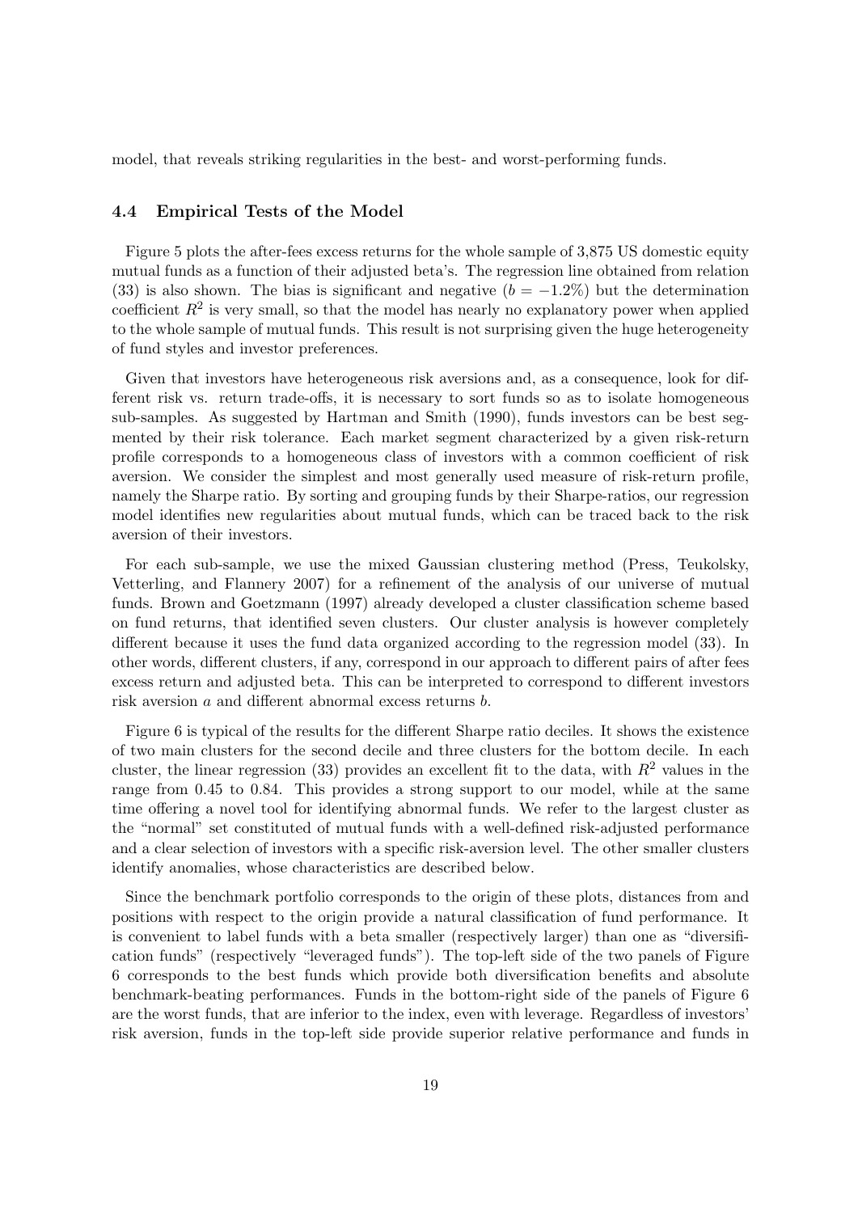model, that reveals striking regularities in the best- and worst-performing funds.

### 4.4 Empirical Tests of the Model

Figure 5 plots the after-fees excess returns for the whole sample of 3,875 US domestic equity mutual funds as a function of their adjusted beta's. The regression line obtained from relation (33) is also shown. The bias is significant and negative ($b = -1.2\%$) but the determination coefficient $R^2$ is very small, so that the model has nearly no explanatory power when applied to the whole sample of mutual funds. This result is not surprising given the huge heterogeneity of fund styles and investor preferences.

Given that investors have heterogeneous risk aversions and, as a consequence, look for different risk vs. return trade-offs, it is necessary to sort funds so as to isolate homogeneous sub-samples. As suggested by Hartman and Smith (1990), funds investors can be best segmented by their risk tolerance. Each market segment characterized by a given risk-return profile corresponds to a homogeneous class of investors with a common coefficient of risk aversion. We consider the simplest and most generally used measure of risk-return profile, namely the Sharpe ratio. By sorting and grouping funds by their Sharpe-ratios, our regression model identifies new regularities about mutual funds, which can be traced back to the risk aversion of their investors.

For each sub-sample, we use the mixed Gaussian clustering method (Press, Teukolsky, Vetterling, and Flannery 2007) for a refinement of the analysis of our universe of mutual funds. Brown and Goetzmann (1997) already developed a cluster classification scheme based on fund returns, that identified seven clusters. Our cluster analysis is however completely different because it uses the fund data organized according to the regression model (33). In other words, different clusters, if any, correspond in our approach to different pairs of after fees excess return and adjusted beta. This can be interpreted to correspond to different investors risk aversion $a$ and different abnormal excess returns $b$.

Figure 6 is typical of the results for the different Sharpe ratio deciles. It shows the existence of two main clusters for the second decile and three clusters for the bottom decile. In each cluster, the linear regression (33) provides an excellent fit to the data, with $R^2$ values in the range from 0.45 to 0.84. This provides a strong support to our model, while at the same time offering a novel tool for identifying abnormal funds. We refer to the largest cluster as the "normal" set constituted of mutual funds with a well-defined risk-adjusted performance and a clear selection of investors with a specific risk-aversion level. The other smaller clusters identify anomalies, whose characteristics are described below.

Since the benchmark portfolio corresponds to the origin of these plots, distances from and positions with respect to the origin provide a natural classification of fund performance. It is convenient to label funds with a beta smaller (respectively larger) than one as "diversification funds" (respectively "leveraged funds"). The top-left side of the two panels of Figure 6 corresponds to the best funds which provide both diversification benefits and absolute benchmark-beating performances. Funds in the bottom-right side of the panels of Figure 6 are the worst funds, that are inferior to the index, even with leverage. Regardless of investors' risk aversion, funds in the top-left side provide superior relative performance and funds in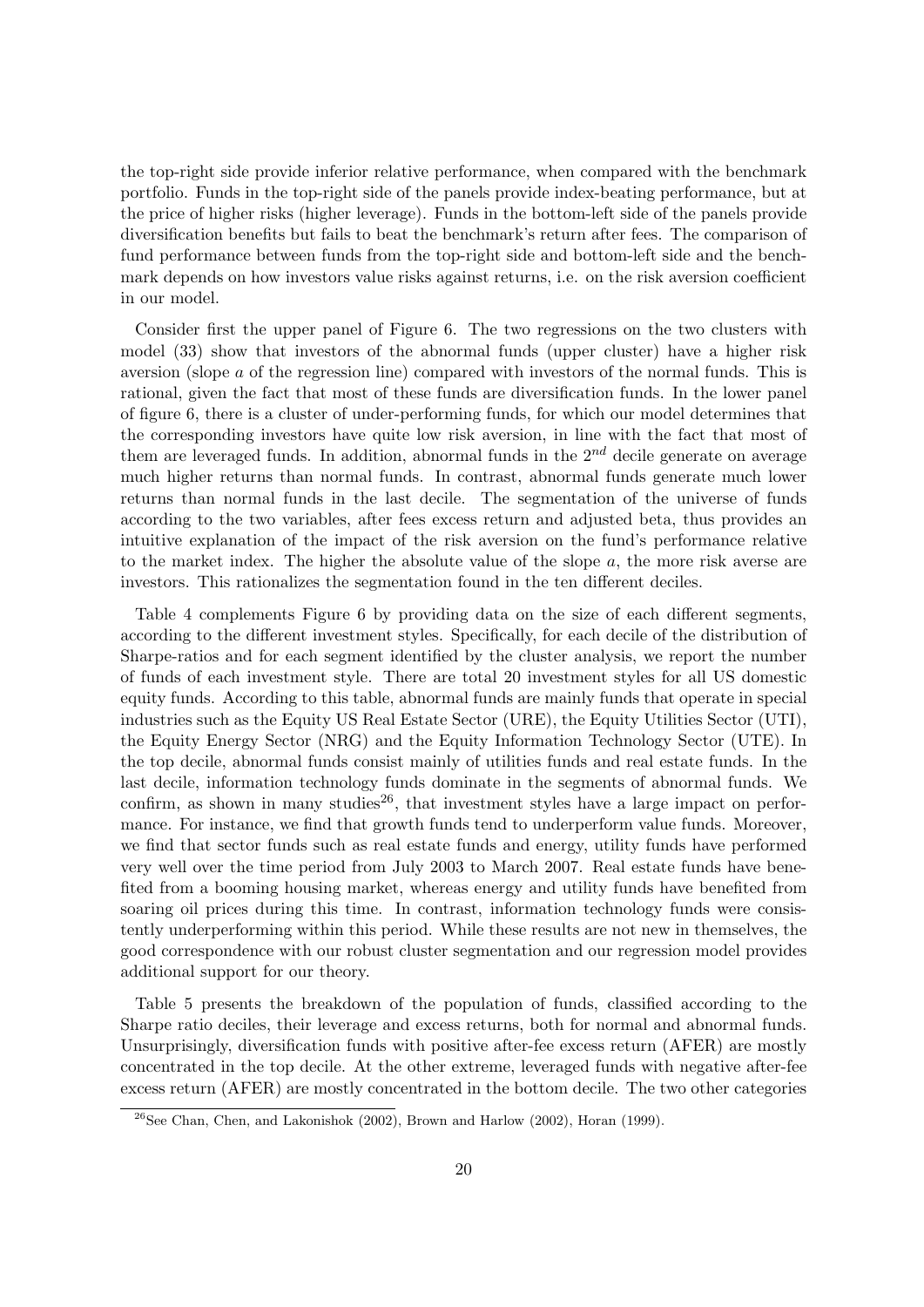the top-right side provide inferior relative performance, when compared with the benchmark portfolio. Funds in the top-right side of the panels provide index-beating performance, but at the price of higher risks (higher leverage). Funds in the bottom-left side of the panels provide diversification benefits but fails to beat the benchmark's return after fees. The comparison of fund performance between funds from the top-right side and bottom-left side and the benchmark depends on how investors value risks against returns, i.e. on the risk aversion coefficient in our model.

Consider first the upper panel of Figure 6. The two regressions on the two clusters with model (33) show that investors of the abnormal funds (upper cluster) have a higher risk aversion (slope $a$ of the regression line) compared with investors of the normal funds. This is rational, given the fact that most of these funds are diversification funds. In the lower panel of figure 6, there is a cluster of under-performing funds, for which our model determines that the corresponding investors have quite low risk aversion, in line with the fact that most of them are leveraged funds. In addition, abnormal funds in the $2^{nd}$ decile generate on average much higher returns than normal funds. In contrast, abnormal funds generate much lower returns than normal funds in the last decile. The segmentation of the universe of funds according to the two variables, after fees excess return and adjusted beta, thus provides an intuitive explanation of the impact of the risk aversion on the fund's performance relative to the market index. The higher the absolute value of the slope $a$, the more risk averse are investors. This rationalizes the segmentation found in the ten different deciles.

Table 4 complements Figure 6 by providing data on the size of each different segments, according to the different investment styles. Specifically, for each decile of the distribution of Sharpe-ratios and for each segment identified by the cluster analysis, we report the number of funds of each investment style. There are total 20 investment styles for all US domestic equity funds. According to this table, abnormal funds are mainly funds that operate in special industries such as the Equity US Real Estate Sector (URE), the Equity Utilities Sector (UTI), the Equity Energy Sector (NRG) and the Equity Information Technology Sector (UTE). In the top decile, abnormal funds consist mainly of utilities funds and real estate funds. In the last decile, information technology funds dominate in the segments of abnormal funds. We confirm, as shown in many studies[26], that investment styles have a large impact on performance. For instance, we find that growth funds tend to underperform value funds. Moreover, we find that sector funds such as real estate funds and energy, utility funds have performed very well over the time period from July 2003 to March 2007. Real estate funds have benefited from a booming housing market, whereas energy and utility funds have benefited from soaring oil prices during this time. In contrast, information technology funds were consistently underperforming within this period. While these results are not new in themselves, the good correspondence with our robust cluster segmentation and our regression model provides additional support for our theory.

Table 5 presents the breakdown of the population of funds, classified according to the Sharpe ratio deciles, their leverage and excess returns, both for normal and abnormal funds. Unsurprisingly, diversification funds with positive after-fee excess return (AFER) are mostly concentrated in the top decile. At the other extreme, leveraged funds with negative after-fee excess return (AFER) are mostly concentrated in the bottom decile. The two other categories

[26] See Chan, Chen, and Lakonishok (2002), Brown and Harlow (2002), Horan (1999).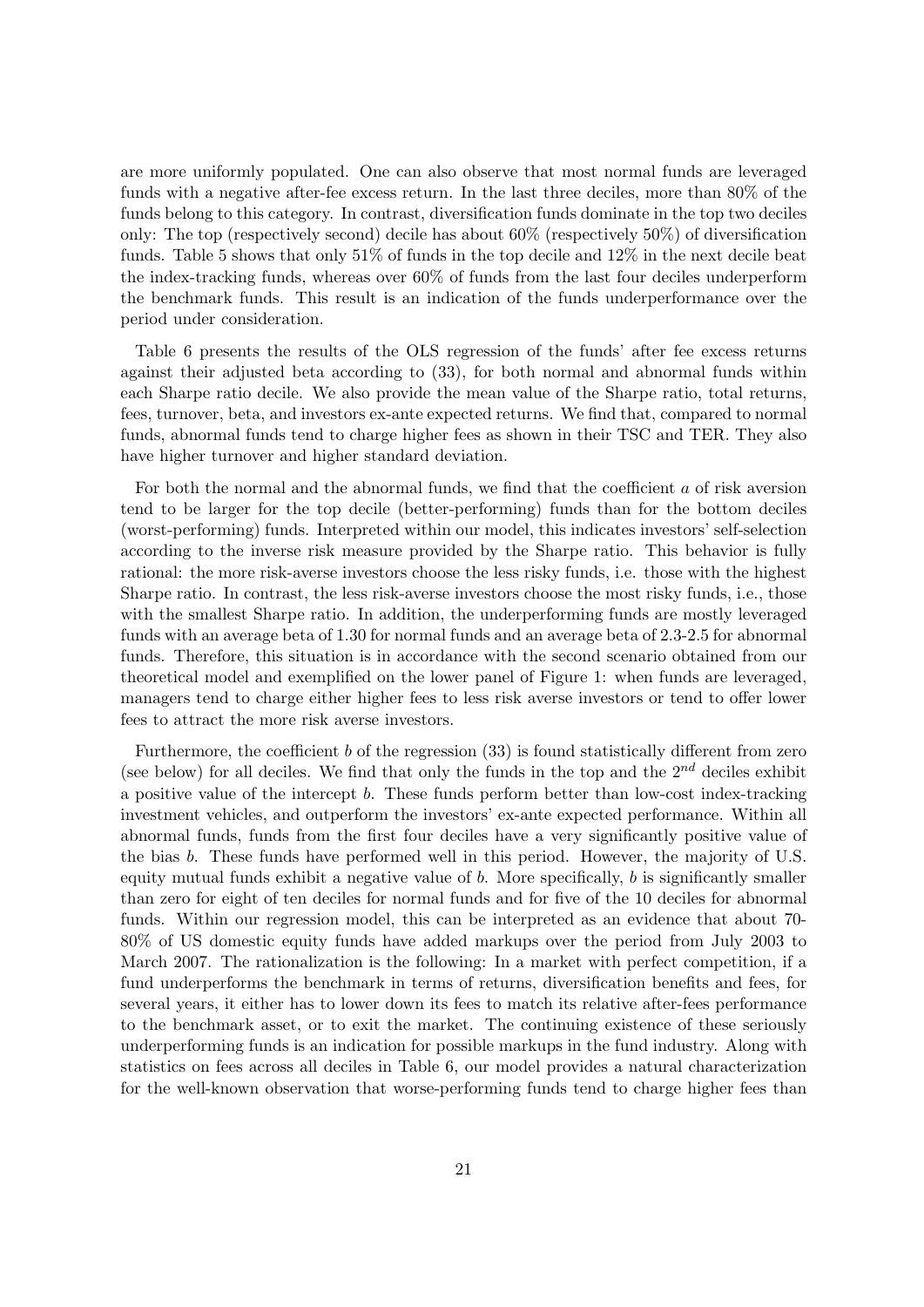are more uniformly populated. One can also observe that most normal funds are leveraged funds with a negative after-fee excess return. In the last three deciles, more than 80% of the funds belong to this category. In contrast, diversification funds dominate in the top two deciles only: The top (respectively second) decile has about 60% (respectively 50%) of diversification funds. Table 5 shows that only 51% of funds in the top decile and 12% in the next decile beat the index-tracking funds, whereas over 60% of funds from the last four deciles underperform the benchmark funds. This result is an indication of the funds underperformance over the period under consideration.

Table 6 presents the results of the OLS regression of the funds' after fee excess returns against their adjusted beta according to (33), for both normal and abnormal funds within each Sharpe ratio decile. We also provide the mean value of the Sharpe ratio, total returns, fees, turnover, beta, and investors ex-ante expected returns. We find that, compared to normal funds, abnormal funds tend to charge higher fees as shown in their TSC and TER. They also have higher turnover and higher standard deviation.

For both the normal and the abnormal funds, we find that the coefficient $a$ of risk aversion tend to be larger for the top decile (better-performing) funds than for the bottom deciles (worst-performing) funds. Interpreted within our model, this indicates investors' self-selection according to the inverse risk measure provided by the Sharpe ratio. This behavior is fully rational: the more risk-averse investors choose the less risky funds, i.e. those with the highest Sharpe ratio. In contrast, the less risk-averse investors choose the most risky funds, i.e., those with the smallest Sharpe ratio. In addition, the underperforming funds are mostly leveraged funds with an average beta of 1.30 for normal funds and an average beta of 2.3-2.5 for abnormal funds. Therefore, this situation is in accordance with the second scenario obtained from our theoretical model and exemplified on the lower panel of Figure 1: when funds are leveraged, managers tend to charge either higher fees to less risk averse investors or tend to offer lower fees to attract the more risk averse investors.

Furthermore, the coefficient $b$ of the regression (33) is found statistically different from zero (see below) for all deciles. We find that only the funds in the top and the $2^{nd}$ deciles exhibit a positive value of the intercept $b$. These funds perform better than low-cost index-tracking investment vehicles, and outperform the investors' ex-ante expected performance. Within all abnormal funds, funds from the first four deciles have a very significantly positive value of the bias $b$. These funds have performed well in this period. However, the majority of U.S. equity mutual funds exhibit a negative value of $b$. More specifically, $b$ is significantly smaller than zero for eight of ten deciles for normal funds and for five of the 10 deciles for abnormal funds. Within our regression model, this can be interpreted as an evidence that about 70-80% of US domestic equity funds have added markups over the period from July 2003 to March 2007. The rationalization is the following: In a market with perfect competition, if a fund underperforms the benchmark in terms of returns, diversification benefits and fees, for several years, it either has to lower down its fees to match its relative after-fees performance to the benchmark asset, or to exit the market. The continuing existence of these seriously underperforming funds is an indication for possible markups in the fund industry. Along with statistics on fees across all deciles in Table 6, our model provides a natural characterization for the well-known observation that worse-performing funds tend to charge higher fees than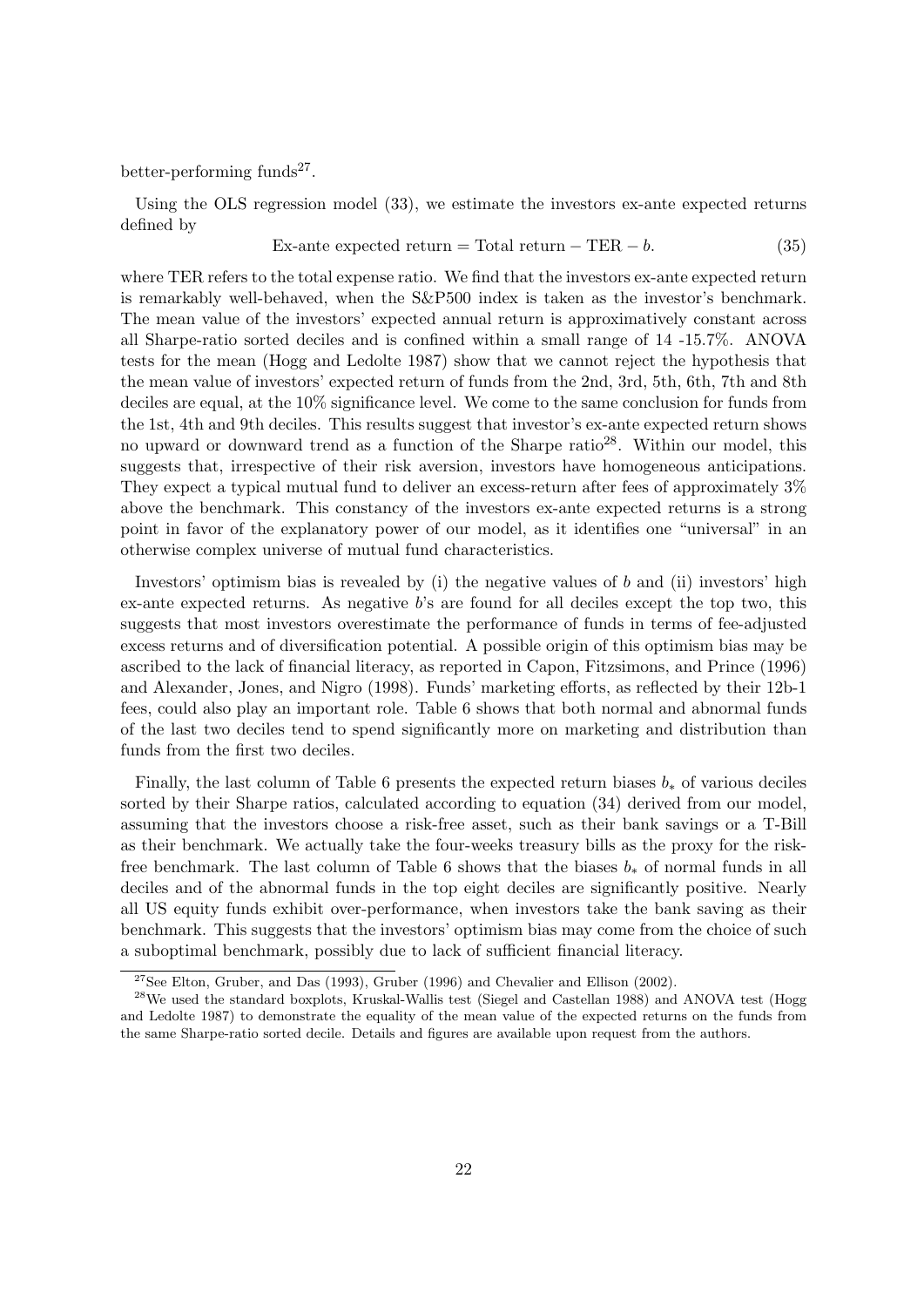better-performing funds[27].

Using the OLS regression model (33), we estimate the investors ex-ante expected returns defined by

$$\text{Ex-ante expected return} = \text{Total return} - \text{TER} - b. \tag{35}$$

where TER refers to the total expense ratio. We find that the investors ex-ante expected return is remarkably well-behaved, when the S&P500 index is taken as the investor's benchmark. The mean value of the investors' expected annual return is approximatively constant across all Sharpe-ratio sorted deciles and is confined within a small range of 14 -15.7%. ANOVA tests for the mean (Hogg and Ledolte 1987) show that we cannot reject the hypothesis that the mean value of investors' expected return of funds from the 2nd, 3rd, 5th, 6th, 7th and 8th deciles are equal, at the 10% significance level. We come to the same conclusion for funds from the 1st, 4th and 9th deciles. This results suggest that investor's ex-ante expected return shows no upward or downward trend as a function of the Sharpe ratio[28]. Within our model, this suggests that, irrespective of their risk aversion, investors have homogeneous anticipations. They expect a typical mutual fund to deliver an excess-return after fees of approximately 3% above the benchmark. This constancy of the investors ex-ante expected returns is a strong point in favor of the explanatory power of our model, as it identifies one "universal" in an otherwise complex universe of mutual fund characteristics.

Investors' optimism bias is revealed by (i) the negative values of $b$ and (ii) investors' high ex-ante expected returns. As negative $b$'s are found for all deciles except the top two, this suggests that most investors overestimate the performance of funds in terms of fee-adjusted excess returns and of diversification potential. A possible origin of this optimism bias may be ascribed to the lack of financial literacy, as reported in Capon, Fitzsimons, and Prince (1996) and Alexander, Jones, and Nigro (1998). Funds' marketing efforts, as reflected by their 12b-1 fees, could also play an important role. Table 6 shows that both normal and abnormal funds of the last two deciles tend to spend significantly more on marketing and distribution than funds from the first two deciles.

Finally, the last column of Table 6 presents the expected return biases $b_*$ of various deciles sorted by their Sharpe ratios, calculated according to equation (34) derived from our model, assuming that the investors choose a risk-free asset, such as their bank savings or a T-Bill as their benchmark. We actually take the four-weeks treasury bills as the proxy for the risk-free benchmark. The last column of Table 6 shows that the biases $b_*$ of normal funds in all deciles and of the abnormal funds in the top eight deciles are significantly positive. Nearly all US equity funds exhibit over-performance, when investors take the bank saving as their benchmark. This suggests that the investors' optimism bias may come from the choice of such a suboptimal benchmark, possibly due to lack of sufficient financial literacy.

[27] See Elton, Gruber, and Das (1993), Gruber (1996) and Chevalier and Ellison (2002).

[28] We used the standard boxplots, Kruskal-Wallis test (Siegel and Castellan 1988) and ANOVA test (Hogg and Ledolte 1987) to demonstrate the equality of the mean value of the expected returns on the funds from the same Sharpe-ratio sorted decile. Details and figures are available upon request from the authors.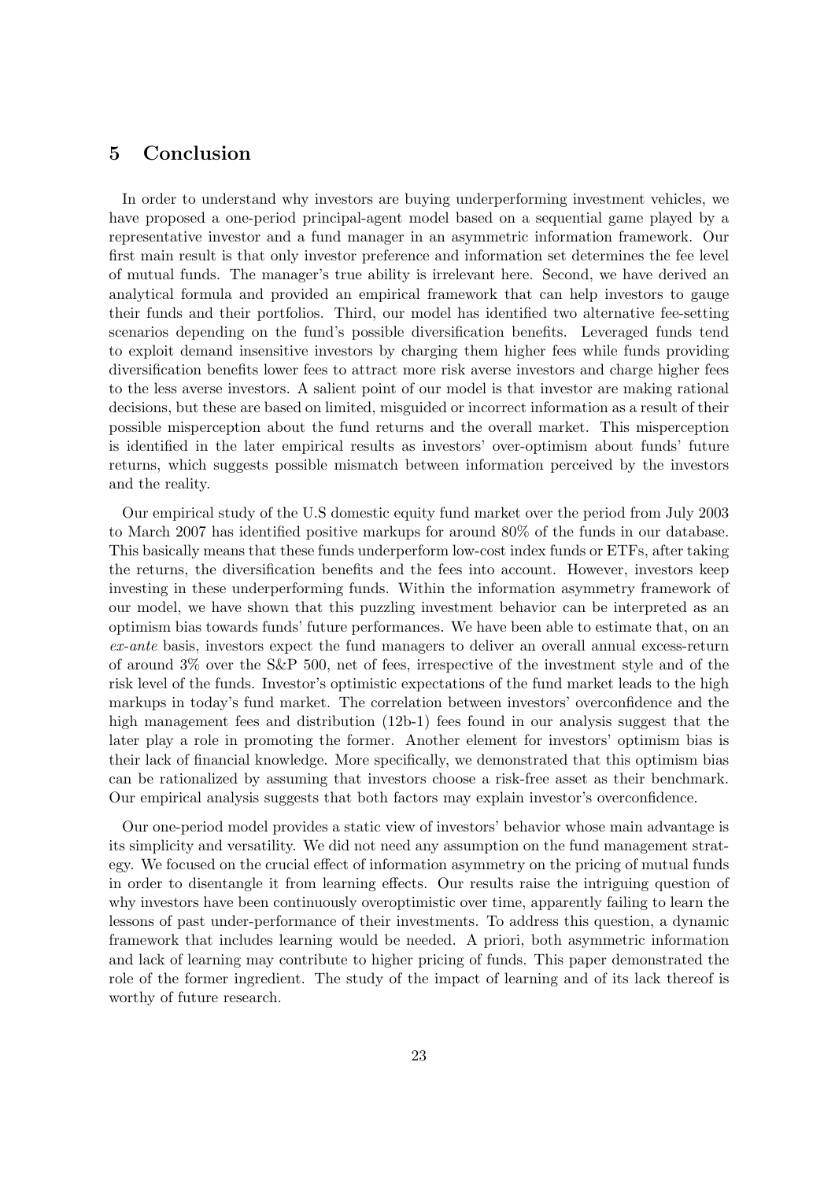# 5 Conclusion

In order to understand why investors are buying underperforming investment vehicles, we have proposed a one-period principal-agent model based on a sequential game played by a representative investor and a fund manager in an asymmetric information framework. Our first main result is that only investor preference and information set determines the fee level of mutual funds. The manager's true ability is irrelevant here. Second, we have derived an analytical formula and provided an empirical framework that can help investors to gauge their funds and their portfolios. Third, our model has identified two alternative fee-setting scenarios depending on the fund's possible diversification benefits. Leveraged funds tend to exploit demand insensitive investors by charging them higher fees while funds providing diversification benefits lower fees to attract more risk averse investors and charge higher fees to the less averse investors. A salient point of our model is that investor are making rational decisions, but these are based on limited, misguided or incorrect information as a result of their possible misperception about the fund returns and the overall market. This misperception is identified in the later empirical results as investors' over-optimism about funds' future returns, which suggests possible mismatch between information perceived by the investors and the reality.

Our empirical study of the U.S domestic equity fund market over the period from July 2003 to March 2007 has identified positive markups for around 80% of the funds in our database. This basically means that these funds underperform low-cost index funds or ETFs, after taking the returns, the diversification benefits and the fees into account. However, investors keep investing in these underperforming funds. Within the information asymmetry framework of our model, we have shown that this puzzling investment behavior can be interpreted as an optimism bias towards funds' future performances. We have been able to estimate that, on an *ex-ante* basis, investors expect the fund managers to deliver an overall annual excess-return of around 3% over the S&P 500, net of fees, irrespective of the investment style and of the risk level of the funds. Investor's optimistic expectations of the fund market leads to the high markups in today's fund market. The correlation between investors' overconfidence and the high management fees and distribution (12b-1) fees found in our analysis suggest that the later play a role in promoting the former. Another element for investors' optimism bias is their lack of financial knowledge. More specifically, we demonstrated that this optimism bias can be rationalized by assuming that investors choose a risk-free asset as their benchmark. Our empirical analysis suggests that both factors may explain investor's overconfidence.

Our one-period model provides a static view of investors' behavior whose main advantage is its simplicity and versatility. We did not need any assumption on the fund management strategy. We focused on the crucial effect of information asymmetry on the pricing of mutual funds in order to disentangle it from learning effects. Our results raise the intriguing question of why investors have been continuously overoptimistic over time, apparently failing to learn the lessons of past under-performance of their investments. To address this question, a dynamic framework that includes learning would be needed. A priori, both asymmetric information and lack of learning may contribute to higher pricing of funds. This paper demonstrated the role of the former ingredient. The study of the impact of learning and of its lack thereof is worthy of future research.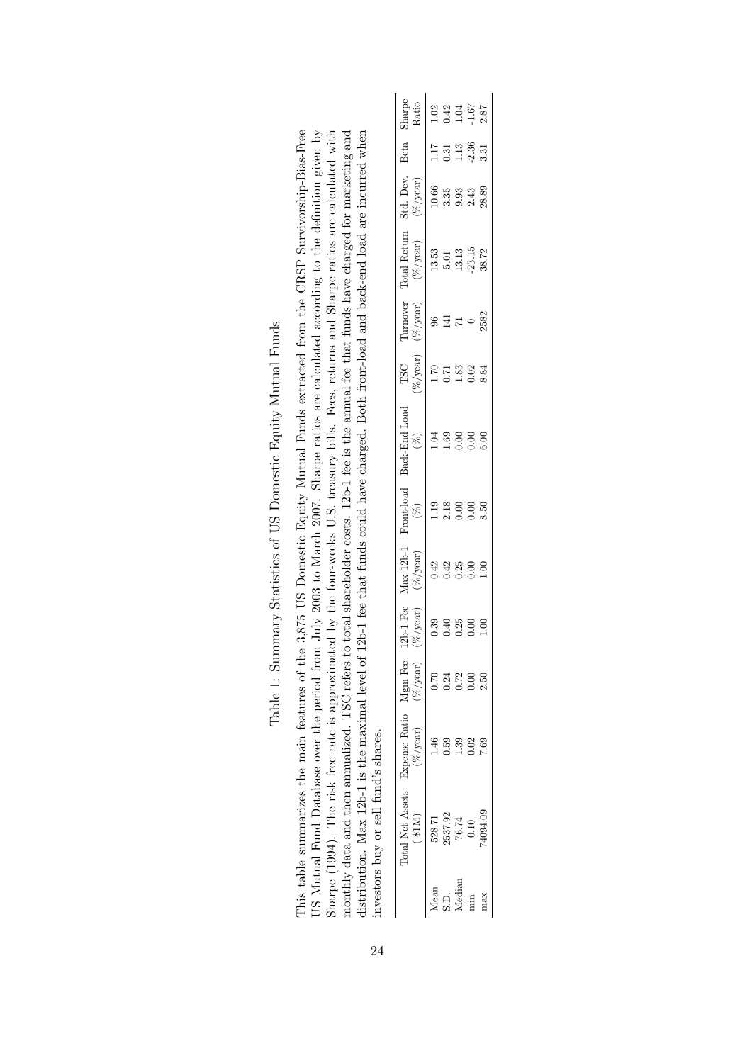# Table 1: Summary Statistics of US Domestic Equity Mutual Funds

This table summarizes the main features of the 3,875 US Domestic Equity Mutual Funds extracted from the CRSP Survivorship-Bias-Free US Mutual Fund Database over the period from July 2003 to March 2007. Sharpe ratios are calculated according to the definition given by Sharpe (1994). The risk free rate is approximated by the four-weeks U.S. treasury bills. Fees, returns and Sharpe ratios are calculated with monthly data and then annualized. TSC refers to total shareholder costs. 12b-1 fee is the annual fee that funds have charged for marketing and distribution. Max 12b-1 is the maximal level of 12b-1 fee that funds could have charged. Both front-load and back-end load are incurred when investors buy or sell fund's shares.

| | Total Net Assets | Expense Ratio | Mgm Fee | 12b-1 Fee | Max 12b-1 | Front-load | Back-End Load | TSC | Turnover | Total Return | Std. Dev. | Beta | Sharpe |
|---|---|---|---|---|---|---|---|---|---|---|---|---|---|
| | ($1M) | (%/year) | (%/year) | (%/year) | (%/year) | (%) | (%) | (%/year) | (%/year) | (%/year) | (%/year) | | Ratio |
| Mean | 528.71 | 1.46 | 0.70 | 0.39 | 0.42 | 1.19 | 1.04 | 1.70 | 96 | 13.53 | 10.66 | 1.17 | 1.02 |
| S.D. | 2537.92 | 0.59 | 0.24 | 0.40 | 0.42 | 2.18 | 1.69 | 0.71 | 141 | 5.01 | 3.35 | 0.31 | 0.42 |
| Median | 76.74 | 1.39 | 0.72 | 0.25 | 0.25 | 0.00 | 0.00 | 1.83 | 71 | 13.13 | 9.93 | 1.13 | 1.04 |
| min | 0.10 | 0.02 | 0.00 | 0.00 | 0.00 | 0.00 | 0.00 | 0.02 | 0 | -23.15 | 2.43 | -2.36 | -1.67 |
| max | 74094.09 | 7.69 | 2.50 | 1.00 | 1.00 | 8.50 | 6.00 | 8.84 | 2582 | 38.72 | 28.89 | 3.31 | 2.87 |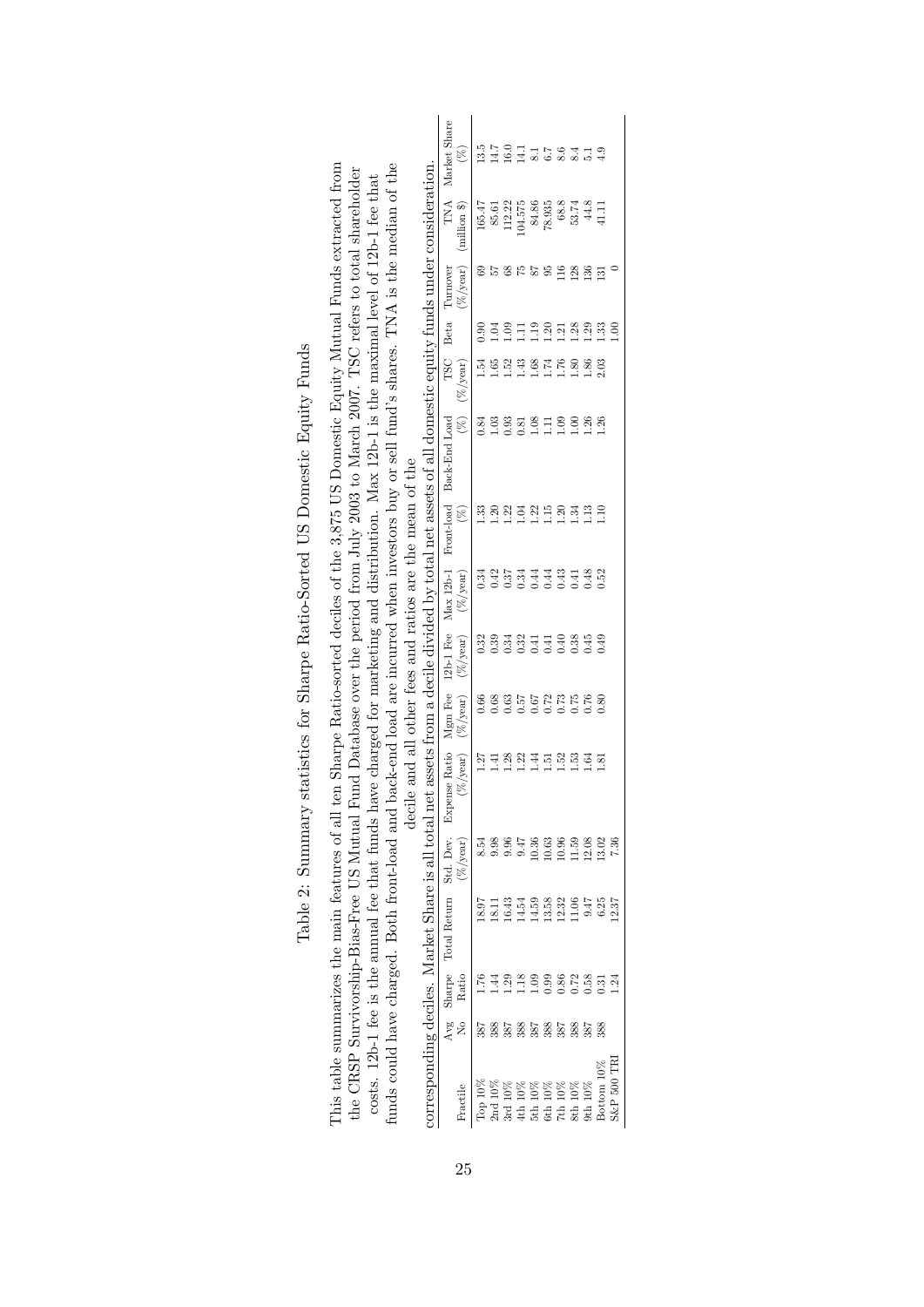# Table 2: Summary statistics for Sharpe Ratio-Sorted US Domestic Equity Funds

This table summarizes the main features of all ten Sharpe Ratio-sorted deciles of the 3,875 US Domestic Equity Mutual Funds extracted from the CRSP Survivorship-Bias-Free US Mutual Fund Database over the period from July 2003 to March 2007. TSC refers to total shareholder costs. 12b-1 fee is the annual fee that funds have charged for marketing and distribution. Max 12b-1 is the maximal level of 12b-1 fee that funds could have charged. Both front-load and back-end load are incurred when investors buy or sell fund's shares. TNA is the median of the decile and all other fees and ratios are the mean of the corresponding deciles. Market Share is all total net assets from a decile divided by total net assets of all domestic equity funds under consideration.

| Fractile | Avg No | Sharpe Ratio | Total Return | Std. Dev. (%/year) | Expense Ratio (%/year) | Mgm Fee (%/year) | 12b-1 Fee (%/year) | Max 12b-1 (%/year) | Front-load (%) | Back-End Load (%) | TSC (%/year) | Beta | Turnover (%/year) | TNA (million $) | Market Share (%) |
|---|---|---|---|---|---|---|---|---|---|---|---|---|---|---|---|
| Top 10% | 387 | 1.76 | 18.97 | 8.54 | 1.27 | 0.66 | 0.32 | 0.34 | 1.33 | 0.84 | 1.54 | 0.90 | 69 | 165.47 | 13.5 |
| 2nd 10% | 388 | 1.44 | 18.11 | 9.98 | 1.41 | 0.68 | 0.39 | 0.42 | 1.20 | 1.03 | 1.65 | 1.04 | 57 | 85.61 | 14.7 |
| 3rd 10% | 387 | 1.29 | 16.43 | 9.96 | 1.28 | 0.63 | 0.34 | 0.37 | 1.22 | 0.93 | 1.52 | 1.09 | 68 | 112.22 | 16.0 |
| 4th 10% | 388 | 1.18 | 14.54 | 9.47 | 1.22 | 0.57 | 0.32 | 0.34 | 1.04 | 0.81 | 1.43 | 1.11 | 75 | 104.575 | 14.1 |
| 5th 10% | 387 | 1.09 | 14.59 | 10.36 | 1.44 | 0.67 | 0.41 | 0.44 | 1.22 | 1.08 | 1.68 | 1.19 | 87 | 84.86 | 8.1 |
| 6th 10% | 388 | 0.99 | 13.58 | 10.63 | 1.51 | 0.72 | 0.41 | 0.44 | 1.15 | 1.11 | 1.74 | 1.20 | 95 | 78.935 | 6.7 |
| 7th 10% | 387 | 0.86 | 12.32 | 10.96 | 1.52 | 0.73 | 0.40 | 0.43 | 1.20 | 1.09 | 1.76 | 1.21 | 116 | 68.8 | 8.6 |
| 8th 10% | 388 | 0.72 | 11.06 | 11.59 | 1.53 | 0.75 | 0.38 | 0.41 | 1.34 | 1.00 | 1.80 | 1.28 | 128 | 53.74 | 8.4 |
| 9th 10% | 387 | 0.58 | 9.47 | 12.08 | 1.64 | 0.76 | 0.45 | 0.48 | 1.13 | 1.26 | 1.86 | 1.29 | 136 | 44.8 | 5.1 |
| Bottom 10% | 388 | 0.31 | 6.25 | 13.02 | 1.81 | 0.80 | 0.49 | 0.52 | 1.10 | 1.26 | 2.03 | 1.33 | 131 | 41.11 | 4.9 |
| S&P 500 TRI | | 1.24 | 12.37 | 7.36 | | | | | | | | 1.00 | 0 | | |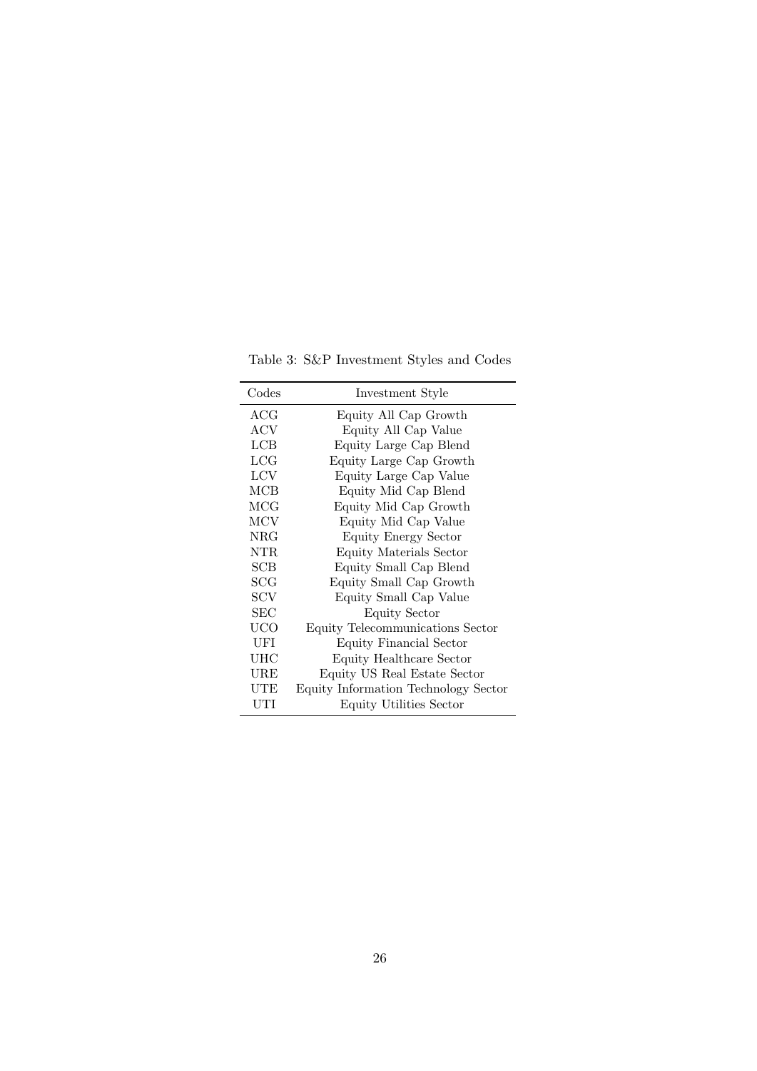Table 3: S&P Investment Styles and Codes

| Codes | Investment Style |
|---|---|
| ACG | Equity All Cap Growth |
| ACV | Equity All Cap Value |
| LCB | Equity Large Cap Blend |
| LCG | Equity Large Cap Growth |
| LCV | Equity Large Cap Value |
| MCB | Equity Mid Cap Blend |
| MCG | Equity Mid Cap Growth |
| MCV | Equity Mid Cap Value |
| NRG | Equity Energy Sector |
| NTR | Equity Materials Sector |
| SCB | Equity Small Cap Blend |
| SCG | Equity Small Cap Growth |
| SCV | Equity Small Cap Value |
| SEC | Equity Sector |
| UCO | Equity Telecommunications Sector |
| UFI | Equity Financial Sector |
| UHC | Equity Healthcare Sector |
| URE | Equity US Real Estate Sector |
| UTE | Equity Information Technology Sector |
| UTI | Equity Utilities Sector |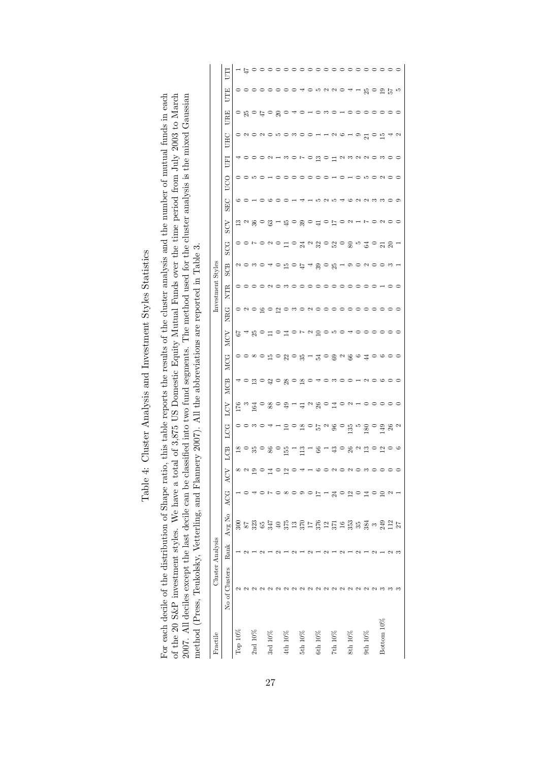# Table 4: Cluster Analysis and Investment Styles Statistics

For each decile of the distribution of Shape ratio, this table reports the results of the cluster analysis and the number of mutual funds in each of the 20 S&P investment styles. We have a total of 3,875 US Domestic Equity Mutual Funds over the time period from July 2003 to March 2007. All deciles except the last decile can be classified into two fund segments. The method used for the cluster analysis is the mixed Gaussian method (Press, Teukolsky, Vetterling, and Flannery 2007). All the abbreviations are reported in Table 3.

| Fractile | Cluster Analysis | | | Investment Styles | | | | | | | | | | | | | | | | | | | |
|---|---|---|---|---|---|---|---|---|---|---|---|---|---|---|---|---|---|---|---|---|---|---|---|
| | No of Clusters | Rank | Avg No | ACG | ACV | LCB | LCG | LCV | MCB | MCG | MCV | NRG | NTR | SCB | SCG | SCV | SEC | UCO | UFI | UHC | URE | UTE | UTI |
| Top 10% | 2 | 1 | 300 | 1 | 8 | 18 | 0 | 176 | 4 | 0 | 67 | 0 | 0 | 2 | 0 | 13 | 6 | 0 | 4 | 0 | 0 | 0 | 1 |
| | 2 | 2 | 87 | 0 | 2 | 0 | 0 | 3 | 0 | 0 | 4 | 2 | 0 | 0 | 0 | 2 | 0 | 0 | 0 | 2 | 25 | 0 | 47 |
| 2nd 10% | 2 | 1 | 323 | 4 | 19 | 35 | 3 | 164 | 13 | 8 | 25 | 0 | 0 | 3 | 7 | 36 | 1 | 5 | 0 | 0 | 0 | 0 | 0 |
| | 2 | 2 | 65 | 0 | 0 | 0 | 0 | 0 | 0 | 0 | 0 | 16 | 0 | 0 | 0 | 0 | 0 | 0 | 0 | 2 | 47 | 0 | 0 |
| 3rd 10% | 2 | 1 | 347 | 7 | 14 | 86 | 4 | 88 | 42 | 15 | 11 | 0 | 2 | 4 | 2 | 63 | 6 | 1 | 2 | 0 | 0 | 0 | 0 |
| | 2 | 2 | 40 | 0 | 0 | 0 | 1 | 0 | 0 | 0 | 0 | 12 | 0 | 0 | 0 | 1 | 0 | 0 | 1 | 5 | 20 | 0 | 0 |
| 4th 10% | 2 | 1 | 375 | 8 | 12 | 155 | 10 | 49 | 28 | 22 | 14 | 0 | 3 | 15 | 11 | 45 | 0 | 0 | 3 | 0 | 0 | 0 | 0 |
| | 2 | 2 | 13 | 0 | 0 | 1 | 0 | 1 | 0 | 0 | 0 | 3 | 0 | 0 | 0 | 0 | 1 | 0 | 0 | 3 | 4 | 0 | 0 |
| 5th 10% | 2 | 1 | 370 | 9 | 4 | 113 | 18 | 41 | 18 | 35 | 7 | 0 | 0 | 47 | 24 | 39 | 4 | 0 | 7 | 0 | 0 | 4 | 0 |
| | 2 | 2 | 17 | 0 | 1 | 1 | 0 | 2 | 0 | 1 | 2 | 2 | 0 | 4 | 2 | 0 | 1 | 0 | 0 | 0 | 1 | 0 | 0 |
| 6th 10% | 2 | 1 | 376 | 17 | 6 | 66 | 57 | 26 | 4 | 54 | 10 | 0 | 0 | 39 | 32 | 41 | 5 | 0 | 13 | 1 | 0 | 5 | 0 |
| | 2 | 2 | 12 | 1 | 0 | 1 | 2 | 0 | 0 | 0 | 0 | 0 | 0 | 0 | 0 | 0 | 2 | 0 | 0 | 1 | 3 | 2 | 0 |
| 7th 10% | 2 | 1 | 371 | 24 | 2 | 43 | 96 | 14 | 3 | 69 | 5 | 0 | 0 | 25 | 52 | 17 | 5 | 1 | 11 | 2 | 0 | 2 | 0 |
| | 2 | 2 | 16 | 0 | 0 | 0 | 0 | 0 | 0 | 2 | 0 | 0 | 0 | 1 | 0 | 0 | 4 | 0 | 2 | 6 | 1 | 0 | 0 |
| 8th 10% | 2 | 1 | 353 | 12 | 2 | 26 | 135 | 2 | 0 | 66 | 4 | 0 | 0 | 9 | 80 | 2 | 6 | 1 | 3 | 1 | 0 | 4 | 0 |
| | 2 | 2 | 35 | 0 | 0 | 2 | 5 | 1 | 1 | 6 | 0 | 0 | 0 | 0 | 5 | 1 | 2 | 0 | 2 | 9 | 0 | 1 | 0 |
| 9th 10% | 2 | 1 | 384 | 14 | 3 | 13 | 180 | 0 | 2 | 44 | 0 | 0 | 0 | 2 | 64 | 7 | 2 | 5 | 2 | 21 | 0 | 25 | 0 |
| | 2 | 2 | 3 | 0 | 0 | 0 | 0 | 0 | 0 | 0 | 0 | 0 | 0 | 0 | 0 | 0 | 3 | 0 | 0 | 0 | 0 | 0 | 0 |
| Bottom 10% | 3 | 1 | 249 | 10 | 0 | 12 | 149 | 0 | 6 | 6 | 0 | 0 | 1 | 0 | 21 | 2 | 3 | 2 | 3 | 15 | 0 | 19 | 0 |
| | 3 | 2 | 112 | 2 | 0 | 0 | 26 | 0 | 0 | 0 | 0 | 0 | 0 | 3 | 20 | 0 | 0 | 0 | 0 | 4 | 0 | 57 | 0 |
| | 3 | 3 | 27 | 1 | 0 | 6 | 2 | 0 | 0 | 0 | 0 | 0 | 0 | 1 | 1 | 0 | 9 | 0 | 0 | 2 | 0 | 5 | 0 |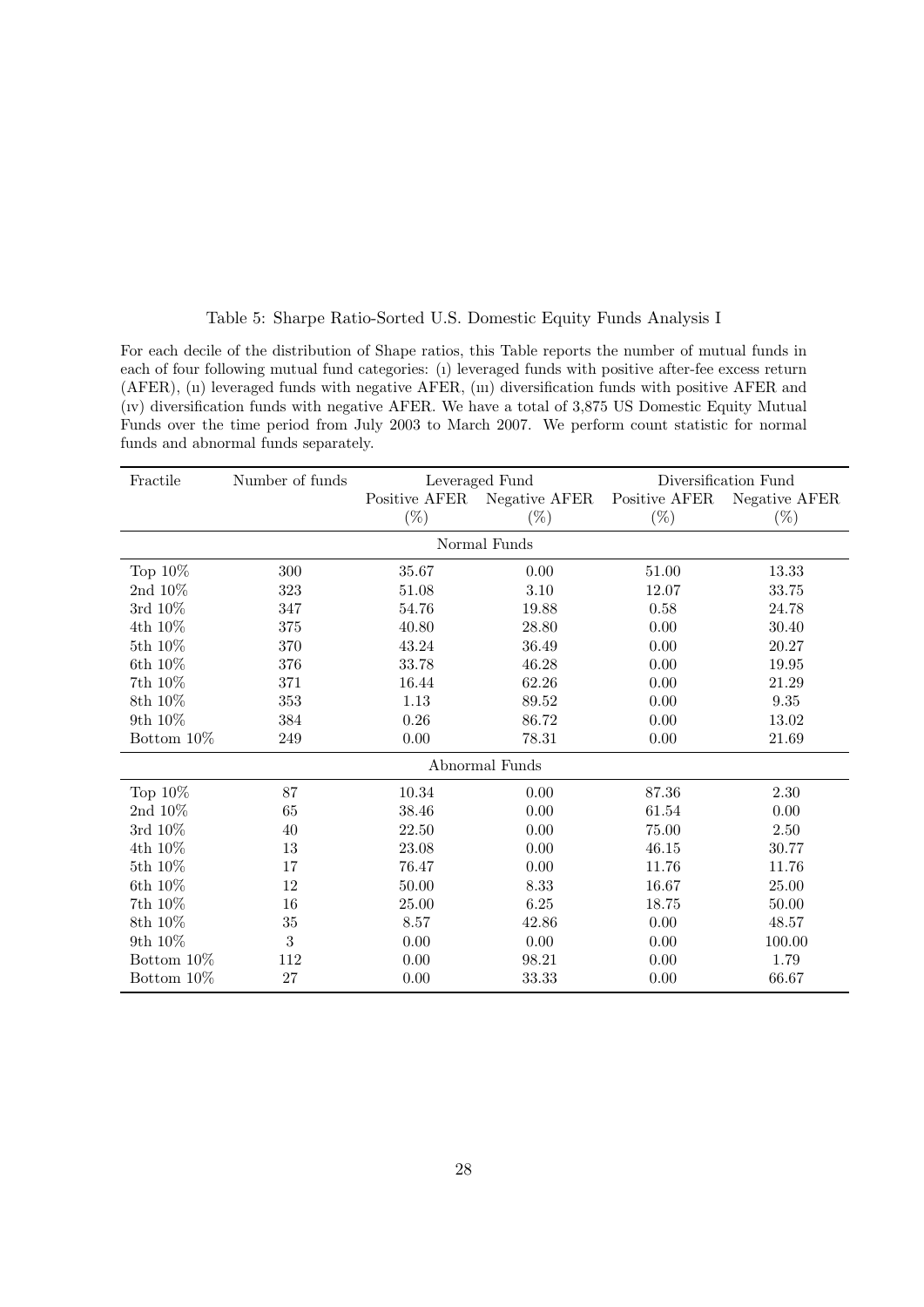Table 5: Sharpe Ratio-Sorted U.S. Domestic Equity Funds Analysis I

For each decile of the distribution of Shape ratios, this Table reports the number of mutual funds in each of four following mutual fund categories: (i) leveraged funds with positive after-fee excess return (AFER), (ii) leveraged funds with negative AFER, (iii) diversification funds with positive AFER and (iv) diversification funds with negative AFER. We have a total of 3,875 US Domestic Equity Mutual Funds over the time period from July 2003 to March 2007. We perform count statistic for normal funds and abnormal funds separately.

| Fractile | Number of funds | Leveraged Fund | | Diversification Fund | |
|---|---|---|---|---|---|
| | | Positive AFER (%) | Negative AFER (%) | Positive AFER (%) | Negative AFER (%) |
| | | Normal Funds | | | |
| Top 10% | 300 | 35.67 | 0.00 | 51.00 | 13.33 |
| 2nd 10% | 323 | 51.08 | 3.10 | 12.07 | 33.75 |
| 3rd 10% | 347 | 54.76 | 19.88 | 0.58 | 24.78 |
| 4th 10% | 375 | 40.80 | 28.80 | 0.00 | 30.40 |
| 5th 10% | 370 | 43.24 | 36.49 | 0.00 | 20.27 |
| 6th 10% | 376 | 33.78 | 46.28 | 0.00 | 19.95 |
| 7th 10% | 371 | 16.44 | 62.26 | 0.00 | 21.29 |
| 8th 10% | 353 | 1.13 | 89.52 | 0.00 | 9.35 |
| 9th 10% | 384 | 0.26 | 86.72 | 0.00 | 13.02 |
| Bottom 10% | 249 | 0.00 | 78.31 | 0.00 | 21.69 |
| | | Abnormal Funds | | | |
| Top 10% | 87 | 10.34 | 0.00 | 87.36 | 2.30 |
| 2nd 10% | 65 | 38.46 | 0.00 | 61.54 | 0.00 |
| 3rd 10% | 40 | 22.50 | 0.00 | 75.00 | 2.50 |
| 4th 10% | 13 | 23.08 | 0.00 | 46.15 | 30.77 |
| 5th 10% | 17 | 76.47 | 0.00 | 11.76 | 11.76 |
| 6th 10% | 12 | 50.00 | 8.33 | 16.67 | 25.00 |
| 7th 10% | 16 | 25.00 | 6.25 | 18.75 | 50.00 |
| 8th 10% | 35 | 8.57 | 42.86 | 0.00 | 48.57 |
| 9th 10% | 3 | 0.00 | 0.00 | 0.00 | 100.00 |
| Bottom 10% | 112 | 0.00 | 98.21 | 0.00 | 1.79 |
| Bottom 10% | 27 | 0.00 | 33.33 | 0.00 | 66.67 |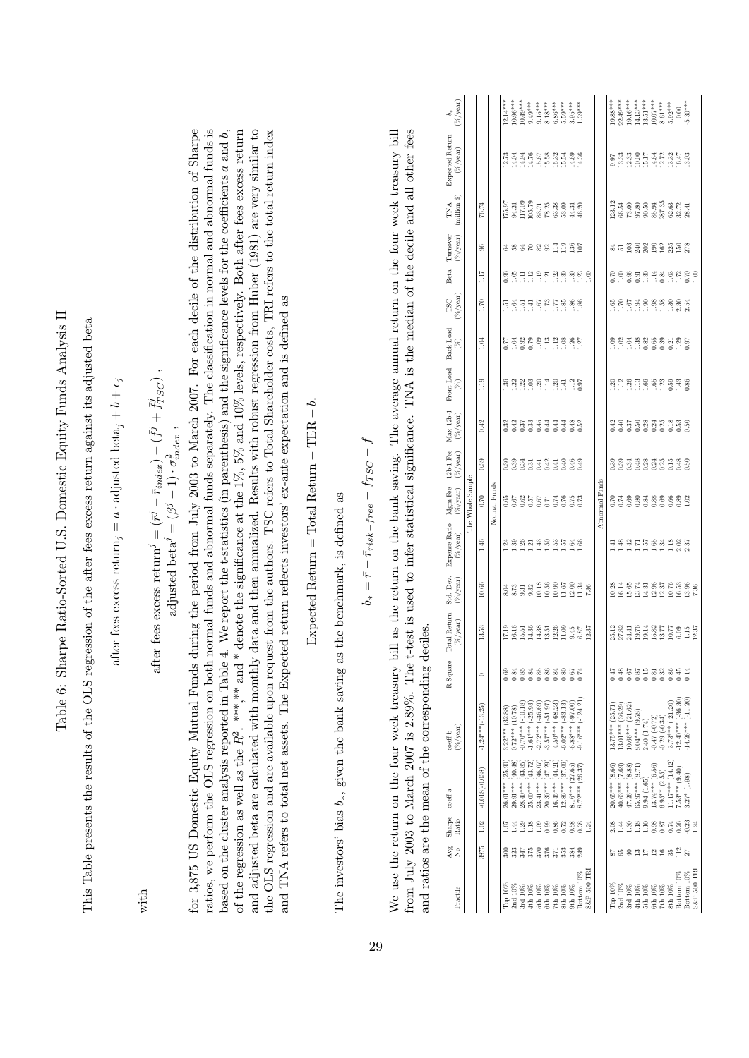# Table 6: Sharpe Ratio-Sorted U.S. Domestic Equity Funds Analysis II

This Table presents the results of the OLS regression of the after fees excess return against its adjusted beta

$$\text{after fees excess return}_j = a \cdot \text{adjusted beta}_j + b + \epsilon_j$$

with

$$\text{after fees excess return}^j = (\bar{r}^j - \bar{r}_{index}) - (\bar{f}^j + \bar{f}^j_{TSC}) ,$$
$$\text{adjusted beta}^j = (\beta^j - 1) \cdot \sigma^2_{index} ,$$

for 3,875 US Domestic Equity Mutual Funds during the period from July 2003 to March 2007. For each decile of the distribution of Sharpe ratios, we perform the OLS regression on both normal funds and abnormal funds separately. The classification in normal and abnormal funds is based on the cluster analysis reported in Table 4. We report the t-statistics (in parenthesis) and the significance levels for the coefficients $a$ and $b$, of the regression as well as the $R^2$. ***,** and * denote the significance at the 1%, 5% and 10% levels, respectively. Both after fees excess return and adjusted beta are calculated with monthly data and then annualized. Results with robust regression from Huber (1981) are very similar to the OLS regression and are available upon request from the authors. TSC refers to Total Shareholder costs, TRI refers to the total return index and TNA refers to total net assets. The Expected return reflects investors' ex-ante expectation and is defined as

$$\text{Expected Return} = \text{Total Return} - \text{TER} - b.$$

The investors' bias $b_*$, given the bank saving as the benchmark, is defined as

$$b_* = \bar{r} - \bar{r}_{risk-free} - f_{TSC} - f$$

We use the return on the four week treasury bill as the return on the bank saving. The average annual return on the four week treasury bill from July 2003 to March 2007 is 2.89%. The t-test is used to infer statistical significance. TNA is the median of the decile and all other fees and ratios are the mean of the corresponding deciles.

| Fractile | Avg No | Sharpe Ratio | coeff a | coeff b (%/year) | R Square | Total Return (%/year) | Std. Dev. (%/year) | Expense Ratio (%/year) | Mgm Fee (%/year) | 12b-1 Fee (%/year) | Max 12b-1 (%/year) | Front Load (%) | Back Load (%) | TSC (%/year) | Beta | Turnover (%/year) | TNA (million $) | Expected Return (%/year) | $b_*$ (%/year) |
|---|---|---|---|---|---|---|---|---|---|---|---|---|---|---|---|---|---|---|---|
| The Whole Sample | | | | | | | | | | | | | | | | | | | |
| | 3875 | 1.02 | -0.018(-0.038) | -1.24***(-13.25) | 0 | 13.53 | 10.66 | 1.46 | 0.70 | 0.39 | 0.42 | 1.19 | 1.04 | 1.70 | 1.17 | 96 | 76.74 | | |
| Normal Funds | | | | | | | | | | | | | | | | | | | |
| Top 10% | 300 | 1.67 | 26.01*** (25.90) | 3.22*** (32.88) | 0.69 | 17.19 | 8.04 | 1.24 | 0.65 | 0.30 | 0.32 | 1.36 | 0.77 | 1.51 | 0.96 | 64 | 175.97 | 12.73 | 12.14*** |
| 2nd 10% | 323 | 1.44 | 29.91*** (40.48) | 0.72*** (10.78) | 0.84 | 16.16 | 8.73 | 1.39 | 0.67 | 0.39 | 0.42 | 1.22 | 1.04 | 1.64 | 1.05 | 58 | 94.24 | 14.04 | 10.96*** |
| 3rd 10% | 347 | 1.29 | 28.40*** (43.85) | -0.76*** (-10.18) | 0.85 | 15.51 | 9.31 | 1.26 | 0.62 | 0.34 | 0.37 | 1.22 | 0.92 | 1.51 | 1.11 | 64 | 117.09 | 14.94 | 10.49*** |
| 4th 10% | 375 | 1.18 | 25.00*** (43.72) | -1.61*** (-25.93) | 0.84 | 14.36 | 9.32 | 1.21 | 0.57 | 0.31 | 0.33 | 1.03 | 0.79 | 1.41 | 1.12 | 70 | 105.79 | 14.76 | 9.49*** |
| 5th 10% | 370 | 1.09 | 23.41*** (46.07) | -2.72*** (-36.69) | 0.85 | 14.38 | 10.18 | 1.43 | 0.67 | 0.41 | 0.45 | 1.20 | 1.09 | 1.67 | 1.19 | 82 | 83.71 | 15.67 | 9.15*** |
| 6th 10% | 376 | 0.99 | 20.30*** (47.29) | -3.57*** (-51.97) | 0.86 | 13.51 | 10.56 | 1.50 | 0.71 | 0.42 | 0.44 | 1.14 | 1.13 | 1.73 | 1.21 | 92 | 78.25 | 15.58 | 8.18*** |
| 7th 10% | 371 | 0.86 | 16.45*** (44.21) | -4.59*** (-68.23) | 0.84 | 12.26 | 10.90 | 1.53 | 0.74 | 0.41 | 0.44 | 1.20 | 1.12 | 1.77 | 1.22 | 114 | 63.38 | 15.32 | 6.86*** |
| 8th 10% | 353 | 0.72 | 12.86*** (37.06) | -6.02*** (-83.13) | 0.80 | 11.09 | 11.67 | 1.57 | 0.76 | 0.40 | 0.44 | 1.41 | 1.08 | 1.85 | 1.30 | 119 | 53.09 | 15.54 | 5.59*** |
| 9th 10% | 384 | 0.58 | 8.16*** (27.65) | -7.68*** (-97.00) | 0.67 | 9.45 | 12.00 | 1.64 | 0.75 | 0.46 | 0.48 | 1.12 | 1.26 | 1.86 | 1.30 | 136 | 44.34 | 14.69 | 3.95*** |
| Bottom 10% | 249 | 0.38 | 8.72*** (26.37) | -9.16*** (-121.21) | 0.74 | 6.87 | 11.34 | 1.66 | 0.73 | 0.49 | 0.52 | 0.97 | 1.27 | 1.86 | 1.23 | 107 | 46.20 | 14.36 | 1.39*** |
| S&P 500 TRI | | 1.24 | | | | 12.37 | 7.36 | | | | | | | | 1.00 | | | | |
| Abnormal Funds | | | | | | | | | | | | | | | | | | | |
| Top 10% | 87 | 2.08 | 20.65*** (8.66) | 13.75*** (25.71) | 0.47 | 25.12 | 10.28 | 1.41 | 0.70 | 0.39 | 0.42 | 1.20 | 1.09 | 1.65 | 0.70 | 84 | 123.12 | 9.97 | 19.88*** |
| 2nd 10% | 65 | 1.44 | 40.63*** (7.69) | 13.01*** (36.29) | 0.48 | 27.82 | 16.14 | 1.48 | 0.74 | 0.39 | 0.40 | 1.12 | 1.02 | 1.70 | 1.00 | 51 | 66.54 | 13.33 | 22.49*** |
| 3rd 10% | 40 | 1.30 | 47.26*** (8.88) | 10.66*** (21.62) | 0.67 | 24.41 | 15.65 | 1.42 | 0.69 | 0.34 | 0.37 | 1.26 | 1.04 | 1.67 | 0.96 | 103 | 73.00 | 12.33 | 19.16*** |
| 4th 10% | 13 | 1.18 | 65.97*** (8.71) | 8.04*** (9.58) | 0.87 | 19.76 | 13.74 | 1.71 | 0.80 | 0.48 | 0.50 | 1.13 | 1.38 | 1.94 | 0.91 | 240 | 97.80 | 10.00 | 14.13*** |
| 5th 10% | 17 | 1.10 | 9.94 (1.65) | 2.40 (1.74) | 0.15 | 19.14 | 14.31 | 1.57 | 0.84 | 0.28 | 0.28 | 1.66 | 0.82 | 1.90 | 1.30 | 202 | 90.50 | 15.17 | 13.51*** |
| 6th 10% | 12 | 0.98 | 13.74** (6.56) | -0.47 (-0.72) | 0.81 | 15.82 | 12.96 | 1.65 | 0.88 | 0.24 | 0.24 | 1.65 | 0.65 | 1.98 | 1.14 | 190 | 85.94 | 14.64 | 10.67*** |
| 7th 10% | 16 | 0.87 | 6.95** (2.55) | -0.29 (-0.34) | 0.32 | 13.77 | 12.37 | 1.34 | 0.69 | 0.25 | 0.25 | 1.23 | 0.39 | 1.58 | 0.84 | 162 | 287.35 | 12.72 | 8.61*** |
| 8th 10% | 35 | 0.74 | 11.17*** (14.12) | -3.73*** (-21.20) | 0.86 | 10.77 | 10.76 | 1.18 | 0.66 | 0.15 | 0.18 | 0.59 | 0.21 | 1.30 | 1.03 | 225 | 62.63 | 13.32 | 5.92*** |
| Bottom 10% | 112 | 0.26 | 7.53*** (9.40) | -12.40*** (-36.30) | 0.45 | 6.09 | 16.53 | 2.02 | 0.89 | 0.48 | 0.53 | 1.43 | 1.29 | 2.30 | 1.72 | 150 | 32.72 | 16.47 | 0.00 |
| Bottom 10% | 27 | -0.23 | 3.27* (1.98) | -14.26*** (-11.20) | 0.14 | 1.15 | 13.96 | 2.37 | 1.02 | 0.50 | 0.50 | 0.86 | 0.97 | 2.54 | 0.70 | 278 | 28.41 | 13.03 | -5.30*** |
| S&P 500 TRI | | 1.24 | | | | 12.37 | 7.36 | | | | | | | | 1.00 | | | | |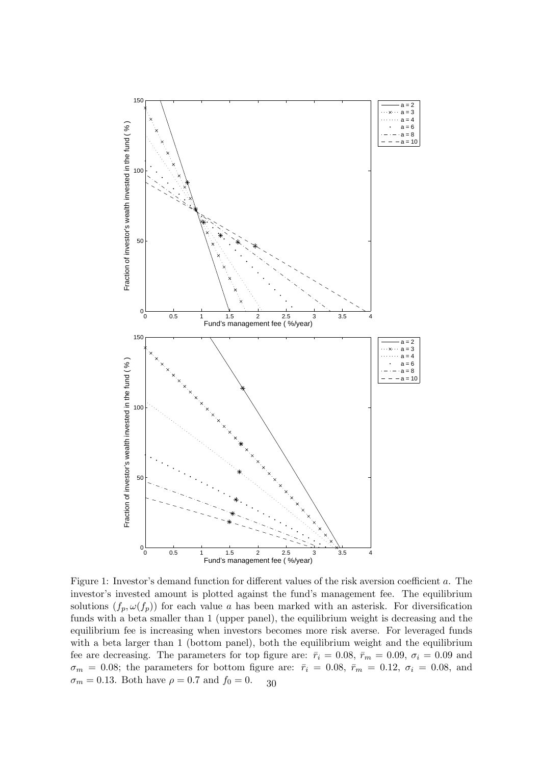Figure 1: Investor's demand function for different values of the risk aversion coefficient $a$. The investor's invested amount is plotted against the fund's management fee. The equilibrium solutions $(f_p, \omega(f_p))$ for each value $a$ has been marked with an asterisk. For diversification funds with a beta smaller than 1 (upper panel), the equilibrium weight is decreasing and the equilibrium fee is increasing when investors becomes more risk averse. For leveraged funds with a beta larger than 1 (bottom panel), both the equilibrium weight and the equilibrium fee are decreasing. The parameters for top figure are: $\bar{r}_i = 0.08$, $\bar{r}_m = 0.09$, $\sigma_i = 0.09$ and $\sigma_m = 0.08$; the parameters for bottom figure are: $\bar{r}_i = 0.08$, $\bar{r}_m = 0.12$, $\sigma_i = 0.08$, and $\sigma_m = 0.13$. Both have $\rho = 0.7$ and $f_0 = 0$.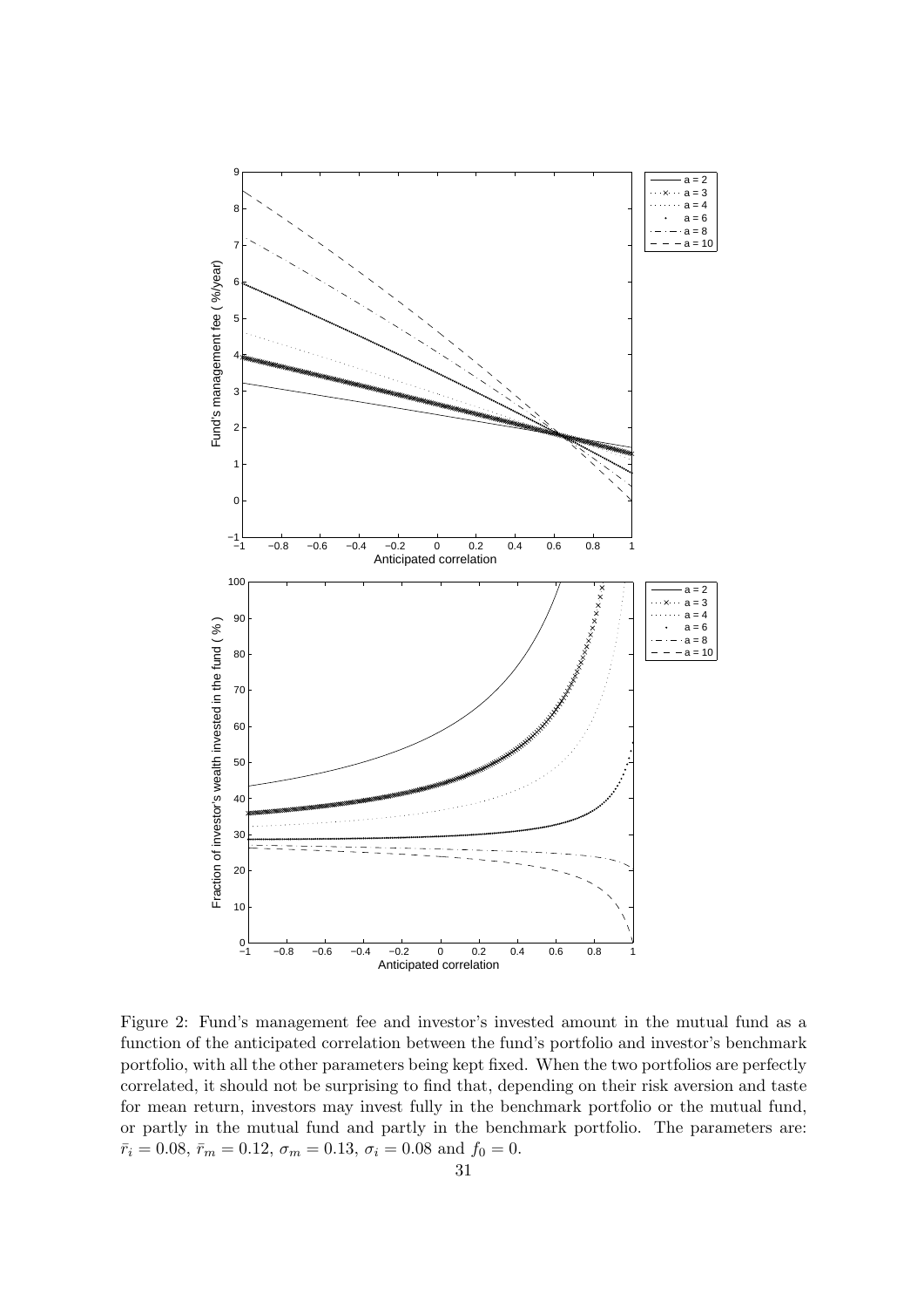Figure 2: Fund's management fee and investor's invested amount in the mutual fund as a function of the anticipated correlation between the fund's portfolio and investor's benchmark portfolio, with all the other parameters being kept fixed. When the two portfolios are perfectly correlated, it should not be surprising to find that, depending on their risk aversion and taste for mean return, investors may invest fully in the benchmark portfolio or the mutual fund, or partly in the mutual fund and partly in the benchmark portfolio. The parameters are: $\bar{r}_i = 0.08$, $\bar{r}_m = 0.12$, $\sigma_m = 0.13$, $\sigma_i = 0.08$ and $f_0 = 0$.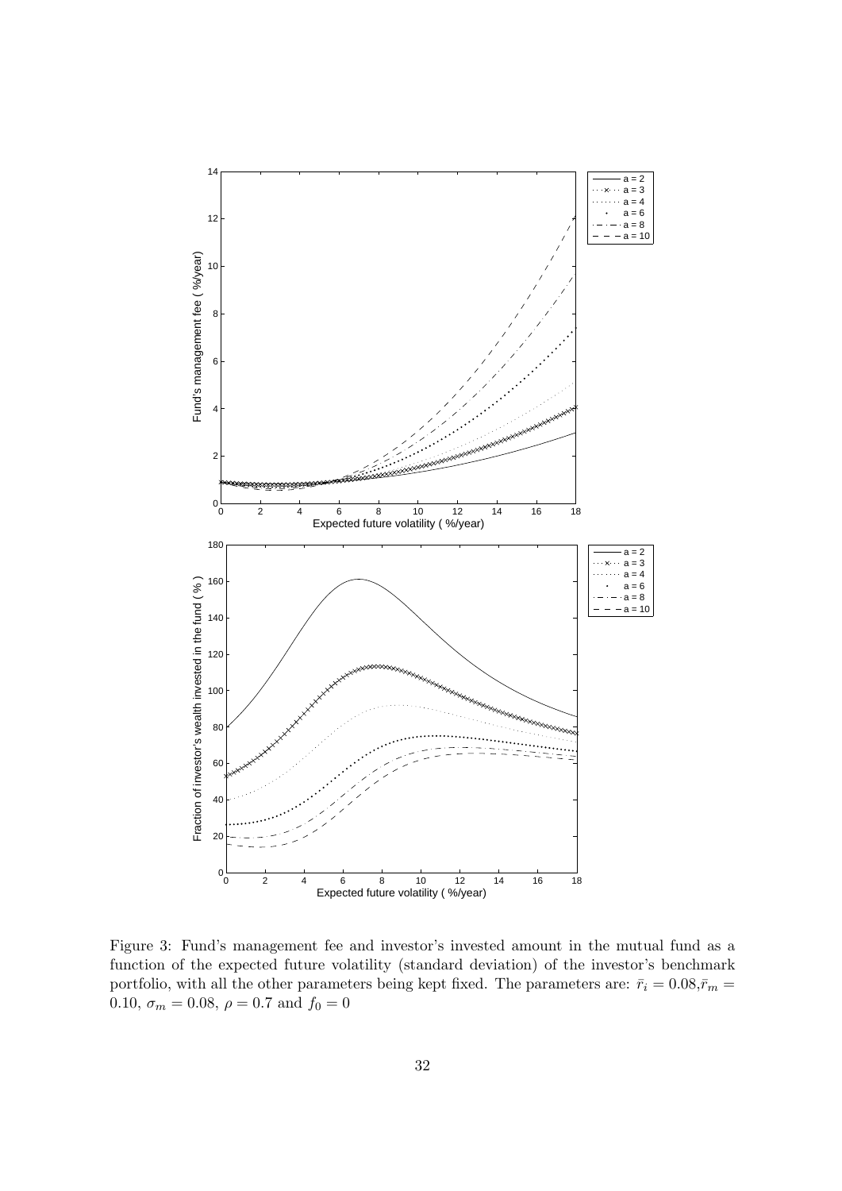Figure 3: Fund's management fee and investor's invested amount in the mutual fund as a function of the expected future volatility (standard deviation) of the investor's benchmark portfolio, with all the other parameters being kept fixed. The parameters are: $\bar{r}_i = 0.08$,$\bar{r}_m = 0.10$, $\sigma_m = 0.08$, $\rho = 0.7$ and $f_0 = 0$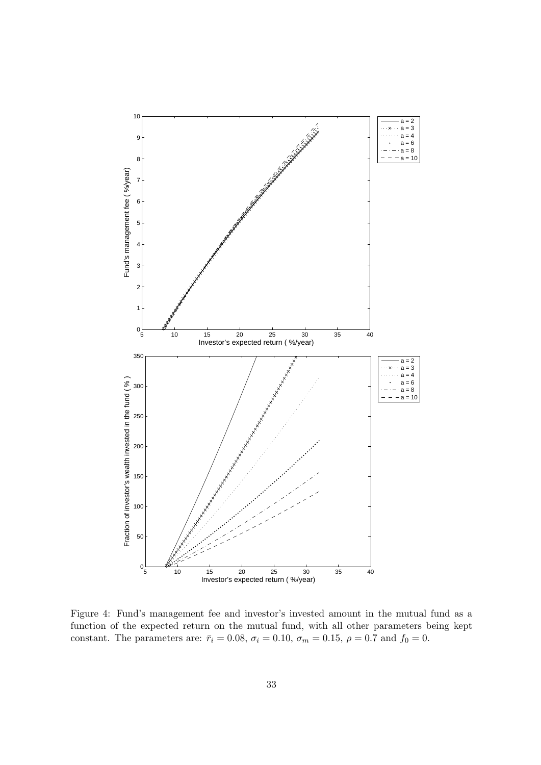Figure 4: Fund's management fee and investor's invested amount in the mutual fund as a function of the expected return on the mutual fund, with all other parameters being kept constant. The parameters are: $\bar{r}_i = 0.08$, $\sigma_i = 0.10$, $\sigma_m = 0.15$, $\rho = 0.7$ and $f_0 = 0$.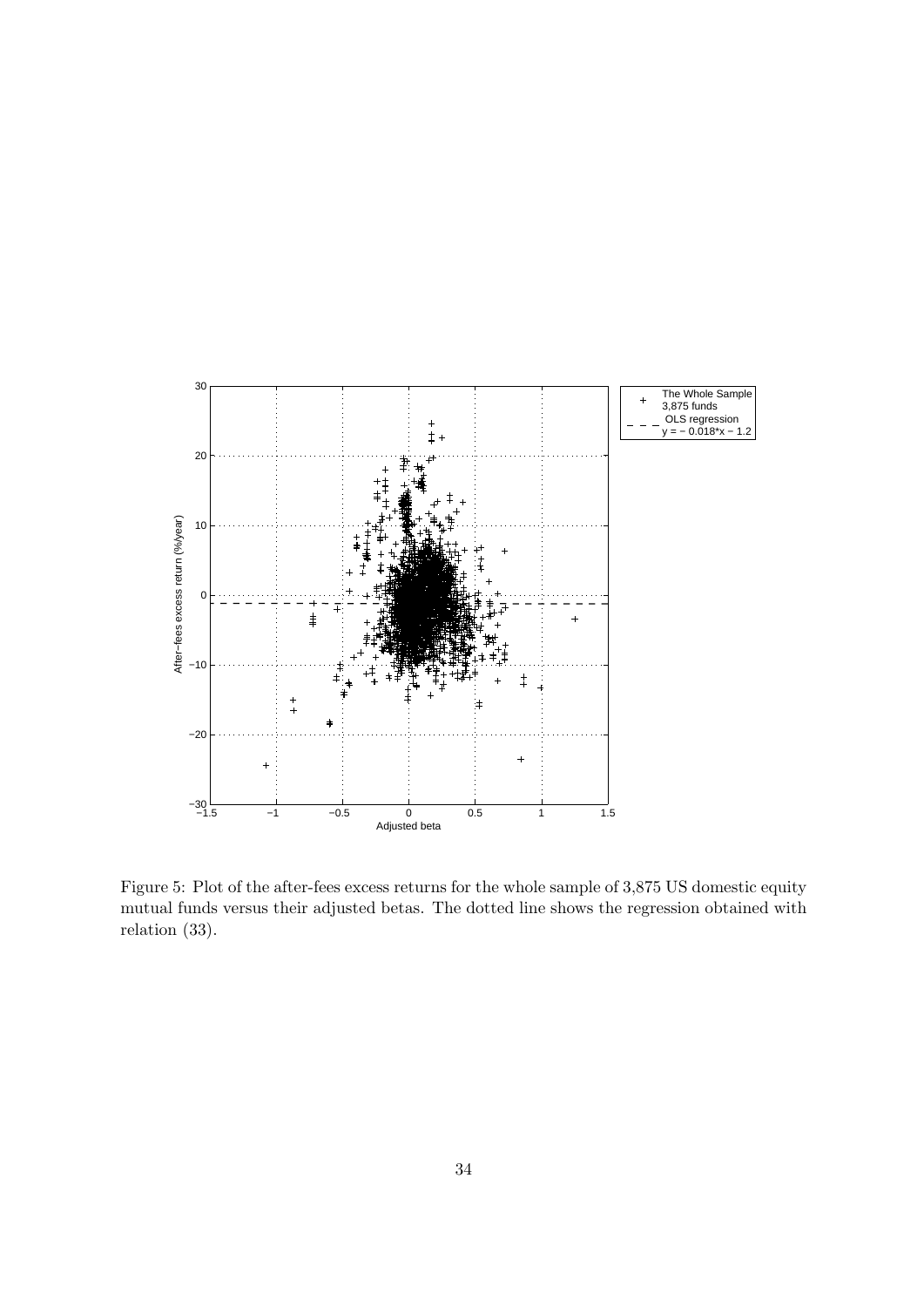Figure 5: Plot of the after-fees excess returns for the whole sample of 3,875 US domestic equity mutual funds versus their adjusted betas. The dotted line shows the regression obtained with relation (33).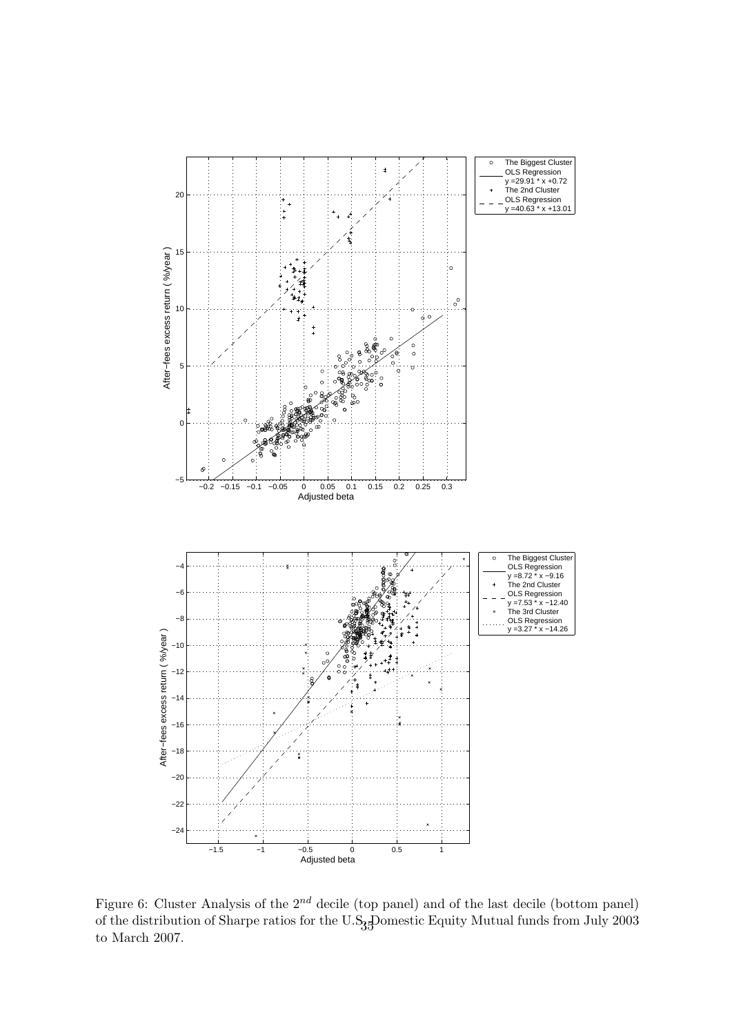Figure 6: Cluster Analysis of the $2^{nd}$ decile (top panel) and of the last decile (bottom panel) of the distribution of Sharpe ratios for the U.S. Domestic Equity Mutual funds from July 2003 to March 2007.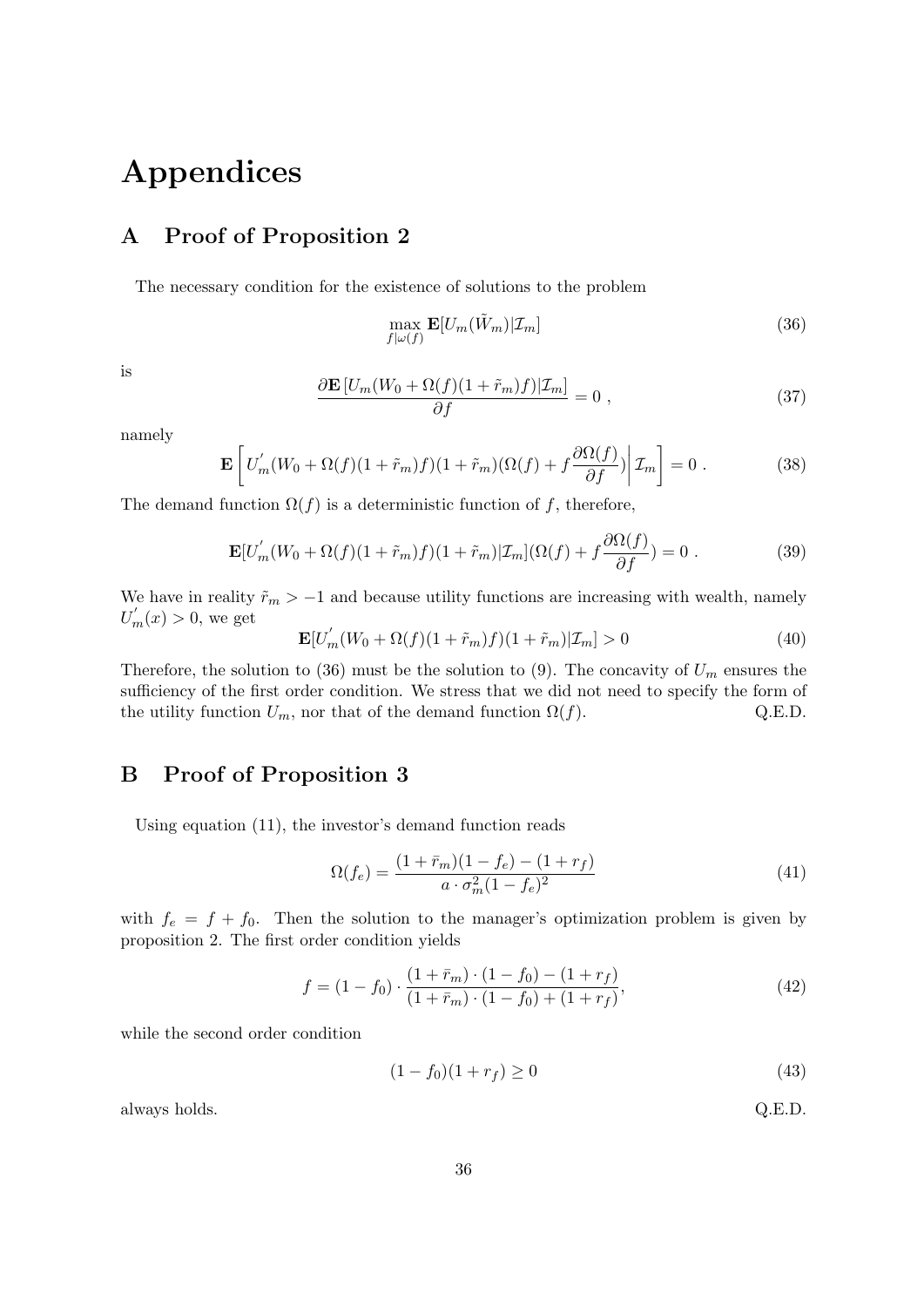# Appendices

## A Proof of Proposition 2

The necessary condition for the existence of solutions to the problem

$$\max_{f|\omega(f)} \mathbf{E}[U_m(\tilde{W}_m)|\mathcal{I}_m] \tag{36}$$

is

$$\frac{\partial \mathbf{E}\left[U_m(W_0 + \Omega(f)(1+\tilde{r}_m)f)|\mathcal{I}_m\right]}{\partial f} = 0 \ , \tag{37}$$

namely

$$\mathbf{E}\left[U_m^{'}(W_0 + \Omega(f)(1+\tilde{r}_m)f)(1+\tilde{r}_m)(\Omega(f) + f\frac{\partial \Omega(f)}{\partial f})\bigg|\,\mathcal{I}_m\right] = 0 \ . \tag{38}$$

The demand function $\Omega(f)$ is a deterministic function of $f$, therefore,

$$\mathbf{E}[U_m^{'}(W_0 + \Omega(f)(1+\tilde{r}_m)f)(1+\tilde{r}_m)|\mathcal{I}_m](\Omega(f) + f\frac{\partial \Omega(f)}{\partial f}) = 0 \ . \tag{39}$$

We have in reality $\tilde{r}_m > -1$ and because utility functions are increasing with wealth, namely $U_m^{'}(x) > 0$, we get

$$\mathbf{E}[U_m^{'}(W_0 + \Omega(f)(1+\tilde{r}_m)f)(1+\tilde{r}_m)|\mathcal{I}_m] > 0 \tag{40}$$

Therefore, the solution to (36) must be the solution to (9). The concavity of $U_m$ ensures the sufficiency of the first order condition. We stress that we did not need to specify the form of the utility function $U_m$, nor that of the demand function $\Omega(f)$. Q.E.D.

## B Proof of Proposition 3

Using equation (11), the investor's demand function reads

$$\Omega(f_e) = \frac{(1+\bar{r}_m)(1-f_e) - (1+r_f)}{a \cdot \sigma_m^2 (1-f_e)^2} \tag{41}$$

with $f_e = f + f_0$. Then the solution to the manager's optimization problem is given by proposition 2. The first order condition yields

$$f = (1-f_0) \cdot \frac{(1+\bar{r}_m) \cdot (1-f_0) - (1+r_f)}{(1+\bar{r}_m) \cdot (1-f_0) + (1+r_f)}, \tag{42}$$

while the second order condition

$$(1-f_0)(1+r_f) \geq 0 \tag{43}$$

always holds. Q.E.D.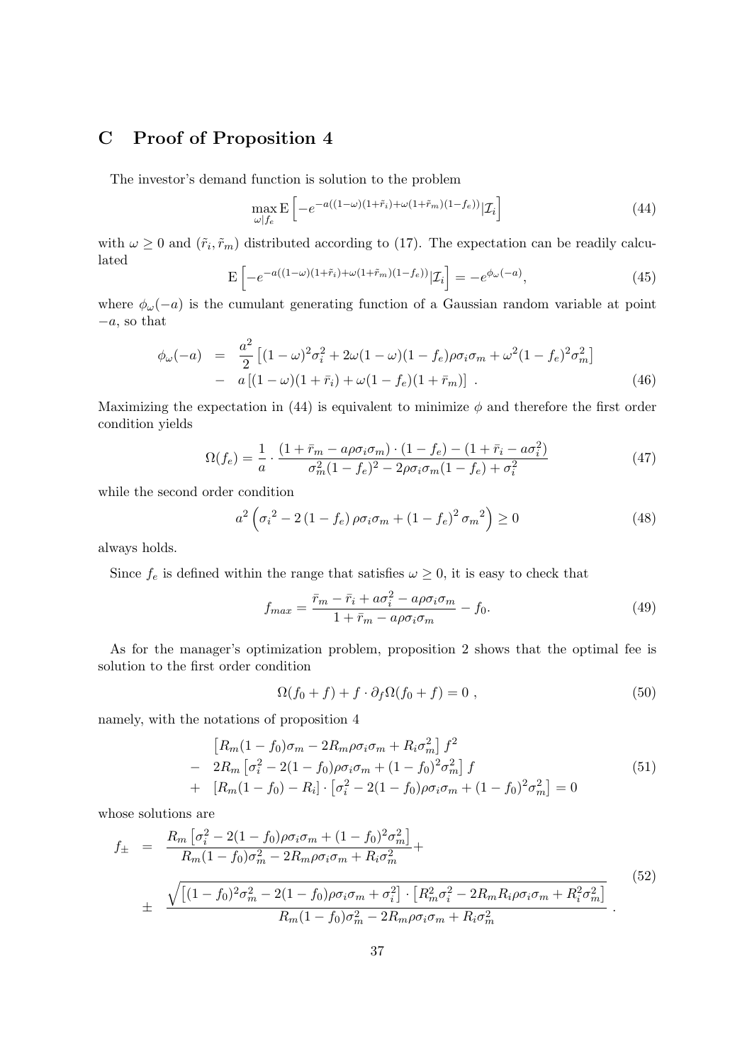# C Proof of Proposition 4

The investor's demand function is solution to the problem

$$
\max_{\omega|f_e} \mathrm{E}\left[-e^{-a((1-\omega)(1+\tilde{r}_i)+\omega(1+\tilde{r}_m)(1-f_e))}|\mathcal{I}_i\right] \tag{44}
$$

with $\omega \geq 0$ and $(\tilde{r}_i, \tilde{r}_m)$ distributed according to (17). The expectation can be readily calculated

$$
\mathrm{E}\left[-e^{-a((1-\omega)(1+\tilde{r}_i)+\omega(1+\tilde{r}_m)(1-f_e))}|\mathcal{I}_i\right] = -e^{\phi_\omega(-a)}, \tag{45}
$$

where $\phi_\omega(-a)$ is the cumulant generating function of a Gaussian random variable at point $-a$, so that

$$
\begin{aligned}
\phi_\omega(-a) &= \frac{a^2}{2}\left[(1-\omega)^2\sigma_i^2 + 2\omega(1-\omega)(1-f_e)\rho\sigma_i\sigma_m + \omega^2(1-f_e)^2\sigma_m^2\right] \\
&- a\left[(1-\omega)(1+\bar{r}_i) + \omega(1-f_e)(1+\bar{r}_m)\right] .
\end{aligned} \tag{46}
$$

Maximizing the expectation in (44) is equivalent to minimize $\phi$ and therefore the first order condition yields

$$
\Omega(f_e) = \frac{1}{a} \cdot \frac{(1+\bar{r}_m - a\rho\sigma_i\sigma_m)\cdot(1-f_e) - (1+\bar{r}_i - a\sigma_i^2)}{\sigma_m^2(1-f_e)^2 - 2\rho\sigma_i\sigma_m(1-f_e) + \sigma_i^2} \tag{47}
$$

while the second order condition

$$
a^2\left({\sigma_i}^2 - 2\left(1-f_e\right)\rho\sigma_i\sigma_m + \left(1-f_e\right)^2{\sigma_m}^2\right) \geq 0 \tag{48}
$$

always holds.

Since $f_e$ is defined within the range that satisfies $\omega \geq 0$, it is easy to check that

$$
f_{max} = \frac{\bar{r}_m - \bar{r}_i + a\sigma_i^2 - a\rho\sigma_i\sigma_m}{1+\bar{r}_m - a\rho\sigma_i\sigma_m} - f_0. \tag{49}
$$

As for the manager's optimization problem, proposition 2 shows that the optimal fee is solution to the first order condition

$$
\Omega(f_0 + f) + f \cdot \partial_f \Omega(f_0 + f) = 0 \ , \tag{50}
$$

namely, with the notations of proposition 4

$$
\begin{aligned}
&\left[R_m(1-f_0)\sigma_m - 2R_m\rho\sigma_i\sigma_m + R_i\sigma_m^2\right] f^2 \\
-\ & 2R_m\left[\sigma_i^2 - 2(1-f_0)\rho\sigma_i\sigma_m + (1-f_0)^2\sigma_m^2\right] f \\
+\ & \left[R_m(1-f_0) - R_i\right]\cdot\left[\sigma_i^2 - 2(1-f_0)\rho\sigma_i\sigma_m + (1-f_0)^2\sigma_m^2\right] = 0
\end{aligned} \tag{51}
$$

whose solutions are

$$
\begin{aligned}
f_\pm &= \frac{R_m\left[\sigma_i^2 - 2(1-f_0)\rho\sigma_i\sigma_m + (1-f_0)^2\sigma_m^2\right]}{R_m(1-f_0)\sigma_m^2 - 2R_m\rho\sigma_i\sigma_m + R_i\sigma_m^2} + \\
&\pm \frac{\sqrt{\left[(1-f_0)^2\sigma_m^2 - 2(1-f_0)\rho\sigma_i\sigma_m + \sigma_i^2\right]\cdot\left[R_m^2\sigma_i^2 - 2R_mR_i\rho\sigma_i\sigma_m + R_i^2\sigma_m^2\right]}}{R_m(1-f_0)\sigma_m^2 - 2R_m\rho\sigma_i\sigma_m + R_i\sigma_m^2} .
\end{aligned} \tag{52}
$$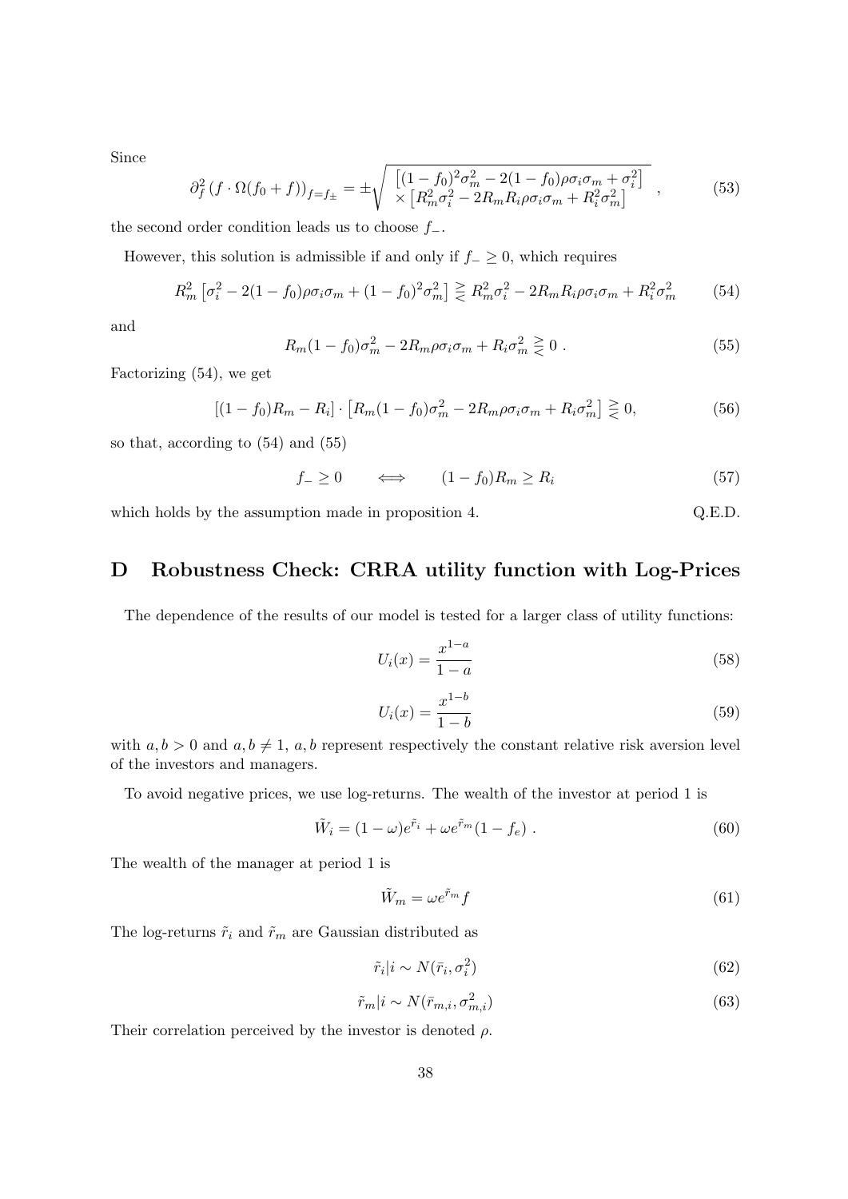Since

$$\partial_f^2 \left(f \cdot \Omega(f_0 + f)\right)_{f=f_\pm} = \pm \sqrt{\begin{array}{l} \left[(1-f_0)^2\sigma_m^2 - 2(1-f_0)\rho\sigma_i\sigma_m + \sigma_i^2\right] \\ \times \left[R_m^2\sigma_i^2 - 2R_mR_i\rho\sigma_i\sigma_m + R_i^2\sigma_m^2\right] \end{array}} , \tag{53}$$

the second order condition leads us to choose $f_-$.

However, this solution is admissible if and only if $f_- \geq 0$, which requires

$$R_m^2 \left[\sigma_i^2 - 2(1-f_0)\rho\sigma_i\sigma_m + (1-f_0)^2\sigma_m^2\right] \gtreqless R_m^2\sigma_i^2 - 2R_mR_i\rho\sigma_i\sigma_m + R_i^2\sigma_m^2 \tag{54}$$

and

$$R_m(1-f_0)\sigma_m^2 - 2R_m\rho\sigma_i\sigma_m + R_i\sigma_m^2 \gtreqless 0 \ . \tag{55}$$

Factorizing (54), we get

$$\left[(1-f_0)R_m - R_i\right] \cdot \left[R_m(1-f_0)\sigma_m^2 - 2R_m\rho\sigma_i\sigma_m + R_i\sigma_m^2\right] \gtreqless 0, \tag{56}$$

so that, according to (54) and (55)

$$f_- \geq 0 \qquad \Longleftrightarrow \qquad (1-f_0)R_m \geq R_i \tag{57}$$

which holds by the assumption made in proposition 4. Q.E.D.

# D Robustness Check: CRRA utility function with Log-Prices

The dependence of the results of our model is tested for a larger class of utility functions:

$$U_i(x) = \frac{x^{1-a}}{1-a} \tag{58}$$

$$U_i(x) = \frac{x^{1-b}}{1-b} \tag{59}$$

with $a, b > 0$ and $a, b \neq 1$, $a, b$ represent respectively the constant relative risk aversion level of the investors and managers.

To avoid negative prices, we use log-returns. The wealth of the investor at period 1 is

$$\tilde{W}_i = (1-\omega)e^{\tilde{r}_i} + \omega e^{\tilde{r}_m}(1-f_e) \ . \tag{60}$$

The wealth of the manager at period 1 is

$$\tilde{W}_m = \omega e^{\tilde{r}_m} f \tag{61}$$

The log-returns $\tilde{r}_i$ and $\tilde{r}_m$ are Gaussian distributed as

$$\tilde{r}_i | i \sim N(\bar{r}_i, \sigma_i^2) \tag{62}$$

$$\tilde{r}_m | i \sim N(\bar{r}_{m,i}, \sigma_{m,i}^2) \tag{63}$$

Their correlation perceived by the investor is denoted $\rho$.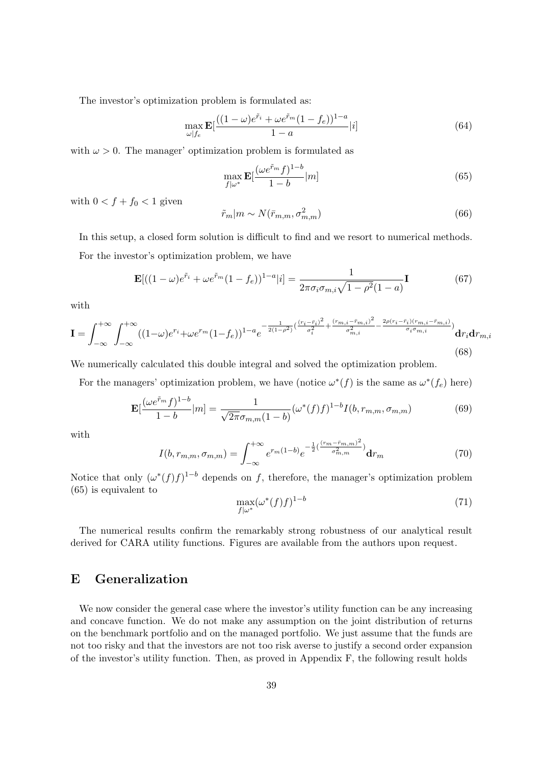The investor's optimization problem is formulated as:

$$\max_{\omega|f_e} \mathbf{E}[\frac{((1-\omega)e^{\tilde{r}_i} + \omega e^{\tilde{r}_m}(1-f_e))^{1-a}}{1-a}|i] \tag{64}$$

with $\omega > 0$. The manager' optimization problem is formulated as

$$\max_{f|\omega^*} \mathbf{E}[\frac{(\omega e^{\tilde{r}_m} f)^{1-b}}{1-b}|m] \tag{65}$$

with $0 < f + f_0 < 1$ given

$$\tilde{r}_m|m \sim N(\bar{r}_{m,m}, \sigma_{m,m}^2) \tag{66}$$

In this setup, a closed form solution is difficult to find and we resort to numerical methods.

For the investor's optimization problem, we have

$$\mathbf{E}[((1-\omega)e^{\tilde{r}_i} + \omega e^{\tilde{r}_m}(1-f_e))^{1-a}|i] = \frac{1}{2\pi\sigma_i\sigma_{m,i}\sqrt{1-\rho^2}(1-a)}\mathbf{I} \tag{67}$$

with

$$\mathbf{I} = \int_{-\infty}^{+\infty}\int_{-\infty}^{+\infty}((1-\omega)e^{r_i}+\omega e^{r_m}(1-f_e))^{1-a}e^{-\frac{1}{2(1-\rho^2)}(\frac{(r_i-\bar{r}_i)^2}{\sigma_i^2}+\frac{(r_{m,i}-\bar{r}_{m,i})^2}{\sigma_{m,i}^2}-\frac{2\rho(r_i-\bar{r}_i)(r_{m,i}-\bar{r}_{m,i})}{\sigma_i\sigma_{m,i}})}\mathbf{d}r_i\mathbf{d}r_{m,i} \tag{68}$$

We numerically calculated this double integral and solved the optimization problem.

For the managers' optimization problem, we have (notice $\omega^*(f)$ is the same as $\omega^*(f_e)$ here)

$$\mathbf{E}[\frac{(\omega e^{\tilde{r}_m} f)^{1-b}}{1-b}|m] = \frac{1}{\sqrt{2\pi}\sigma_{m,m}(1-b)}(\omega^*(f)f)^{1-b}I(b, r_{m,m}, \sigma_{m,m}) \tag{69}$$

with

$$I(b, r_{m,m}, \sigma_{m,m}) = \int_{-\infty}^{+\infty} e^{r_m(1-b)}e^{-\frac{1}{2}(\frac{(r_m-\bar{r}_{m,m})^2}{\sigma_{m,m}^2})}\mathbf{d}r_m \tag{70}$$

Notice that only $(\omega^*(f)f)^{1-b}$ depends on $f$, therefore, the manager's optimization problem (65) is equivalent to

$$\max_{f|\omega^*}(\omega^*(f)f)^{1-b} \tag{71}$$

The numerical results confirm the remarkably strong robustness of our analytical result derived for CARA utility functions. Figures are available from the authors upon request.

# E Generalization

We now consider the general case where the investor's utility function can be any increasing and concave function. We do not make any assumption on the joint distribution of returns on the benchmark portfolio and on the managed portfolio. We just assume that the funds are not too risky and that the investors are not too risk averse to justify a second order expansion of the investor's utility function. Then, as proved in Appendix F, the following result holds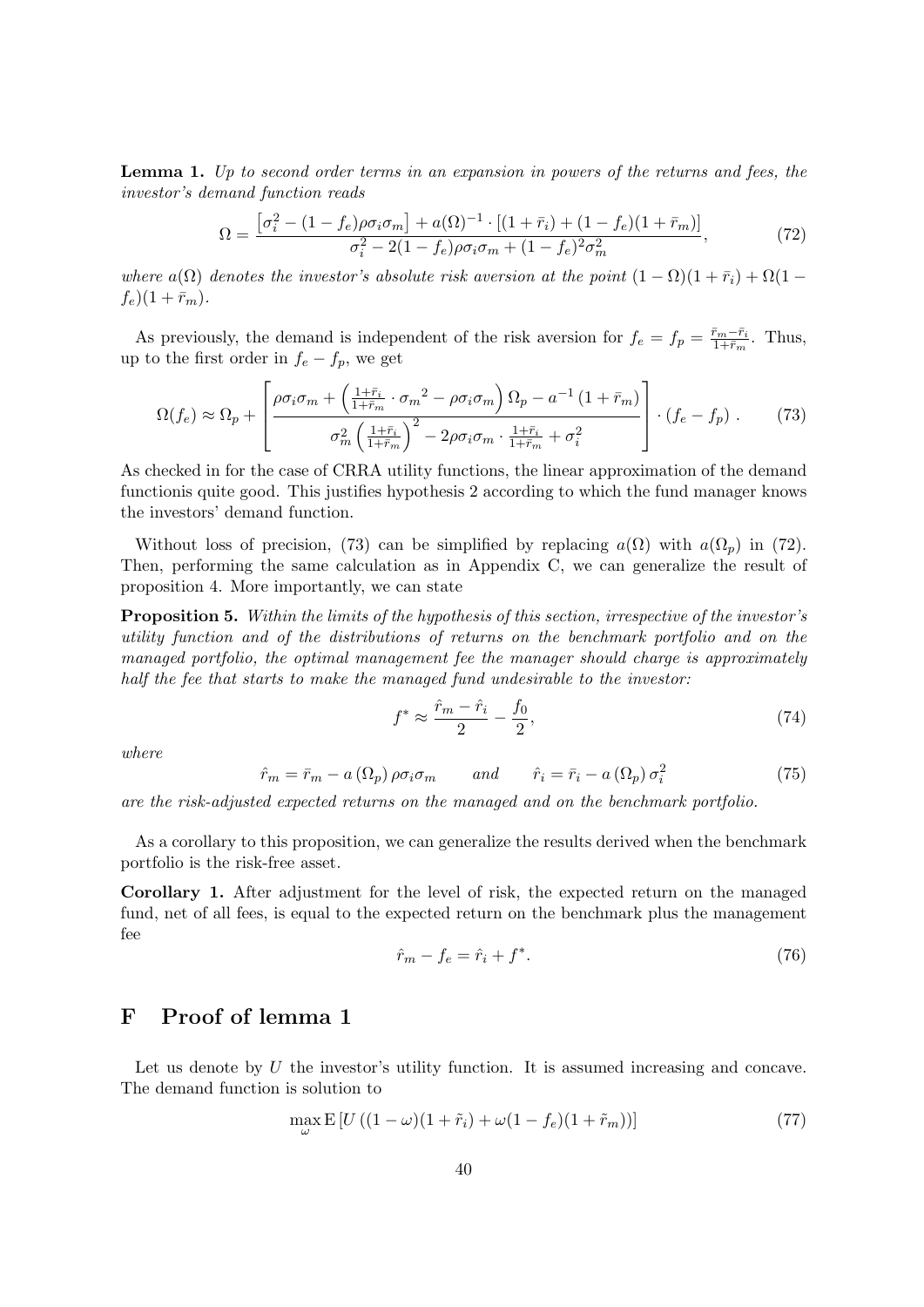**Lemma 1.** *Up to second order terms in an expansion in powers of the returns and fees, the investor's demand function reads*

$$\Omega = \frac{\left[\sigma_i^2 - (1-f_e)\rho\sigma_i\sigma_m\right] + a(\Omega)^{-1} \cdot \left[(1+\bar{r}_i) + (1-f_e)(1+\bar{r}_m)\right]}{\sigma_i^2 - 2(1-f_e)\rho\sigma_i\sigma_m + (1-f_e)^2\sigma_m^2}, \tag{72}$$

*where $a(\Omega)$ denotes the investor's absolute risk aversion at the point $(1-\Omega)(1+\bar{r}_i) + \Omega(1-f_e)(1+\bar{r}_m)$.*

As previously, the demand is independent of the risk aversion for $f_e = f_p = \frac{\bar{r}_m - \bar{r}_i}{1+\bar{r}_m}$. Thus, up to the first order in $f_e - f_p$, we get

$$\Omega(f_e) \approx \Omega_p + \left[\frac{\rho\sigma_i\sigma_m + \left(\frac{1+\bar{r}_i}{1+\bar{r}_m} \cdot {\sigma_m}^2 - \rho\sigma_i\sigma_m\right)\Omega_p - a^{-1}\left(1+\bar{r}_m\right)}{\sigma_m^2\left(\frac{1+\bar{r}_i}{1+\bar{r}_m}\right)^2 - 2\rho\sigma_i\sigma_m \cdot \frac{1+\bar{r}_i}{1+\bar{r}_m} + \sigma_i^2}\right] \cdot (f_e - f_p)\,. \tag{73}$$

As checked in for the case of CRRA utility functions, the linear approximation of the demand functionis quite good. This justifies hypothesis 2 according to which the fund manager knows the investors' demand function.

Without loss of precision, (73) can be simplified by replacing $a(\Omega)$ with $a(\Omega_p)$ in (72). Then, performing the same calculation as in Appendix C, we can generalize the result of proposition 4. More importantly, we can state

**Proposition 5.** *Within the limits of the hypothesis of this section, irrespective of the investor's utility function and of the distributions of returns on the benchmark portfolio and on the managed portfolio, the optimal management fee the manager should charge is approximately half the fee that starts to make the managed fund undesirable to the investor:*

$$f^* \approx \frac{\hat{r}_m - \hat{r}_i}{2} - \frac{f_0}{2}, \tag{74}$$

*where*

$$\hat{r}_m = \bar{r}_m - a\left(\Omega_p\right)\rho\sigma_i\sigma_m \qquad \text{and} \qquad \hat{r}_i = \bar{r}_i - a\left(\Omega_p\right)\sigma_i^2 \tag{75}$$

*are the risk-adjusted expected returns on the managed and on the benchmark portfolio.*

As a corollary to this proposition, we can generalize the results derived when the benchmark portfolio is the risk-free asset.

**Corollary 1.** After adjustment for the level of risk, the expected return on the managed fund, net of all fees, is equal to the expected return on the benchmark plus the management fee

$$\hat{r}_m - f_e = \hat{r}_i + f^*. \tag{76}$$

# F Proof of lemma 1

Let us denote by $U$ the investor's utility function. It is assumed increasing and concave. The demand function is solution to

$$\max_{\omega} \mathrm{E}\left[U\left((1-\omega)(1+\tilde{r}_i) + \omega(1-f_e)(1+\tilde{r}_m)\right)\right] \tag{77}$$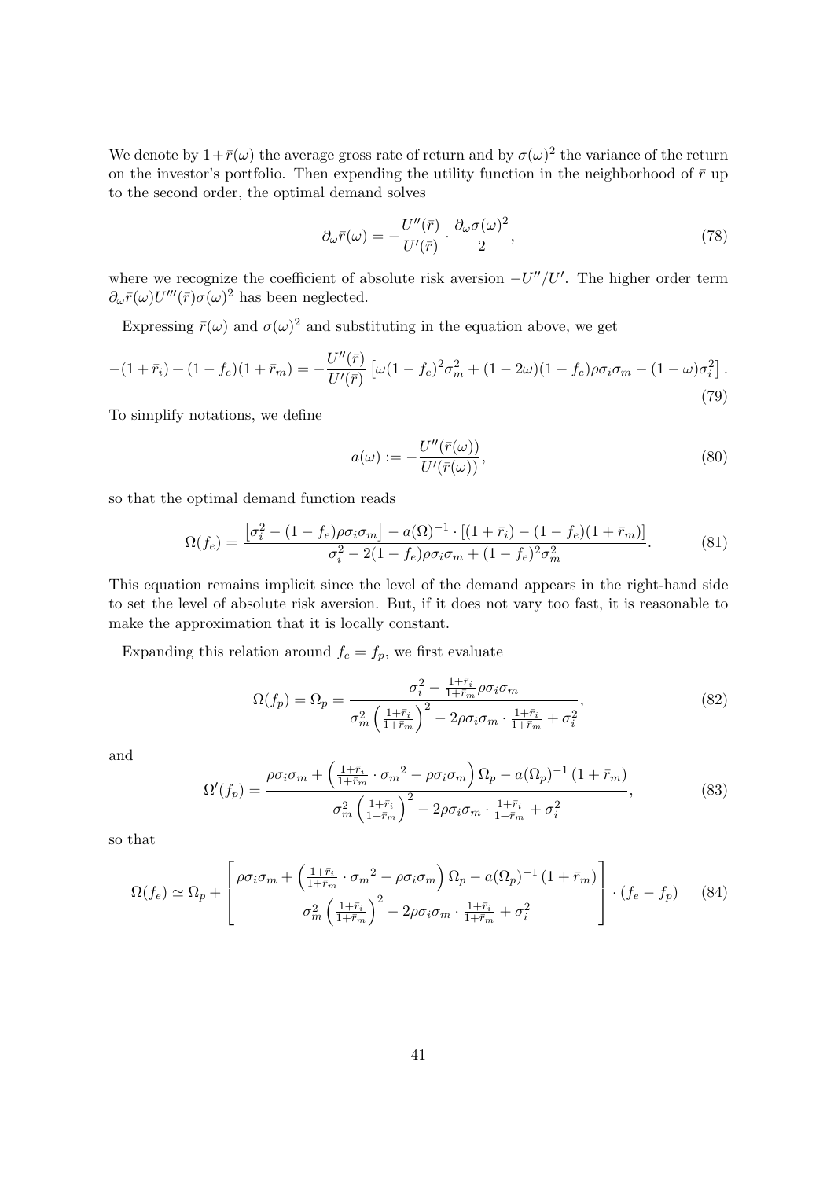We denote by $1+\bar{r}(\omega)$ the average gross rate of return and by $\sigma(\omega)^2$ the variance of the return on the investor's portfolio. Then expending the utility function in the neighborhood of $\bar{r}$ up to the second order, the optimal demand solves

$$\partial_\omega \bar{r}(\omega) = -\frac{U''(\bar{r})}{U'(\bar{r})} \cdot \frac{\partial_\omega \sigma(\omega)^2}{2}, \tag{78}$$

where we recognize the coefficient of absolute risk aversion $-U''/U'$. The higher order term $\partial_\omega \bar{r}(\omega) U'''(\bar{r}) \sigma(\omega)^2$ has been neglected.

Expressing $\bar{r}(\omega)$ and $\sigma(\omega)^2$ and substituting in the equation above, we get

$$-(1+\bar{r}_i) + (1-f_e)(1+\bar{r}_m) = -\frac{U''(\bar{r})}{U'(\bar{r})} \left[\omega(1-f_e)^2\sigma_m^2 + (1-2\omega)(1-f_e)\rho\sigma_i\sigma_m - (1-\omega)\sigma_i^2\right]. \tag{79}$$

To simplify notations, we define

$$a(\omega) := -\frac{U''(\bar{r}(\omega))}{U'(\bar{r}(\omega))}, \tag{80}$$

so that the optimal demand function reads

$$\Omega(f_e) = \frac{\left[\sigma_i^2 - (1-f_e)\rho\sigma_i\sigma_m\right] - a(\Omega)^{-1} \cdot \left[(1+\bar{r}_i) - (1-f_e)(1+\bar{r}_m)\right]}{\sigma_i^2 - 2(1-f_e)\rho\sigma_i\sigma_m + (1-f_e)^2\sigma_m^2}. \tag{81}$$

This equation remains implicit since the level of the demand appears in the right-hand side to set the level of absolute risk aversion. But, if it does not vary too fast, it is reasonable to make the approximation that it is locally constant.

Expanding this relation around $f_e = f_p$, we first evaluate

$$\Omega(f_p) = \Omega_p = \frac{\sigma_i^2 - \frac{1+\bar{r}_i}{1+\bar{r}_m}\rho\sigma_i\sigma_m}{\sigma_m^2 \left(\frac{1+\bar{r}_i}{1+\bar{r}_m}\right)^2 - 2\rho\sigma_i\sigma_m \cdot \frac{1+\bar{r}_i}{1+\bar{r}_m} + \sigma_i^2}, \tag{82}$$

and

$$\Omega'(f_p) = \frac{\rho\sigma_i\sigma_m + \left(\frac{1+\bar{r}_i}{1+\bar{r}_m} \cdot {\sigma_m}^2 - \rho\sigma_i\sigma_m\right)\Omega_p - a(\Omega_p)^{-1}\left(1+\bar{r}_m\right)}{\sigma_m^2 \left(\frac{1+\bar{r}_i}{1+\bar{r}_m}\right)^2 - 2\rho\sigma_i\sigma_m \cdot \frac{1+\bar{r}_i}{1+\bar{r}_m} + \sigma_i^2}, \tag{83}$$

so that

$$\Omega(f_e) \simeq \Omega_p + \left[\frac{\rho\sigma_i\sigma_m + \left(\frac{1+\bar{r}_i}{1+\bar{r}_m} \cdot {\sigma_m}^2 - \rho\sigma_i\sigma_m\right)\Omega_p - a(\Omega_p)^{-1}\left(1+\bar{r}_m\right)}{\sigma_m^2 \left(\frac{1+\bar{r}_i}{1+\bar{r}_m}\right)^2 - 2\rho\sigma_i\sigma_m \cdot \frac{1+\bar{r}_i}{1+\bar{r}_m} + \sigma_i^2}\right] \cdot (f_e - f_p) \tag{84}$$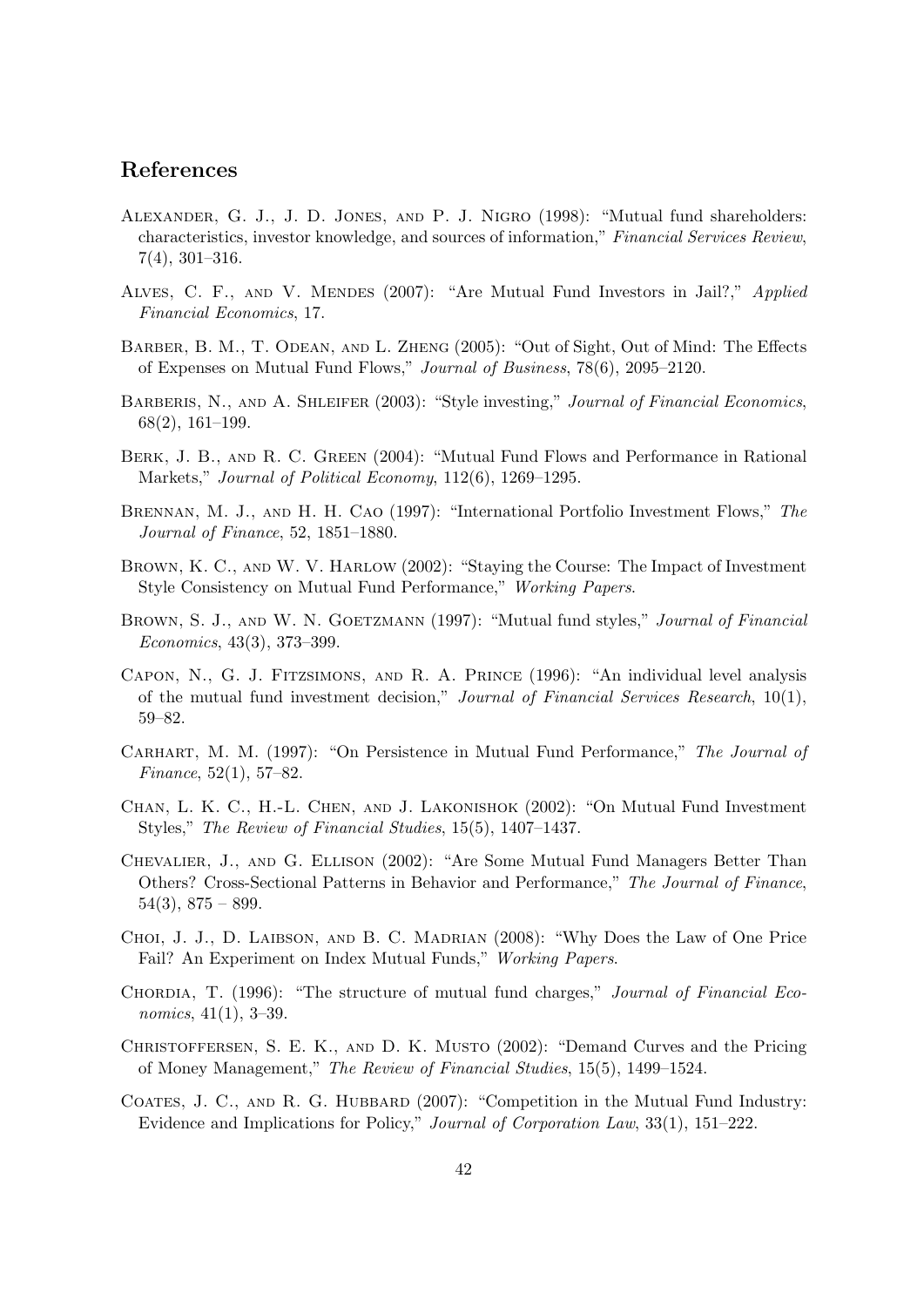## References

Alexander, G. J., J. D. Jones, and P. J. Nigro (1998): "Mutual fund shareholders: characteristics, investor knowledge, and sources of information," *Financial Services Review*, 7(4), 301–316.

Alves, C. F., and V. Mendes (2007): "Are Mutual Fund Investors in Jail?," *Applied Financial Economics*, 17.

Barber, B. M., T. Odean, and L. Zheng (2005): "Out of Sight, Out of Mind: The Effects of Expenses on Mutual Fund Flows," *Journal of Business*, 78(6), 2095–2120.

Barberis, N., and A. Shleifer (2003): "Style investing," *Journal of Financial Economics*, 68(2), 161–199.

Berk, J. B., and R. C. Green (2004): "Mutual Fund Flows and Performance in Rational Markets," *Journal of Political Economy*, 112(6), 1269–1295.

Brennan, M. J., and H. H. Cao (1997): "International Portfolio Investment Flows," *The Journal of Finance*, 52, 1851–1880.

Brown, K. C., and W. V. Harlow (2002): "Staying the Course: The Impact of Investment Style Consistency on Mutual Fund Performance," *Working Papers*.

Brown, S. J., and W. N. Goetzmann (1997): "Mutual fund styles," *Journal of Financial Economics*, 43(3), 373–399.

Capon, N., G. J. Fitzsimons, and R. A. Prince (1996): "An individual level analysis of the mutual fund investment decision," *Journal of Financial Services Research*, 10(1), 59–82.

Carhart, M. M. (1997): "On Persistence in Mutual Fund Performance," *The Journal of Finance*, 52(1), 57–82.

Chan, L. K. C., H.-L. Chen, and J. Lakonishok (2002): "On Mutual Fund Investment Styles," *The Review of Financial Studies*, 15(5), 1407–1437.

Chevalier, J., and G. Ellison (2002): "Are Some Mutual Fund Managers Better Than Others? Cross-Sectional Patterns in Behavior and Performance," *The Journal of Finance*, 54(3), 875 – 899.

Choi, J. J., D. Laibson, and B. C. Madrian (2008): "Why Does the Law of One Price Fail? An Experiment on Index Mutual Funds," *Working Papers*.

Chordia, T. (1996): "The structure of mutual fund charges," *Journal of Financial Economics*, 41(1), 3–39.

Christoffersen, S. E. K., and D. K. Musto (2002): "Demand Curves and the Pricing of Money Management," *The Review of Financial Studies*, 15(5), 1499–1524.

Coates, J. C., and R. G. Hubbard (2007): "Competition in the Mutual Fund Industry: Evidence and Implications for Policy," *Journal of Corporation Law*, 33(1), 151–222.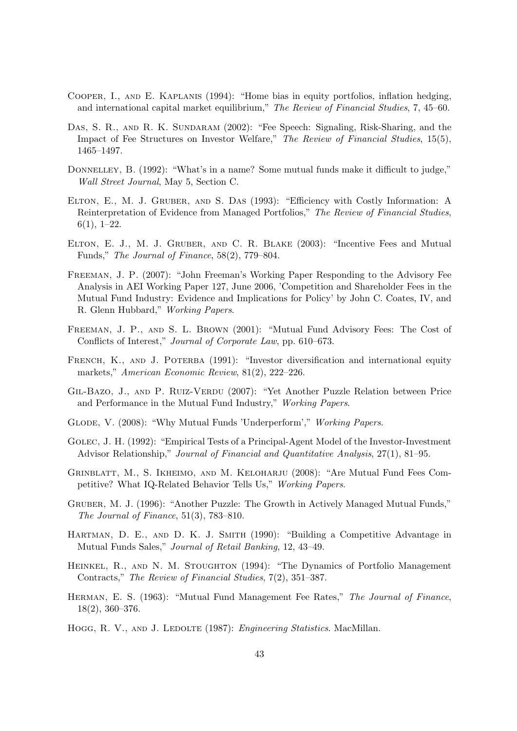Cooper, I., and E. Kaplanis (1994): "Home bias in equity portfolios, inflation hedging, and international capital market equilibrium," *The Review of Financial Studies*, 7, 45–60.

Das, S. R., and R. K. Sundaram (2002): "Fee Speech: Signaling, Risk-Sharing, and the Impact of Fee Structures on Investor Welfare," *The Review of Financial Studies*, 15(5), 1465–1497.

Donnelley, B. (1992): "What's in a name? Some mutual funds make it difficult to judge," *Wall Street Journal*, May 5, Section C.

Elton, E., M. J. Gruber, and S. Das (1993): "Efficiency with Costly Information: A Reinterpretation of Evidence from Managed Portfolios," *The Review of Financial Studies*, 6(1), 1–22.

Elton, E. J., M. J. Gruber, and C. R. Blake (2003): "Incentive Fees and Mutual Funds," *The Journal of Finance*, 58(2), 779–804.

Freeman, J. P. (2007): "John Freeman's Working Paper Responding to the Advisory Fee Analysis in AEI Working Paper 127, June 2006, 'Competition and Shareholder Fees in the Mutual Fund Industry: Evidence and Implications for Policy' by John C. Coates, IV, and R. Glenn Hubbard," *Working Papers*.

Freeman, J. P., and S. L. Brown (2001): "Mutual Fund Advisory Fees: The Cost of Conflicts of Interest," *Journal of Corporate Law*, pp. 610–673.

French, K., and J. Poterba (1991): "Investor diversification and international equity markets," *American Economic Review*, 81(2), 222–226.

Gil-Bazo, J., and P. Ruiz-Verdu (2007): "Yet Another Puzzle Relation between Price and Performance in the Mutual Fund Industry," *Working Papers*.

Glode, V. (2008): "Why Mutual Funds 'Underperform'," *Working Papers*.

Golec, J. H. (1992): "Empirical Tests of a Principal-Agent Model of the Investor-Investment Advisor Relationship," *Journal of Financial and Quantitative Analysis*, 27(1), 81–95.

Grinblatt, M., S. Ikheimo, and M. Keloharju (2008): "Are Mutual Fund Fees Competitive? What IQ-Related Behavior Tells Us," *Working Papers*.

Gruber, M. J. (1996): "Another Puzzle: The Growth in Actively Managed Mutual Funds," *The Journal of Finance*, 51(3), 783–810.

Hartman, D. E., and D. K. J. Smith (1990): "Building a Competitive Advantage in Mutual Funds Sales," *Journal of Retail Banking*, 12, 43–49.

Heinkel, R., and N. M. Stoughton (1994): "The Dynamics of Portfolio Management Contracts," *The Review of Financial Studies*, 7(2), 351–387.

Herman, E. S. (1963): "Mutual Fund Management Fee Rates," *The Journal of Finance*, 18(2), 360–376.

Hogg, R. V., and J. Ledolte (1987): *Engineering Statistics*. MacMillan.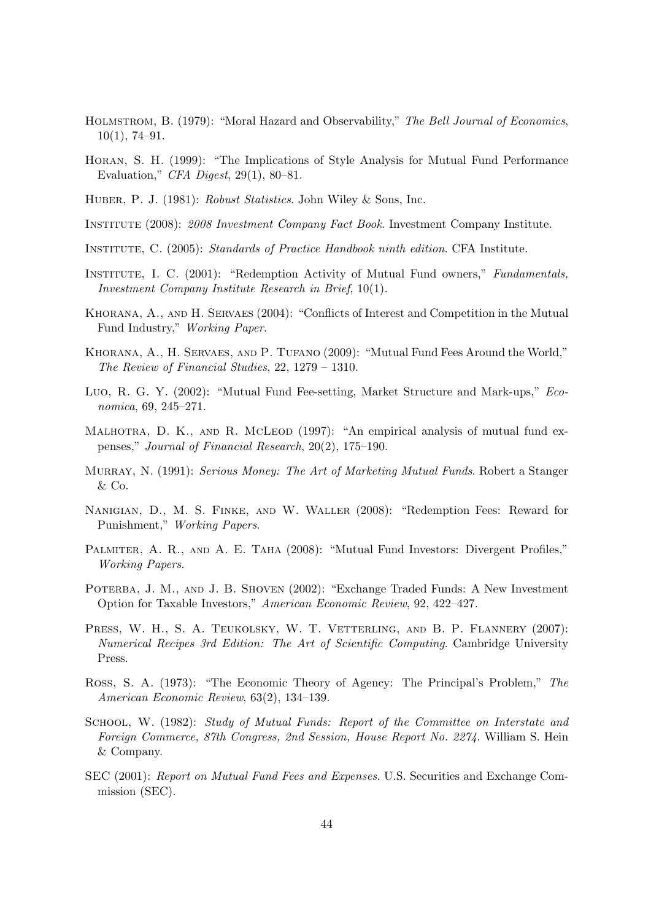Holmstrom, B. (1979): "Moral Hazard and Observability," *The Bell Journal of Economics*, 10(1), 74–91.

Horan, S. H. (1999): "The Implications of Style Analysis for Mutual Fund Performance Evaluation," *CFA Digest*, 29(1), 80–81.

Huber, P. J. (1981): *Robust Statistics*. John Wiley & Sons, Inc.

Institute (2008): *2008 Investment Company Fact Book*. Investment Company Institute.

Institute, C. (2005): *Standards of Practice Handbook ninth edition*. CFA Institute.

Institute, I. C. (2001): "Redemption Activity of Mutual Fund owners," *Fundamentals, Investment Company Institute Research in Brief*, 10(1).

Khorana, A., and H. Servaes (2004): "Conflicts of Interest and Competition in the Mutual Fund Industry," *Working Paper*.

Khorana, A., H. Servaes, and P. Tufano (2009): "Mutual Fund Fees Around the World," *The Review of Financial Studies*, 22, 1279 – 1310.

Luo, R. G. Y. (2002): "Mutual Fund Fee-setting, Market Structure and Mark-ups," *Economica*, 69, 245–271.

Malhotra, D. K., and R. McLeod (1997): "An empirical analysis of mutual fund expenses," *Journal of Financial Research*, 20(2), 175–190.

Murray, N. (1991): *Serious Money: The Art of Marketing Mutual Funds*. Robert a Stanger & Co.

Nanigian, D., M. S. Finke, and W. Waller (2008): "Redemption Fees: Reward for Punishment," *Working Papers*.

Palmiter, A. R., and A. E. Taha (2008): "Mutual Fund Investors: Divergent Profiles," *Working Papers*.

Poterba, J. M., and J. B. Shoven (2002): "Exchange Traded Funds: A New Investment Option for Taxable Investors," *American Economic Review*, 92, 422–427.

Press, W. H., S. A. Teukolsky, W. T. Vetterling, and B. P. Flannery (2007): *Numerical Recipes 3rd Edition: The Art of Scientific Computing*. Cambridge University Press.

Ross, S. A. (1973): "The Economic Theory of Agency: The Principal's Problem," *The American Economic Review*, 63(2), 134–139.

School, W. (1982): *Study of Mutual Funds: Report of the Committee on Interstate and Foreign Commerce, 87th Congress, 2nd Session, House Report No. 2274*. William S. Hein & Company.

SEC (2001): *Report on Mutual Fund Fees and Expenses*. U.S. Securities and Exchange Commission (SEC).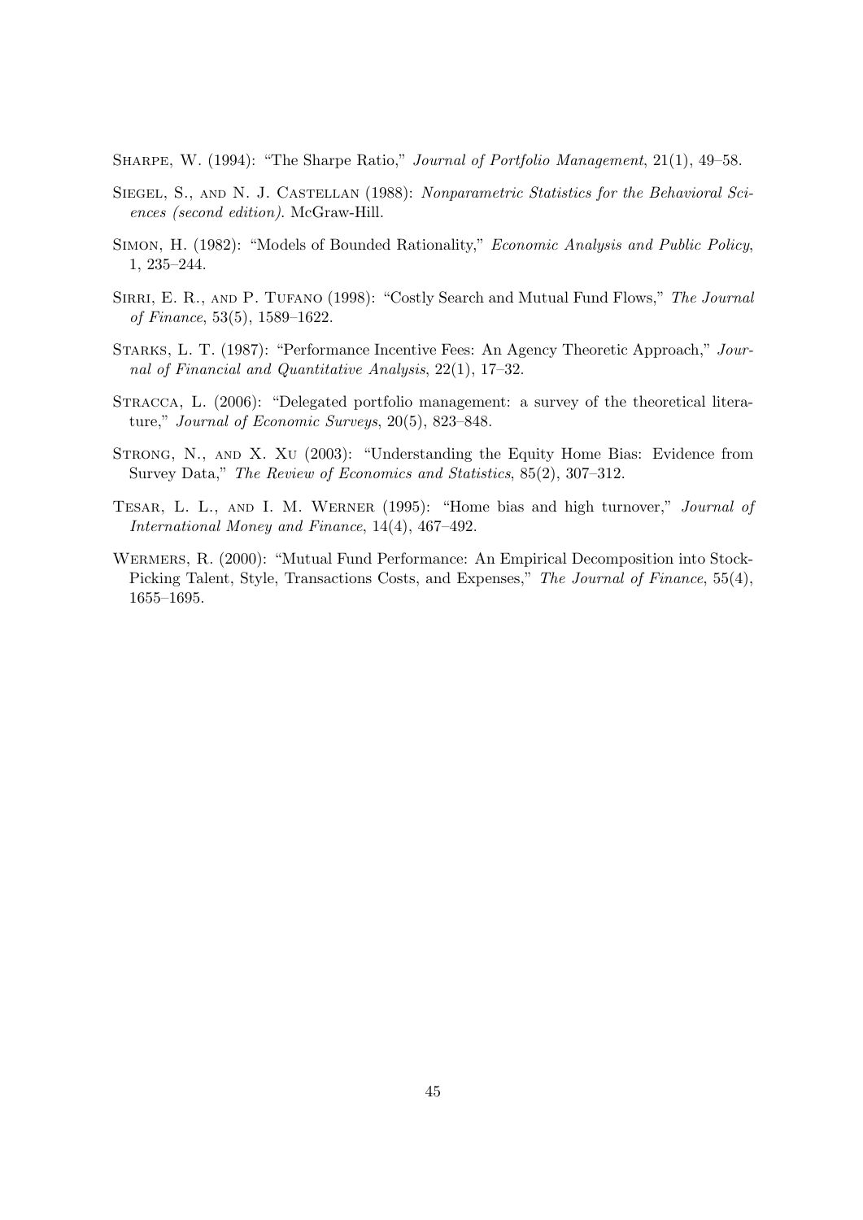Sharpe, W. (1994): "The Sharpe Ratio," *Journal of Portfolio Management*, 21(1), 49–58.

Siegel, S., and N. J. Castellan (1988): *Nonparametric Statistics for the Behavioral Sciences (second edition)*. McGraw-Hill.

Simon, H. (1982): "Models of Bounded Rationality," *Economic Analysis and Public Policy*, 1, 235–244.

Sirri, E. R., and P. Tufano (1998): "Costly Search and Mutual Fund Flows," *The Journal of Finance*, 53(5), 1589–1622.

Starks, L. T. (1987): "Performance Incentive Fees: An Agency Theoretic Approach," *Journal of Financial and Quantitative Analysis*, 22(1), 17–32.

Stracca, L. (2006): "Delegated portfolio management: a survey of the theoretical literature," *Journal of Economic Surveys*, 20(5), 823–848.

Strong, N., and X. Xu (2003): "Understanding the Equity Home Bias: Evidence from Survey Data," *The Review of Economics and Statistics*, 85(2), 307–312.

Tesar, L. L., and I. M. Werner (1995): "Home bias and high turnover," *Journal of International Money and Finance*, 14(4), 467–492.

Wermers, R. (2000): "Mutual Fund Performance: An Empirical Decomposition into Stock-Picking Talent, Style, Transactions Costs, and Expenses," *The Journal of Finance*, 55(4), 1655–1695.